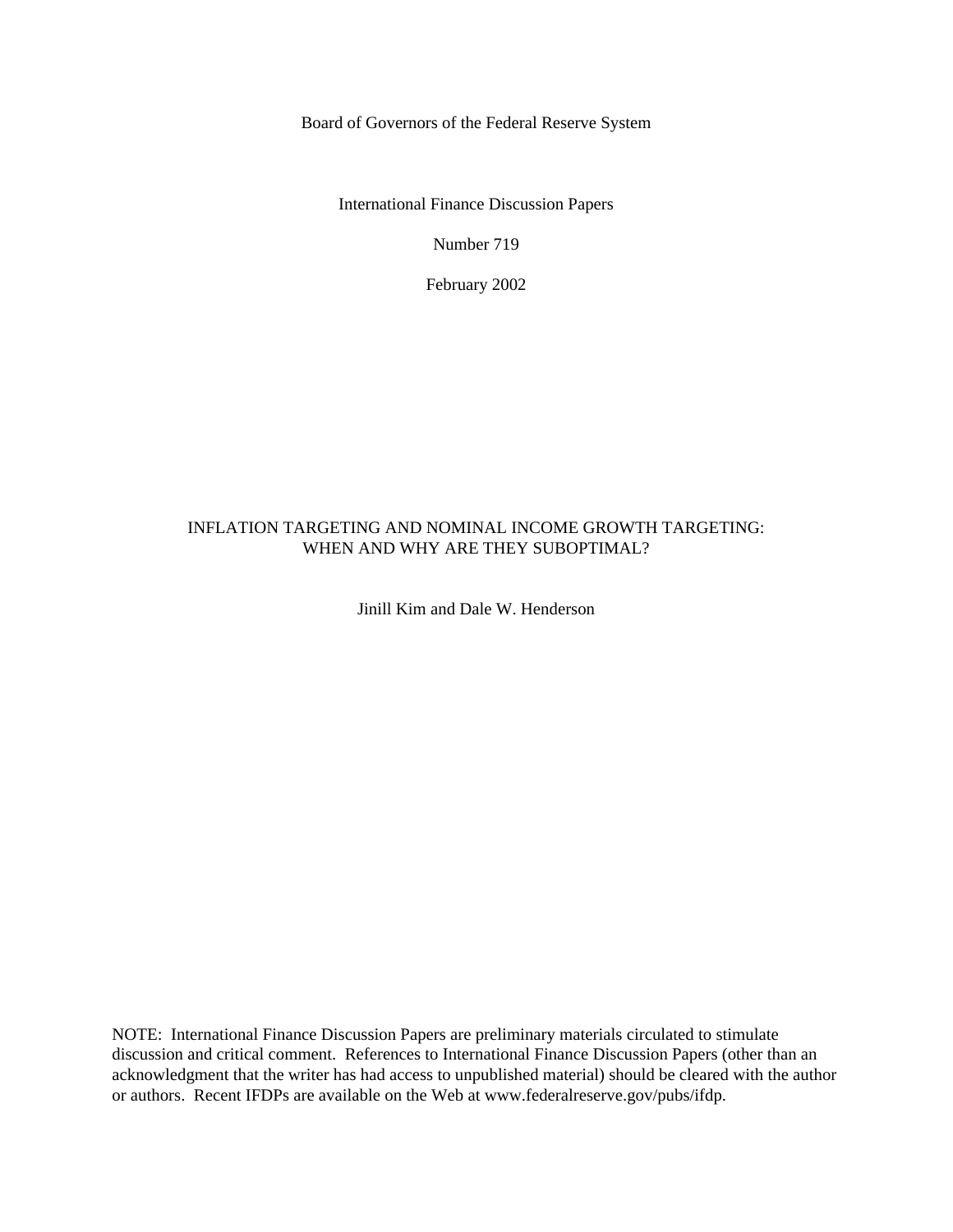Board of Governors of the Federal Reserve System

International Finance Discussion Papers

Number 719

February 2002

# INFLATION TARGETING AND NOMINAL INCOME GROWTH TARGETING: WHEN AND WHY ARE THEY SUBOPTIMAL?

Jinill Kim and Dale W. Henderson

NOTE: International Finance Discussion Papers are preliminary materials circulated to stimulate discussion and critical comment. References to International Finance Discussion Papers (other than an acknowledgment that the writer has had access to unpublished material) should be cleared with the author or authors. Recent IFDPs are available on the Web at www.federalreserve.gov/pubs/ifdp.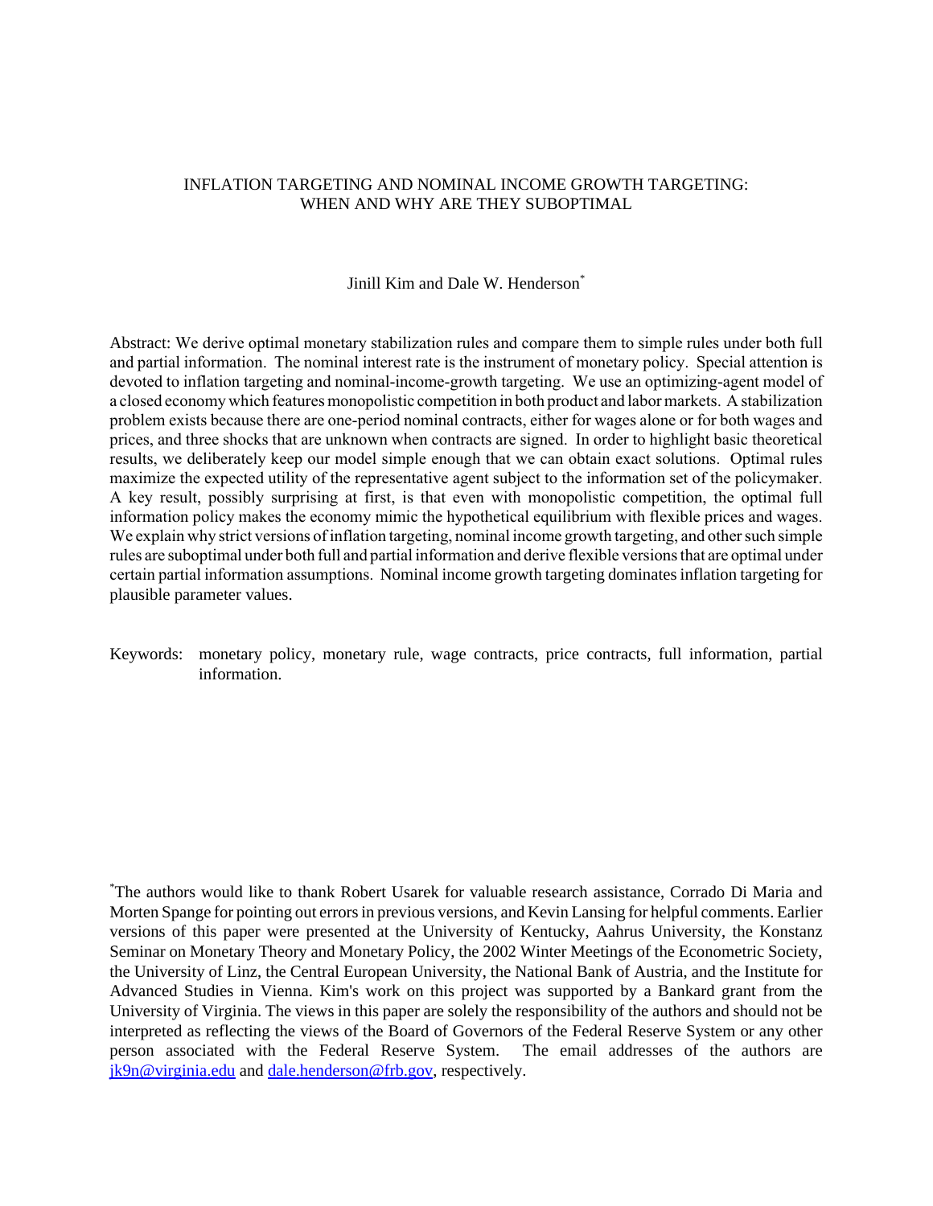# INFLATION TARGETING AND NOMINAL INCOME GROWTH TARGETING: WHEN AND WHY ARE THEY SUBOPTIMAL

Jinill Kim and Dale W. Henderson*

Abstract: We derive optimal monetary stabilization rules and compare them to simple rules under both full and partial information. The nominal interest rate is the instrument of monetary policy. Special attention is devoted to inflation targeting and nominal-income-growth targeting. We use an optimizing-agent model of a closed economy which features monopolistic competition in both product and labor markets. A stabilization problem exists because there are one-period nominal contracts, either for wages alone or for both wages and prices, and three shocks that are unknown when contracts are signed. In order to highlight basic theoretical results, we deliberately keep our model simple enough that we can obtain exact solutions. Optimal rules maximize the expected utility of the representative agent subject to the information set of the policymaker. A key result, possibly surprising at first, is that even with monopolistic competition, the optimal full information policy makes the economy mimic the hypothetical equilibrium with flexible prices and wages. We explain why strict versions of inflation targeting, nominal income growth targeting, and other such simple rules are suboptimal under both full and partial information and derive flexible versions that are optimal under certain partial information assumptions. Nominal income growth targeting dominates inflation targeting for plausible parameter values.

Keywords: monetary policy, monetary rule, wage contracts, price contracts, full information, partial information.

*The authors would like to thank Robert Usarek for valuable research assistance, Corrado Di Maria and Morten Spange for pointing out errors in previous versions, and Kevin Lansing for helpful comments. Earlier versions of this paper were presented at the University of Kentucky, Aahrus University, the Konstanz Seminar on Monetary Theory and Monetary Policy, the 2002 Winter Meetings of the Econometric Society, the University of Linz, the Central European University, the National Bank of Austria, and the Institute for Advanced Studies in Vienna. Kim's work on this project was supported by a Bankard grant from the University of Virginia. The views in this paper are solely the responsibility of the authors and should not be interpreted as reflecting the views of the Board of Governors of the Federal Reserve System or any other person associated with the Federal Reserve System. The email addresses of the authors are jk9n@virginia.edu and dale.henderson@frb.gov, respectively.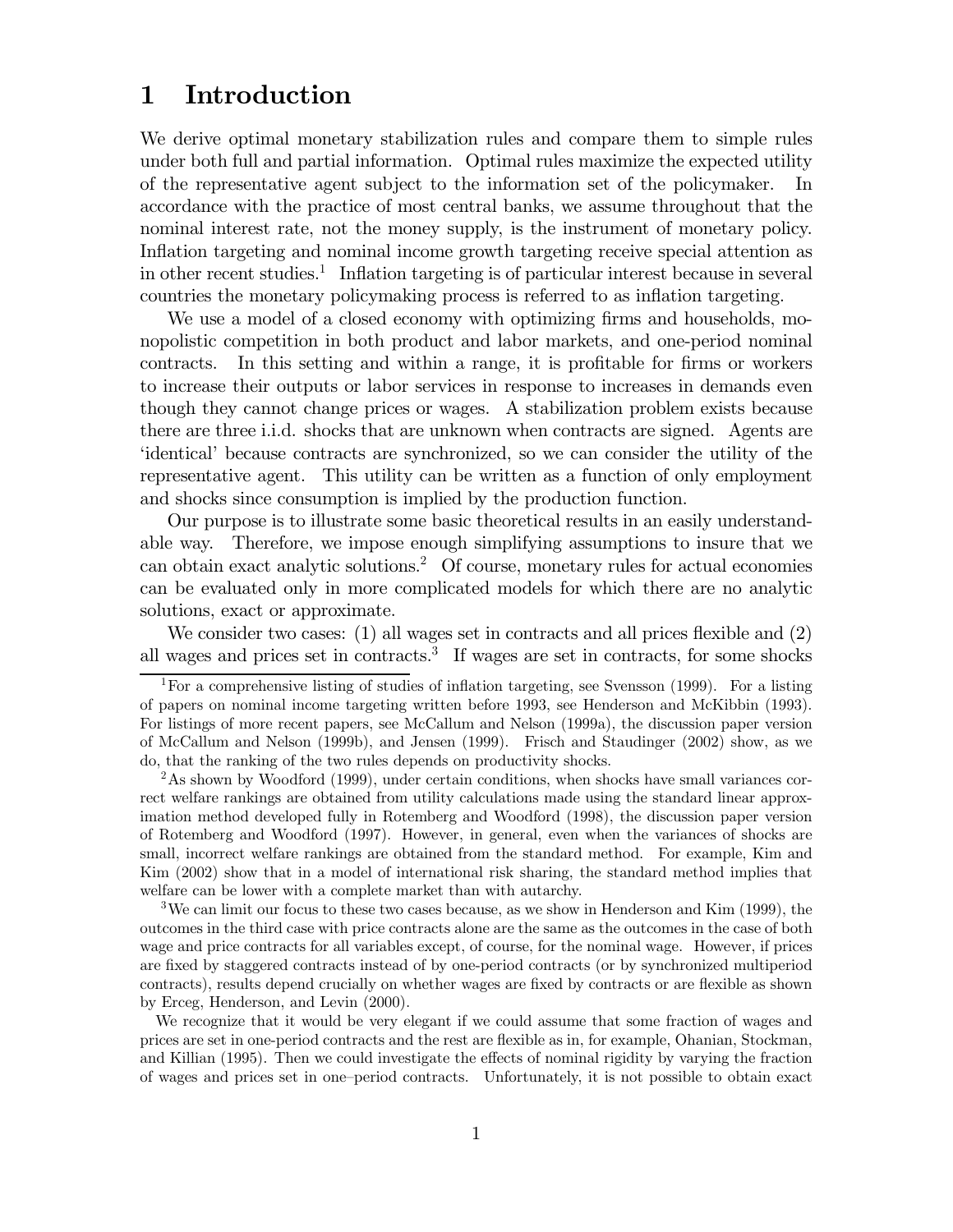# 1 Introduction

We derive optimal monetary stabilization rules and compare them to simple rules under both full and partial information. Optimal rules maximize the expected utility of the representative agent subject to the information set of the policymaker. In accordance with the practice of most central banks, we assume throughout that the nominal interest rate, not the money supply, is the instrument of monetary policy. Inflation targeting and nominal income growth targeting receive special attention as in other recent studies.[1] Inflation targeting is of particular interest because in several countries the monetary policymaking process is referred to as inflation targeting.

We use a model of a closed economy with optimizing firms and households, monopolistic competition in both product and labor markets, and one-period nominal contracts. In this setting and within a range, it is profitable for firms or workers to increase their outputs or labor services in response to increases in demands even though they cannot change prices or wages. A stabilization problem exists because there are three i.i.d. shocks that are unknown when contracts are signed. Agents are 'identical' because contracts are synchronized, so we can consider the utility of the representative agent. This utility can be written as a function of only employment and shocks since consumption is implied by the production function.

Our purpose is to illustrate some basic theoretical results in an easily understandable way. Therefore, we impose enough simplifying assumptions to insure that we can obtain exact analytic solutions.[2] Of course, monetary rules for actual economies can be evaluated only in more complicated models for which there are no analytic solutions, exact or approximate.

We consider two cases: (1) all wages set in contracts and all prices flexible and (2) all wages and prices set in contracts.[3] If wages are set in contracts, for some shocks

---

[1] For a comprehensive listing of studies of inflation targeting, see Svensson (1999). For a listing of papers on nominal income targeting written before 1993, see Henderson and McKibbin (1993). For listings of more recent papers, see McCallum and Nelson (1999a), the discussion paper version of McCallum and Nelson (1999b), and Jensen (1999). Frisch and Staudinger (2002) show, as we do, that the ranking of the two rules depends on productivity shocks.

[2] As shown by Woodford (1999), under certain conditions, when shocks have small variances correct welfare rankings are obtained from utility calculations made using the standard linear approximation method developed fully in Rotemberg and Woodford (1998), the discussion paper version of Rotemberg and Woodford (1997). However, in general, even when the variances of shocks are small, incorrect welfare rankings are obtained from the standard method. For example, Kim and Kim (2002) show that in a model of international risk sharing, the standard method implies that welfare can be lower with a complete market than with autarchy.

[3] We can limit our focus to these two cases because, as we show in Henderson and Kim (1999), the outcomes in the third case with price contracts alone are the same as the outcomes in the case of both wage and price contracts for all variables except, of course, for the nominal wage. However, if prices are fixed by staggered contracts instead of by one-period contracts (or by synchronized multiperiod contracts), results depend crucially on whether wages are fixed by contracts or are flexible as shown by Erceg, Henderson, and Levin (2000).

We recognize that it would be very elegant if we could assume that some fraction of wages and prices are set in one-period contracts and the rest are flexible as in, for example, Ohanian, Stockman, and Killian (1995). Then we could investigate the effects of nominal rigidity by varying the fraction of wages and prices set in one–period contracts. Unfortunately, it is not possible to obtain exact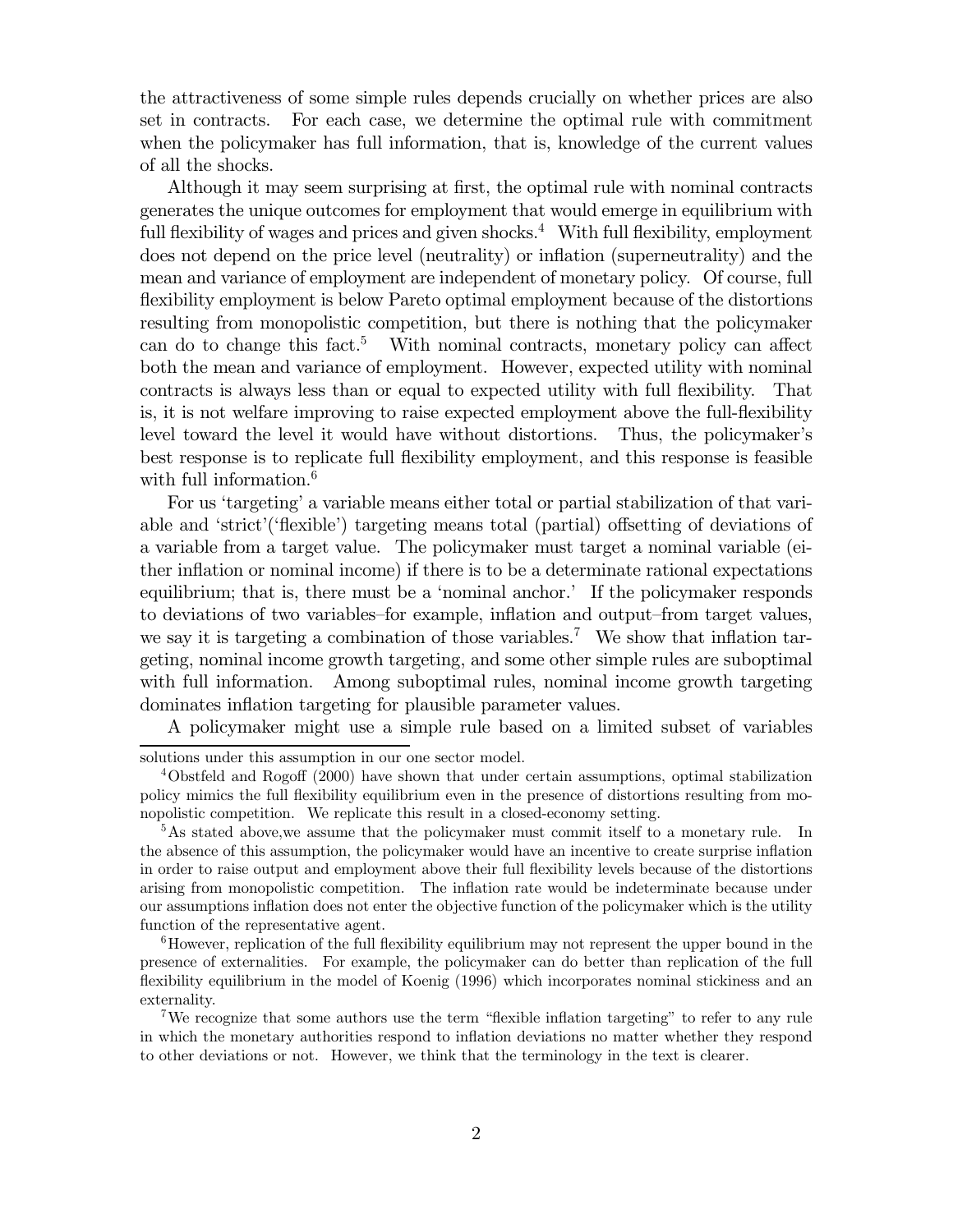the attractiveness of some simple rules depends crucially on whether prices are also set in contracts. For each case, we determine the optimal rule with commitment when the policymaker has full information, that is, knowledge of the current values of all the shocks.

Although it may seem surprising at first, the optimal rule with nominal contracts generates the unique outcomes for employment that would emerge in equilibrium with full flexibility of wages and prices and given shocks.[4] With full flexibility, employment does not depend on the price level (neutrality) or inflation (superneutrality) and the mean and variance of employment are independent of monetary policy. Of course, full flexibility employment is below Pareto optimal employment because of the distortions resulting from monopolistic competition, but there is nothing that the policymaker can do to change this fact.[5] With nominal contracts, monetary policy can affect both the mean and variance of employment. However, expected utility with nominal contracts is always less than or equal to expected utility with full flexibility. That is, it is not welfare improving to raise expected employment above the full-flexibility level toward the level it would have without distortions. Thus, the policymaker's best response is to replicate full flexibility employment, and this response is feasible with full information.[6]

For us 'targeting' a variable means either total or partial stabilization of that variable and 'strict'('flexible') targeting means total (partial) offsetting of deviations of a variable from a target value. The policymaker must target a nominal variable (either inflation or nominal income) if there is to be a determinate rational expectations equilibrium; that is, there must be a 'nominal anchor.' If the policymaker responds to deviations of two variables–for example, inflation and output–from target values, we say it is targeting a combination of those variables.[7] We show that inflation targeting, nominal income growth targeting, and some other simple rules are suboptimal with full information. Among suboptimal rules, nominal income growth targeting dominates inflation targeting for plausible parameter values.

A policymaker might use a simple rule based on a limited subset of variables

---

solutions under this assumption in our one sector model.

[4] Obstfeld and Rogoff (2000) have shown that under certain assumptions, optimal stabilization policy mimics the full flexibility equilibrium even in the presence of distortions resulting from monopolistic competition. We replicate this result in a closed-economy setting.

[5] As stated above,we assume that the policymaker must commit itself to a monetary rule. In the absence of this assumption, the policymaker would have an incentive to create surprise inflation in order to raise output and employment above their full flexibility levels because of the distortions arising from monopolistic competition. The inflation rate would be indeterminate because under our assumptions inflation does not enter the objective function of the policymaker which is the utility function of the representative agent.

[6] However, replication of the full flexibility equilibrium may not represent the upper bound in the presence of externalities. For example, the policymaker can do better than replication of the full flexibility equilibrium in the model of Koenig (1996) which incorporates nominal stickiness and an externality.

[7] We recognize that some authors use the term "flexible inflation targeting" to refer to any rule in which the monetary authorities respond to inflation deviations no matter whether they respond to other deviations or not. However, we think that the terminology in the text is clearer.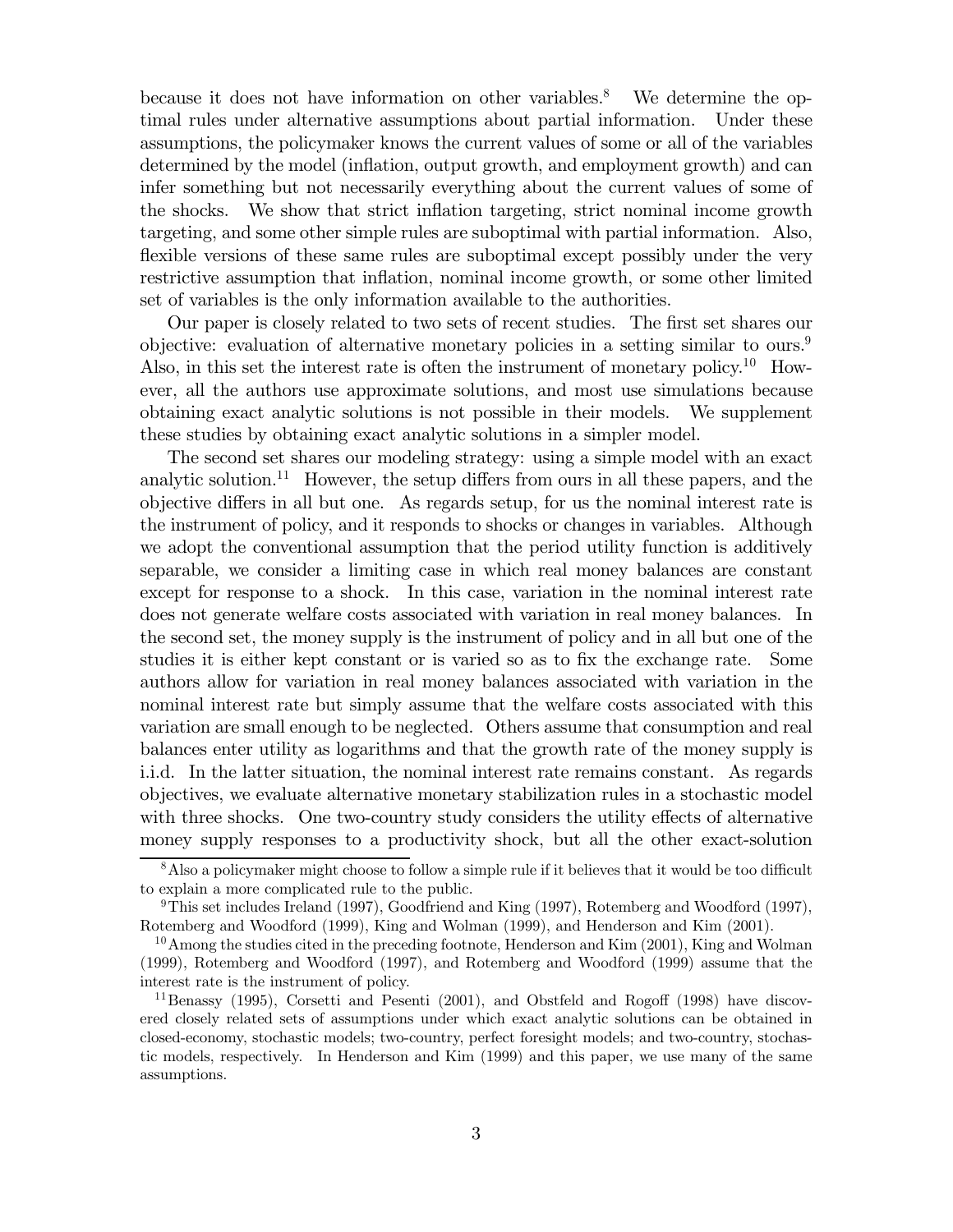because it does not have information on other variables.[8] We determine the optimal rules under alternative assumptions about partial information. Under these assumptions, the policymaker knows the current values of some or all of the variables determined by the model (inflation, output growth, and employment growth) and can infer something but not necessarily everything about the current values of some of the shocks. We show that strict inflation targeting, strict nominal income growth targeting, and some other simple rules are suboptimal with partial information. Also, flexible versions of these same rules are suboptimal except possibly under the very restrictive assumption that inflation, nominal income growth, or some other limited set of variables is the only information available to the authorities.

Our paper is closely related to two sets of recent studies. The first set shares our objective: evaluation of alternative monetary policies in a setting similar to ours.[9] Also, in this set the interest rate is often the instrument of monetary policy.[10] However, all the authors use approximate solutions, and most use simulations because obtaining exact analytic solutions is not possible in their models. We supplement these studies by obtaining exact analytic solutions in a simpler model.

The second set shares our modeling strategy: using a simple model with an exact analytic solution.[11] However, the setup differs from ours in all these papers, and the objective differs in all but one. As regards setup, for us the nominal interest rate is the instrument of policy, and it responds to shocks or changes in variables. Although we adopt the conventional assumption that the period utility function is additively separable, we consider a limiting case in which real money balances are constant except for response to a shock. In this case, variation in the nominal interest rate does not generate welfare costs associated with variation in real money balances. In the second set, the money supply is the instrument of policy and in all but one of the studies it is either kept constant or is varied so as to fix the exchange rate. Some authors allow for variation in real money balances associated with variation in the nominal interest rate but simply assume that the welfare costs associated with this variation are small enough to be neglected. Others assume that consumption and real balances enter utility as logarithms and that the growth rate of the money supply is i.i.d. In the latter situation, the nominal interest rate remains constant. As regards objectives, we evaluate alternative monetary stabilization rules in a stochastic model with three shocks. One two-country study considers the utility effects of alternative money supply responses to a productivity shock, but all the other exact-solution

[8] Also a policymaker might choose to follow a simple rule if it believes that it would be too difficult to explain a more complicated rule to the public.

[9] This set includes Ireland (1997), Goodfriend and King (1997), Rotemberg and Woodford (1997), Rotemberg and Woodford (1999), King and Wolman (1999), and Henderson and Kim (2001).

[10] Among the studies cited in the preceding footnote, Henderson and Kim (2001), King and Wolman (1999), Rotemberg and Woodford (1997), and Rotemberg and Woodford (1999) assume that the interest rate is the instrument of policy.

[11] Benassy (1995), Corsetti and Pesenti (2001), and Obstfeld and Rogoff (1998) have discovered closely related sets of assumptions under which exact analytic solutions can be obtained in closed-economy, stochastic models; two-country, perfect foresight models; and two-country, stochastic models, respectively. In Henderson and Kim (1999) and this paper, we use many of the same assumptions.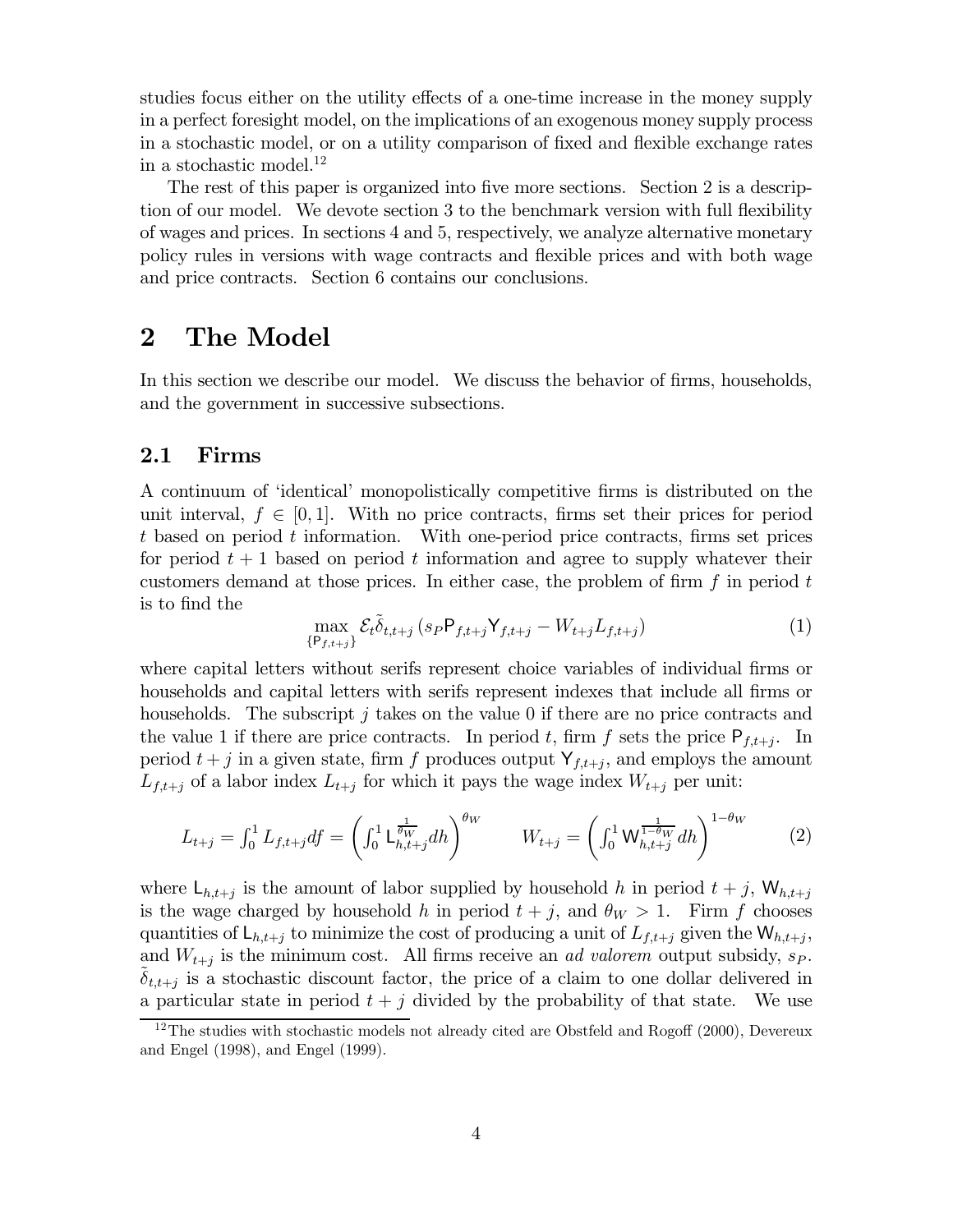studies focus either on the utility effects of a one-time increase in the money supply in a perfect foresight model, on the implications of an exogenous money supply process in a stochastic model, or on a utility comparison of fixed and flexible exchange rates in a stochastic model.[12]

The rest of this paper is organized into five more sections. Section 2 is a description of our model. We devote section 3 to the benchmark version with full flexibility of wages and prices. In sections 4 and 5, respectively, we analyze alternative monetary policy rules in versions with wage contracts and flexible prices and with both wage and price contracts. Section 6 contains our conclusions.

# 2 The Model

In this section we describe our model. We discuss the behavior of firms, households, and the government in successive subsections.

## 2.1 Firms

A continuum of 'identical' monopolistically competitive firms is distributed on the unit interval, $f \in [0,1]$. With no price contracts, firms set their prices for period $t$ based on period $t$ information. With one-period price contracts, firms set prices for period $t+1$ based on period $t$ information and agree to supply whatever their customers demand at those prices. In either case, the problem of firm $f$ in period $t$ is to find the

$$\max_{\{\mathsf{P}_{f,t+j}\}} \mathcal{E}_t \tilde{\delta}_{t,t+j} \left( s_P \mathsf{P}_{f,t+j} \mathsf{Y}_{f,t+j} - W_{t+j} L_{f,t+j} \right) \tag{1}$$

where capital letters without serifs represent choice variables of individual firms or households and capital letters with serifs represent indexes that include all firms or households. The subscript $j$ takes on the value 0 if there are no price contracts and the value 1 if there are price contracts. In period $t$, firm $f$ sets the price $\mathsf{P}_{f,t+j}$. In period $t+j$ in a given state, firm $f$ produces output $\mathsf{Y}_{f,t+j}$, and employs the amount $L_{f,t+j}$ of a labor index $L_{t+j}$ for which it pays the wage index $W_{t+j}$ per unit:

$$L_{t+j} = \int_0^1 L_{f,t+j} df = \left( \int_0^1 \mathsf{L}_{h,t+j}^{\frac{1}{\theta_W}} dh \right)^{\theta_W} \qquad W_{t+j} = \left( \int_0^1 \mathsf{W}_{h,t+j}^{\frac{1}{1-\theta_W}} dh \right)^{1-\theta_W} \tag{2}$$

where $\mathsf{L}_{h,t+j}$ is the amount of labor supplied by household $h$ in period $t+j$, $\mathsf{W}_{h,t+j}$ is the wage charged by household $h$ in period $t+j$, and $\theta_W > 1$. Firm $f$ chooses quantities of $\mathsf{L}_{h,t+j}$ to minimize the cost of producing a unit of $L_{f,t+j}$ given the $\mathsf{W}_{h,t+j}$, and $W_{t+j}$ is the minimum cost. All firms receive an *ad valorem* output subsidy, $s_P$. $\tilde{\delta}_{t,t+j}$ is a stochastic discount factor, the price of a claim to one dollar delivered in a particular state in period $t+j$ divided by the probability of that state. We use

[12] The studies with stochastic models not already cited are Obstfeld and Rogoff (2000), Devereux and Engel (1998), and Engel (1999).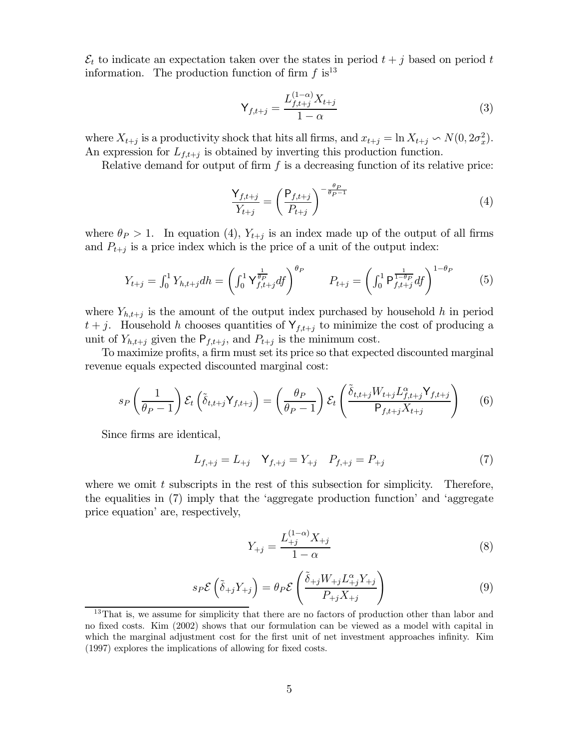$\mathcal{E}_t$ to indicate an expectation taken over the states in period $t+j$ based on period $t$ information. The production function of firm $f$ is[13]

$$\mathsf{Y}_{f,t+j} = \frac{L_{f,t+j}^{(1-\alpha)} X_{t+j}}{1-\alpha} \tag{3}$$

where $X_{t+j}$ is a productivity shock that hits all firms, and $x_{t+j} = \ln X_{t+j} \backsim N(0, 2\sigma_x^2)$. An expression for $L_{f,t+j}$ is obtained by inverting this production function.

Relative demand for output of firm $f$ is a decreasing function of its relative price:

$$\frac{\mathsf{Y}_{f,t+j}}{Y_{t+j}} = \left(\frac{\mathsf{P}_{f,t+j}}{P_{t+j}}\right)^{-\frac{\theta_P}{\theta_P - 1}} \tag{4}$$

where $\theta_P > 1$. In equation (4), $Y_{t+j}$ is an index made up of the output of all firms and $P_{t+j}$ is a price index which is the price of a unit of the output index:

$$Y_{t+j} = \int_0^1 Y_{h,t+j} dh = \left(\int_0^1 \mathsf{Y}_{f,t+j}^{\frac{1}{\theta_P}} df\right)^{\theta_P} \qquad P_{t+j} = \left(\int_0^1 \mathsf{P}_{f,t+j}^{\frac{1}{1-\theta_P}} df\right)^{1-\theta_P} \tag{5}$$

where $Y_{h,t+j}$ is the amount of the output index purchased by household $h$ in period $t+j$. Household $h$ chooses quantities of $\mathsf{Y}_{f,t+j}$ to minimize the cost of producing a unit of $Y_{h,t+j}$ given the $\mathsf{P}_{f,t+j}$, and $P_{t+j}$ is the minimum cost.

To maximize profits, a firm must set its price so that expected discounted marginal revenue equals expected discounted marginal cost:

$$s_P \left(\frac{1}{\theta_P - 1}\right) \mathcal{E}_t \left(\tilde{\delta}_{t,t+j} \mathsf{Y}_{f,t+j}\right) = \left(\frac{\theta_P}{\theta_P - 1}\right) \mathcal{E}_t \left(\frac{\tilde{\delta}_{t,t+j} W_{t+j} L_{f,t+j}^{\alpha} \mathsf{Y}_{f,t+j}}{\mathsf{P}_{f,t+j} X_{t+j}}\right) \tag{6}$$

Since firms are identical,

$$L_{f,+j} = L_{+j} \quad \mathsf{Y}_{f,+j} = Y_{+j} \quad P_{f,+j} = P_{+j} \tag{7}$$

where we omit $t$ subscripts in the rest of this subsection for simplicity. Therefore, the equalities in (7) imply that the 'aggregate production function' and 'aggregate price equation' are, respectively,

$$Y_{+j} = \frac{L_{+j}^{(1-\alpha)} X_{+j}}{1-\alpha} \tag{8}$$

$$s_P \mathcal{E}\left(\tilde{\delta}_{+j} Y_{+j}\right) = \theta_P \mathcal{E}\left(\frac{\tilde{\delta}_{+j} W_{+j} L_{+j}^{\alpha} Y_{+j}}{P_{+j} X_{+j}}\right) \tag{9}$$

[13] That is, we assume for simplicity that there are no factors of production other than labor and no fixed costs. Kim (2002) shows that our formulation can be viewed as a model with capital in which the marginal adjustment cost for the first unit of net investment approaches infinity. Kim (1997) explores the implications of allowing for fixed costs.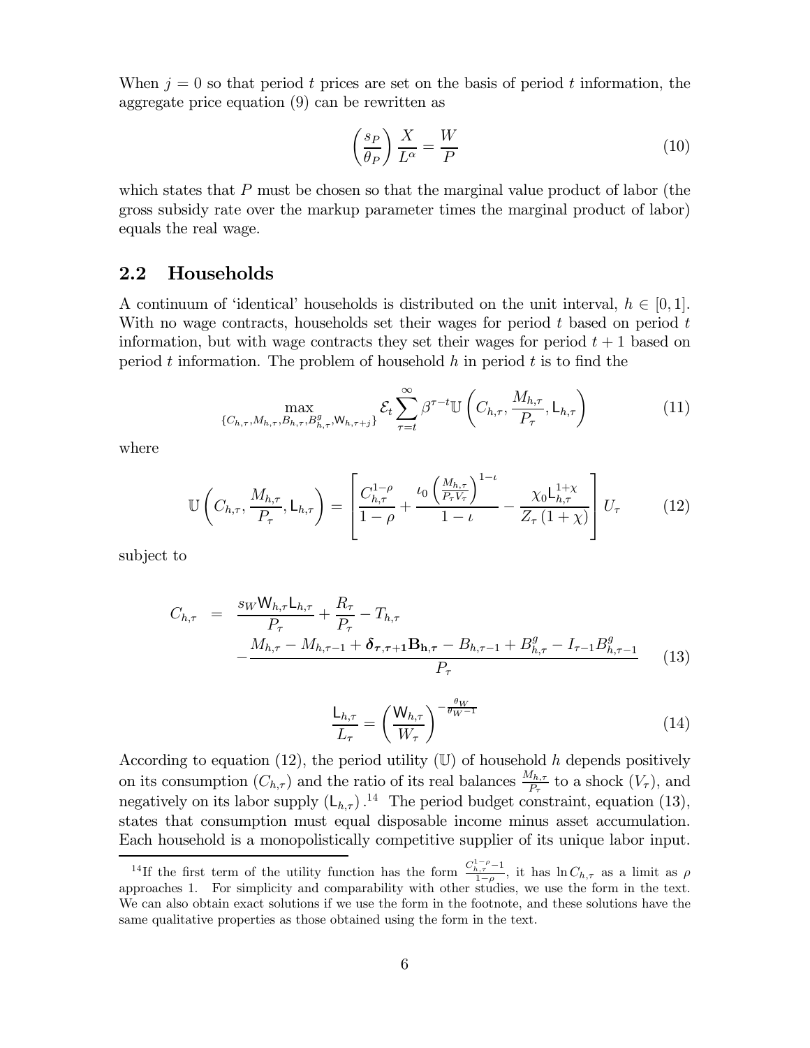When $j = 0$ so that period $t$ prices are set on the basis of period $t$ information, the aggregate price equation (9) can be rewritten as

$$\left(\frac{s_P}{\theta_P}\right)\frac{X}{L^{\alpha}} = \frac{W}{P} \tag{10}$$

which states that $P$ must be chosen so that the marginal value product of labor (the gross subsidy rate over the markup parameter times the marginal product of labor) equals the real wage.

## 2.2 Households

A continuum of 'identical' households is distributed on the unit interval, $h \in [0, 1]$. With no wage contracts, households set their wages for period $t$ based on period $t$ information, but with wage contracts they set their wages for period $t + 1$ based on period $t$ information. The problem of household $h$ in period $t$ is to find the

$$\max_{\{C_{h,\tau}, M_{h,\tau}, B_{h,\tau}, B^g_{h,\tau}, \mathsf{W}_{h,\tau+j}\}} \mathcal{E}_t \sum_{\tau=t}^{\infty} \beta^{\tau-t} \mathbb{U}\left(C_{h,\tau}, \frac{M_{h,\tau}}{P_\tau}, \mathsf{L}_{h,\tau}\right) \tag{11}$$

where

$$\mathbb{U}\left(C_{h,\tau}, \frac{M_{h,\tau}}{P_\tau}, \mathsf{L}_{h,\tau}\right) = \left[\frac{C_{h,\tau}^{1-\rho}}{1-\rho} + \frac{\iota_0\left(\frac{M_{h,\tau}}{P_\tau V_\tau}\right)^{1-\iota}}{1-\iota} - \frac{\chi_0 \mathsf{L}_{h,\tau}^{1+\chi}}{Z_\tau(1+\chi)}\right] U_\tau \tag{12}$$

subject to

$$\begin{aligned} C_{h,\tau} = {} & \frac{s_W \mathsf{W}_{h,\tau}\mathsf{L}_{h,\tau}}{P_\tau} + \frac{R_\tau}{P_\tau} - T_{h,\tau} \\ & - \frac{M_{h,\tau} - M_{h,\tau-1} + \boldsymbol{\delta}_{\boldsymbol{\tau},\boldsymbol{\tau}+\mathbf{1}}\mathbf{B}_{\mathbf{h},\boldsymbol{\tau}} - B_{h,\tau-1} + B^g_{h,\tau} - I_{\tau-1}B^g_{h,\tau-1}}{P_\tau} \end{aligned} \tag{13}$$

$$\frac{\mathsf{L}_{h,\tau}}{L_\tau} = \left(\frac{\mathsf{W}_{h,\tau}}{W_\tau}\right)^{-\frac{\theta_W}{\theta_W - 1}} \tag{14}$$

According to equation (12), the period utility ($\mathbb{U}$) of household $h$ depends positively on its consumption ($C_{h,\tau}$) and the ratio of its real balances $\frac{M_{h,\tau}}{P_\tau}$ to a shock ($V_\tau$), and negatively on its labor supply ($\mathsf{L}_{h,\tau}$).[14] The period budget constraint, equation (13), states that consumption must equal disposable income minus asset accumulation. Each household is a monopolistically competitive supplier of its unique labor input.

[14] If the first term of the utility function has the form $\frac{C_{h,\tau}^{1-\rho}-1}{1-\rho}$, it has $\ln C_{h,\tau}$ as a limit as $\rho$ approaches 1. For simplicity and comparability with other studies, we use the form in the text. We can also obtain exact solutions if we use the form in the footnote, and these solutions have the same qualitative properties as those obtained using the form in the text.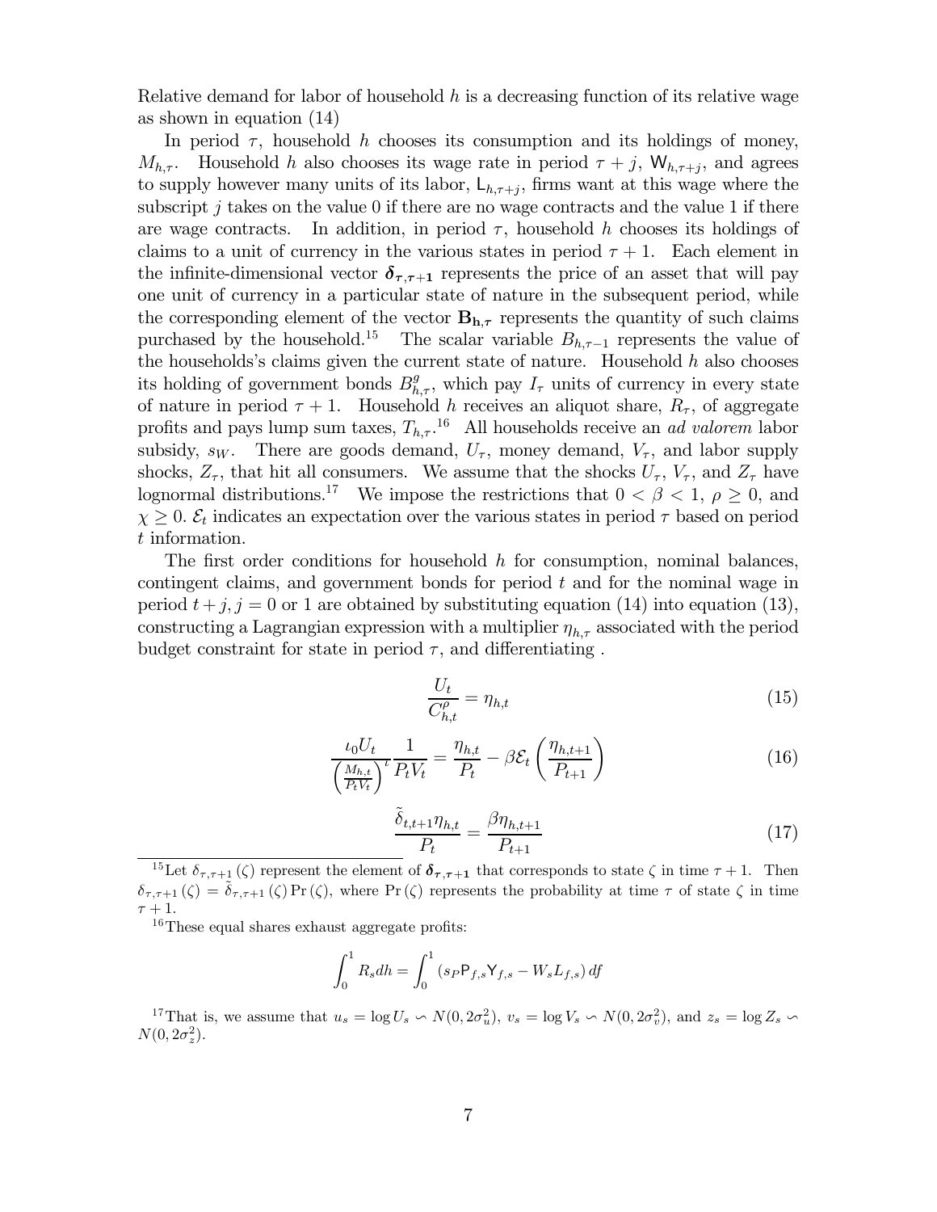Relative demand for labor of household $h$ is a decreasing function of its relative wage as shown in equation (14)

In period $\tau$, household $h$ chooses its consumption and its holdings of money, $M_{h,\tau}$. Household $h$ also chooses its wage rate in period $\tau + j$, $\mathsf{W}_{h,\tau+j}$, and agrees to supply however many units of its labor, $\mathsf{L}_{h,\tau+j}$, firms want at this wage where the subscript $j$ takes on the value 0 if there are no wage contracts and the value 1 if there are wage contracts. In addition, in period $\tau$, household $h$ chooses its holdings of claims to a unit of currency in the various states in period $\tau + 1$. Each element in the infinite-dimensional vector $\boldsymbol{\delta_{\tau,\tau+1}}$ represents the price of an asset that will pay one unit of currency in a particular state of nature in the subsequent period, while the corresponding element of the vector $\mathbf{B_{h,\tau}}$ represents the quantity of such claims purchased by the household.[15] The scalar variable $B_{h,\tau-1}$ represents the value of the households's claims given the current state of nature. Household $h$ also chooses its holding of government bonds $B^g_{h,\tau}$, which pay $I_\tau$ units of currency in every state of nature in period $\tau + 1$. Household $h$ receives an aliquot share, $R_\tau$, of aggregate profits and pays lump sum taxes, $T_{h,\tau}$.[16] All households receive an *ad valorem* labor subsidy, $s_W$. There are goods demand, $U_\tau$, money demand, $V_\tau$, and labor supply shocks, $Z_\tau$, that hit all consumers. We assume that the shocks $U_\tau$, $V_\tau$, and $Z_\tau$ have lognormal distributions.[17] We impose the restrictions that $0 < \beta < 1$, $\rho \geq 0$, and $\chi \geq 0$. $\mathcal{E}_t$ indicates an expectation over the various states in period $\tau$ based on period $t$ information.

The first order conditions for household $h$ for consumption, nominal balances, contingent claims, and government bonds for period $t$ and for the nominal wage in period $t+j, j = 0$ or 1 are obtained by substituting equation (14) into equation (13), constructing a Lagrangian expression with a multiplier $\eta_{h,\tau}$ associated with the period budget constraint for state in period $\tau$, and differentiating .

$$\frac{U_t}{C^\rho_{h,t}} = \eta_{h,t} \tag{15}$$

$$\frac{\iota_0 U_t}{\left(\frac{M_{h,t}}{P_t V_t}\right)^\iota} \frac{1}{P_t V_t} = \frac{\eta_{h,t}}{P_t} - \beta \mathcal{E}_t \left(\frac{\eta_{h,t+1}}{P_{t+1}}\right) \tag{16}$$

$$\frac{\tilde{\delta}_{t,t+1} \eta_{h,t}}{P_t} = \frac{\beta \eta_{h,t+1}}{P_{t+1}} \tag{17}$$

[15] Let $\delta_{\tau,\tau+1}(\zeta)$ represent the element of $\boldsymbol{\delta_{\tau,\tau+1}}$ that corresponds to state $\zeta$ in time $\tau + 1$. Then $\delta_{\tau,\tau+1}(\zeta) = \tilde{\delta}_{\tau,\tau+1}(\zeta) \Pr(\zeta)$, where $\Pr(\zeta)$ represents the probability at time $\tau$ of state $\zeta$ in time $\tau + 1$.

[16] These equal shares exhaust aggregate profits:

$$\int_0^1 R_s dh = \int_0^1 \left(s_P \mathsf{P}_{f,s} \mathsf{Y}_{f,s} - W_s L_{f,s}\right) df$$

[17] That is, we assume that $u_s = \log U_s \backsim N(0, 2\sigma_u^2)$, $v_s = \log V_s \backsim N(0, 2\sigma_v^2)$, and $z_s = \log Z_s \backsim N(0, 2\sigma_z^2)$.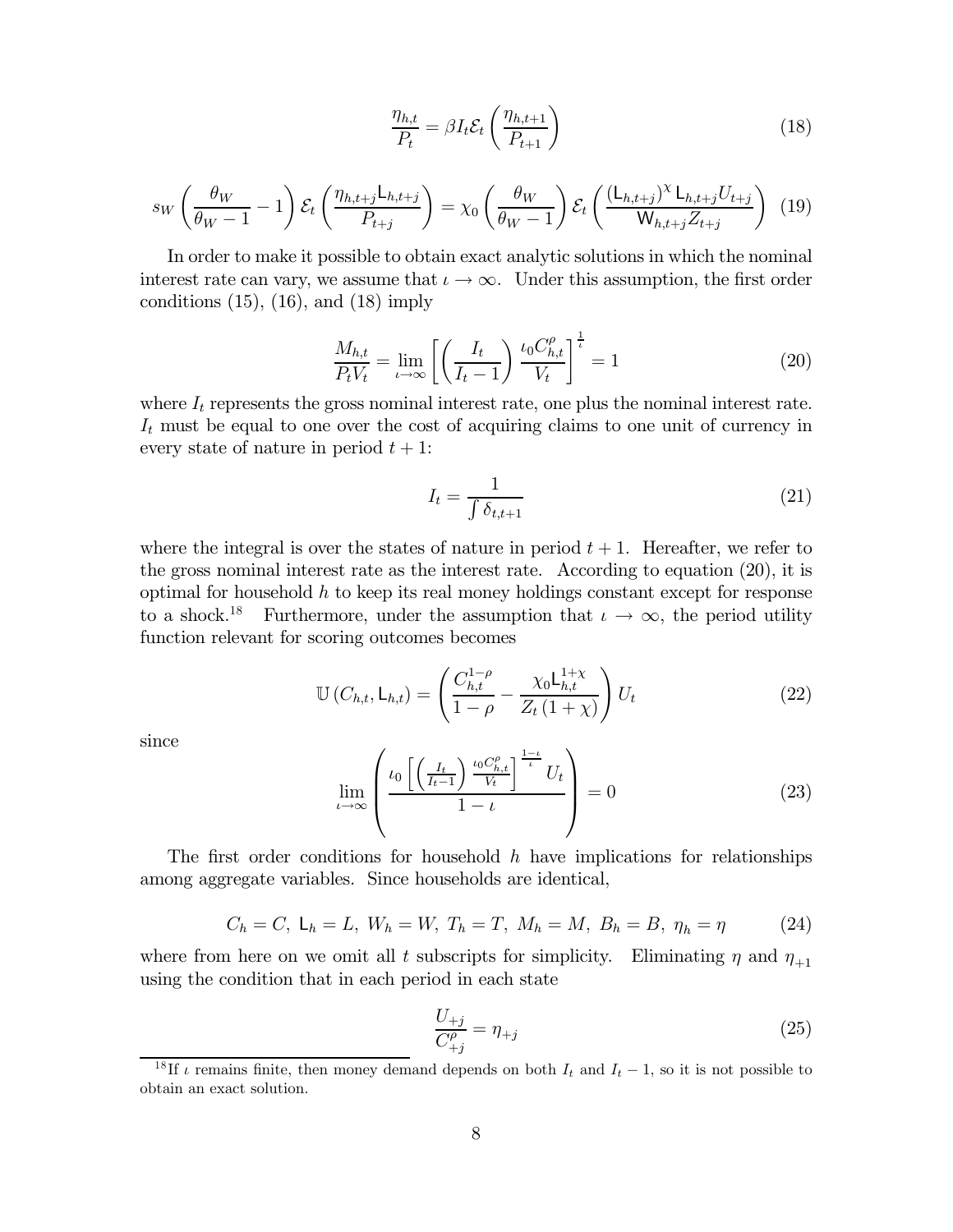$$\frac{\eta_{h,t}}{P_t} = \beta I_t \mathcal{E}_t \left( \frac{\eta_{h,t+1}}{P_{t+1}} \right) \tag{18}$$

$$s_W \left( \frac{\theta_W}{\theta_W - 1} - 1 \right) \mathcal{E}_t \left( \frac{\eta_{h,t+j} \mathsf{L}_{h,t+j}}{P_{t+j}} \right) = \chi_0 \left( \frac{\theta_W}{\theta_W - 1} \right) \mathcal{E}_t \left( \frac{(\mathsf{L}_{h,t+j})^{\chi} \mathsf{L}_{h,t+j} U_{t+j}}{\mathsf{W}_{h,t+j} Z_{t+j}} \right) \tag{19}$$

In order to make it possible to obtain exact analytic solutions in which the nominal interest rate can vary, we assume that $\iota \to \infty$. Under this assumption, the first order conditions (15), (16), and (18) imply

$$\frac{M_{h,t}}{P_t V_t} = \lim_{\iota \to \infty} \left[ \left( \frac{I_t}{I_t - 1} \right) \frac{\iota_0 C_{h,t}^{\rho}}{V_t} \right]^{\frac{1}{\iota}} = 1 \tag{20}$$

where $I_t$ represents the gross nominal interest rate, one plus the nominal interest rate. $I_t$ must be equal to one over the cost of acquiring claims to one unit of currency in every state of nature in period $t+1$:

$$I_t = \frac{1}{\int \delta_{t,t+1}} \tag{21}$$

where the integral is over the states of nature in period $t+1$. Hereafter, we refer to the gross nominal interest rate as the interest rate. According to equation (20), it is optimal for household $h$ to keep its real money holdings constant except for response to a shock.[18] Furthermore, under the assumption that $\iota \to \infty$, the period utility function relevant for scoring outcomes becomes

$$\mathbb{U}\left(C_{h,t}, \mathsf{L}_{h,t}\right) = \left( \frac{C_{h,t}^{1-\rho}}{1-\rho} - \frac{\chi_0 \mathsf{L}_{h,t}^{1+\chi}}{Z_t (1+\chi)} \right) U_t \tag{22}$$

since

$$\lim_{\iota \to \infty} \left( \frac{\iota_0 \left[ \left( \frac{I_t}{I_t - 1} \right) \frac{\iota_0 C_{h,t}^{\rho}}{V_t} \right]^{\frac{1-\iota}{\iota}} U_t}{1 - \iota} \right) = 0 \tag{23}$$

The first order conditions for household $h$ have implications for relationships among aggregate variables. Since households are identical,

$$C_h = C,\ \mathsf{L}_h = L,\ W_h = W,\ T_h = T,\ M_h = M,\ B_h = B,\ \eta_h = \eta \tag{24}$$

where from here on we omit all $t$ subscripts for simplicity. Eliminating $\eta$ and $\eta_{+1}$ using the condition that in each period in each state

$$\frac{U_{+j}}{C_{+j}^{\rho}} = \eta_{+j} \tag{25}$$

[18] If $\iota$ remains finite, then money demand depends on both $I_t$ and $I_t - 1$, so it is not possible to obtain an exact solution.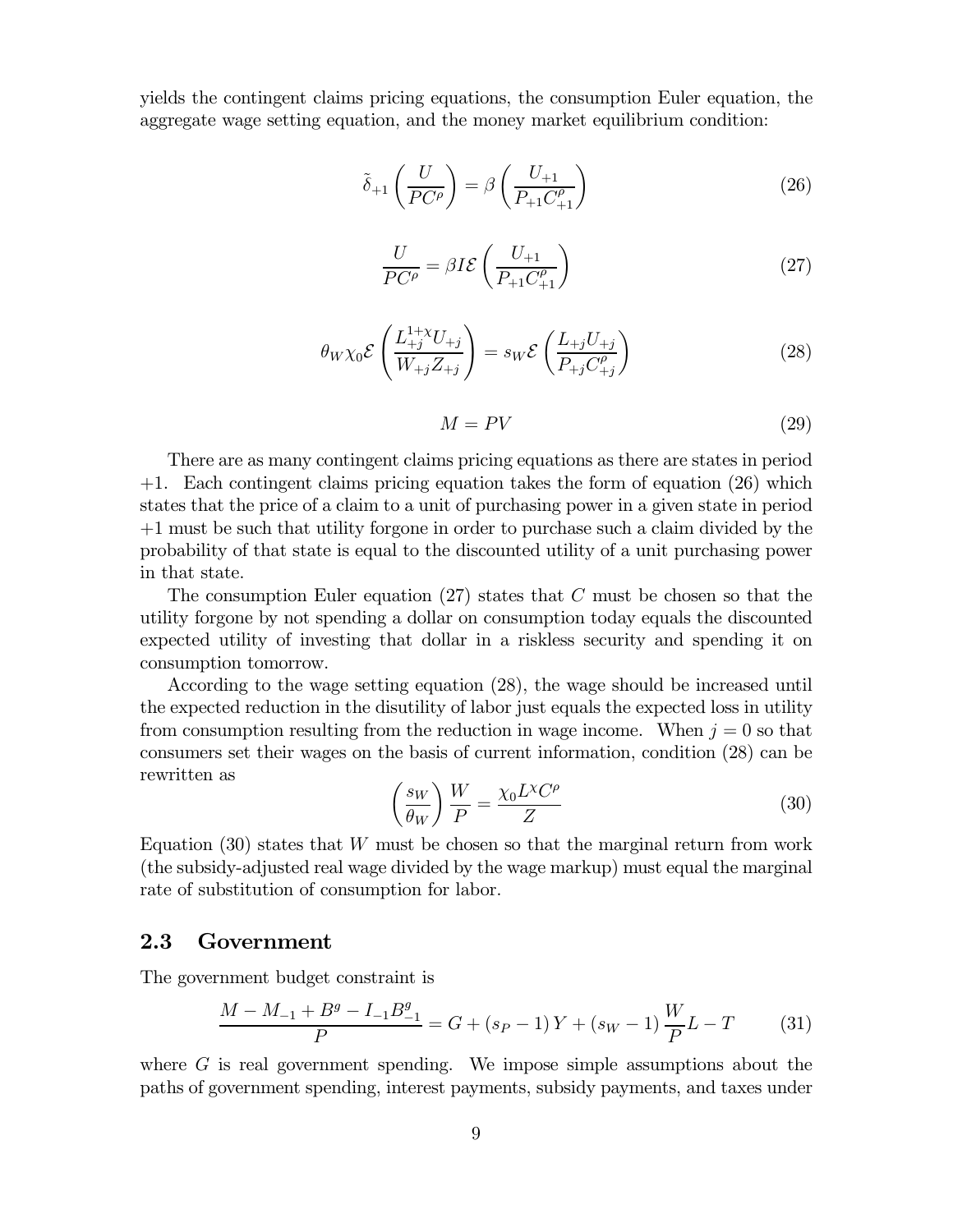yields the contingent claims pricing equations, the consumption Euler equation, the aggregate wage setting equation, and the money market equilibrium condition:

$$\tilde{\delta}_{+1}\left(\frac{U}{PC^{\rho}}\right)=\beta\left(\frac{U_{+1}}{P_{+1}C_{+1}^{\rho}}\right) \tag{26}$$

$$\frac{U}{PC^{\rho}}=\beta I\mathcal{E}\left(\frac{U_{+1}}{P_{+1}C_{+1}^{\rho}}\right) \tag{27}$$

$$\theta_W\chi_0\mathcal{E}\left(\frac{L_{+j}^{1+\chi}U_{+j}}{W_{+j}Z_{+j}}\right)=s_W\mathcal{E}\left(\frac{L_{+j}U_{+j}}{P_{+j}C_{+j}^{\rho}}\right) \tag{28}$$

$$M=PV \tag{29}$$

There are as many contingent claims pricing equations as there are states in period $+1$. Each contingent claims pricing equation takes the form of equation (26) which states that the price of a claim to a unit of purchasing power in a given state in period $+1$ must be such that utility forgone in order to purchase such a claim divided by the probability of that state is equal to the discounted utility of a unit purchasing power in that state.

The consumption Euler equation (27) states that $C$ must be chosen so that the utility forgone by not spending a dollar on consumption today equals the discounted expected utility of investing that dollar in a riskless security and spending it on consumption tomorrow.

According to the wage setting equation (28), the wage should be increased until the expected reduction in the disutility of labor just equals the expected loss in utility from consumption resulting from the reduction in wage income. When $j=0$ so that consumers set their wages on the basis of current information, condition (28) can be rewritten as

$$\left(\frac{s_W}{\theta_W}\right)\frac{W}{P}=\frac{\chi_0L^{\chi}C^{\rho}}{Z} \tag{30}$$

Equation (30) states that $W$ must be chosen so that the marginal return from work (the subsidy-adjusted real wage divided by the wage markup) must equal the marginal rate of substitution of consumption for labor.

## 2.3 Government

The government budget constraint is

$$\frac{M-M_{-1}+B^g-I_{-1}B_{-1}^g}{P}=G+(s_P-1)Y+(s_W-1)\frac{W}{P}L-T \tag{31}$$

where $G$ is real government spending. We impose simple assumptions about the paths of government spending, interest payments, subsidy payments, and taxes under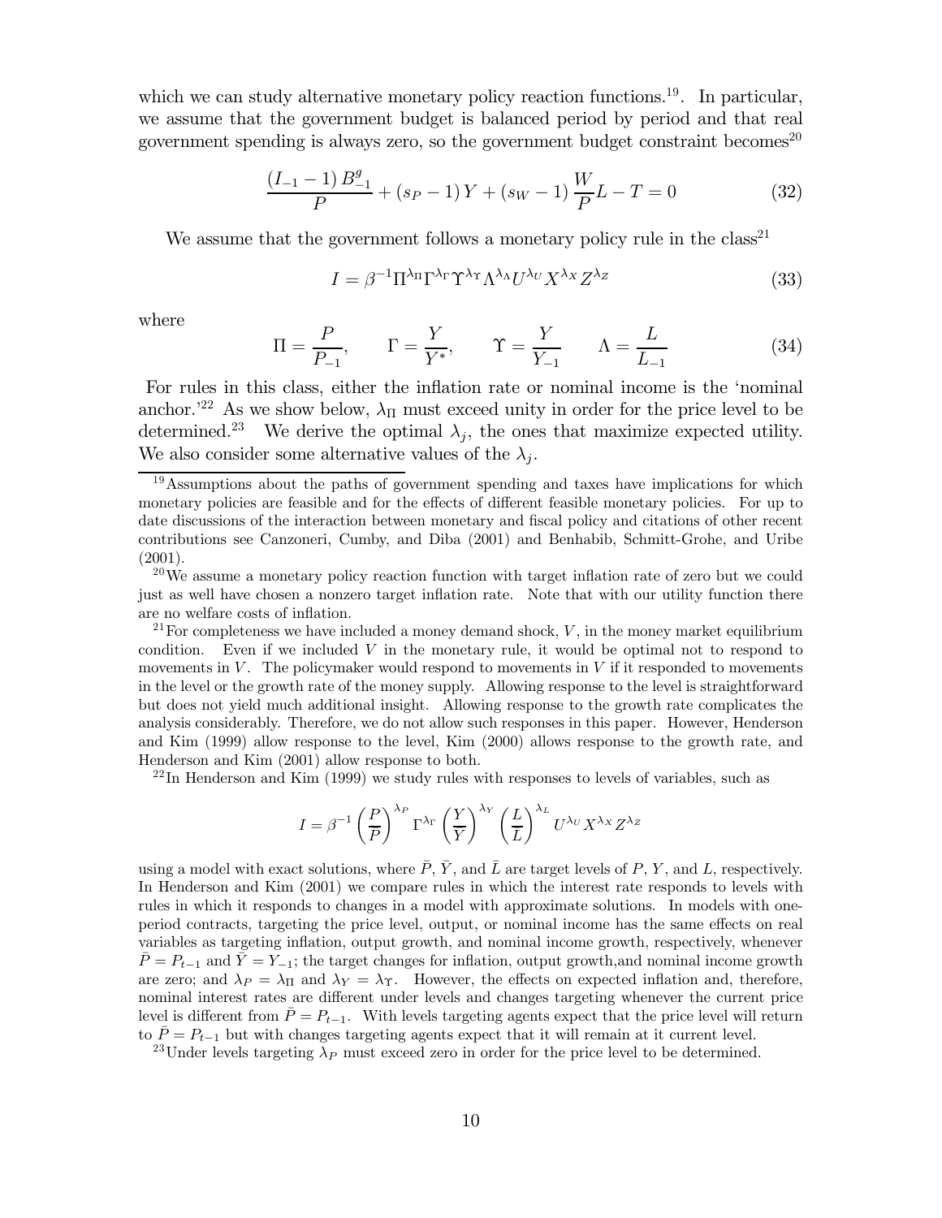which we can study alternative monetary policy reaction functions.[19]. In particular, we assume that the government budget is balanced period by period and that real government spending is always zero, so the government budget constraint becomes[20]

$$\frac{(I_{-1}-1)\,B^g_{-1}}{P}+(s_P-1)\,Y+(s_W-1)\,\frac{W}{P}L-T=0 \tag{32}$$

We assume that the government follows a monetary policy rule in the class[21]

$$I=\beta^{-1}\Pi^{\lambda_\Pi}\Gamma^{\lambda_\Gamma}\Upsilon^{\lambda_\Upsilon}\Lambda^{\lambda_\Lambda}U^{\lambda_U}X^{\lambda_X}Z^{\lambda_Z} \tag{33}$$

where

$$\Pi=\frac{P}{P_{-1}},\qquad \Gamma=\frac{Y}{Y^*},\qquad \Upsilon=\frac{Y}{Y_{-1}}\qquad \Lambda=\frac{L}{L_{-1}} \tag{34}$$

For rules in this class, either the inflation rate or nominal income is the 'nominal anchor.'[22] As we show below, $\lambda_\Pi$ must exceed unity in order for the price level to be determined.[23] We derive the optimal $\lambda_j$, the ones that maximize expected utility. We also consider some alternative values of the $\lambda_j$.

[19] Assumptions about the paths of government spending and taxes have implications for which monetary policies are feasible and for the effects of different feasible monetary policies. For up to date discussions of the interaction between monetary and fiscal policy and citations of other recent contributions see Canzoneri, Cumby, and Diba (2001) and Benhabib, Schmitt-Grohe, and Uribe (2001).

[20] We assume a monetary policy reaction function with target inflation rate of zero but we could just as well have chosen a nonzero target inflation rate. Note that with our utility function there are no welfare costs of inflation.

[21] For completeness we have included a money demand shock, $V$, in the money market equilibrium condition. Even if we included $V$ in the monetary rule, it would be optimal not to respond to movements in $V$. The policymaker would respond to movements in $V$ if it responded to movements in the level or the growth rate of the money supply. Allowing response to the level is straightforward but does not yield much additional insight. Allowing response to the growth rate complicates the analysis considerably. Therefore, we do not allow such responses in this paper. However, Henderson and Kim (1999) allow response to the level, Kim (2000) allows response to the growth rate, and Henderson and Kim (2001) allow response to both.

[22] In Henderson and Kim (1999) we study rules with responses to levels of variables, such as

$$I=\beta^{-1}\left(\frac{P}{\bar{P}}\right)^{\lambda_P}\Gamma^{\lambda_\Gamma}\left(\frac{Y}{\bar{Y}}\right)^{\lambda_Y}\left(\frac{L}{\bar{L}}\right)^{\lambda_L}U^{\lambda_U}X^{\lambda_X}Z^{\lambda_Z}$$

using a model with exact solutions, where $\bar{P}$, $\bar{Y}$, and $\bar{L}$ are target levels of $P$, $Y$, and $L$, respectively. In Henderson and Kim (2001) we compare rules in which the interest rate responds to levels with rules in which it responds to changes in a model with approximate solutions. In models with one-period contracts, targeting the price level, output, or nominal income has the same effects on real variables as targeting inflation, output growth, and nominal income growth, respectively, whenever $\bar{P}=P_{t-1}$ and $\bar{Y}=Y_{-1}$; the target changes for inflation, output growth,and nominal income growth are zero; and $\lambda_P=\lambda_\Pi$ and $\lambda_Y=\lambda_\Upsilon$. However, the effects on expected inflation and, therefore, nominal interest rates are different under levels and changes targeting whenever the current price level is different from $\bar{P}=P_{t-1}$. With levels targeting agents expect that the price level will return to $\bar{P}=P_{t-1}$ but with changes targeting agents expect that it will remain at it current level.

[23] Under levels targeting $\lambda_P$ must exceed zero in order for the price level to be determined.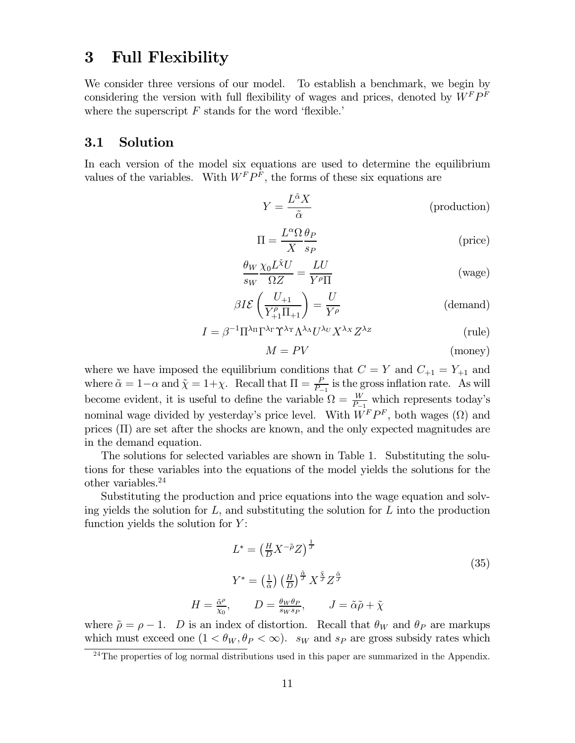# 3 Full Flexibility

We consider three versions of our model. To establish a benchmark, we begin by considering the version with full flexibility of wages and prices, denoted by $W^F P^F$ where the superscript $F$ stands for the word 'flexible.'

## 3.1 Solution

In each version of the model six equations are used to determine the equilibrium values of the variables. With $W^F P^F$, the forms of these six equations are

$$Y = \frac{L^{\tilde{\alpha}} X}{\tilde{\alpha}} \qquad \text{(production)}$$

$$\Pi = \frac{L^{\alpha} \Omega}{X} \frac{\theta_P}{s_P} \qquad \text{(price)}$$

$$\frac{\theta_W}{s_W} \frac{\chi_0 L^{\tilde{\chi}} U}{\Omega Z} = \frac{LU}{Y^{\rho} \Pi} \qquad \text{(wage)}$$

$$\beta I \mathcal{E}\left(\frac{U_{+1}}{Y_{+1}^{\rho} \Pi_{+1}}\right) = \frac{U}{Y^{\rho}} \qquad \text{(demand)}$$

$$I = \beta^{-1} \Pi^{\lambda_\Pi} \Gamma^{\lambda_\Gamma} \Upsilon^{\lambda_\Upsilon} \Lambda^{\lambda_\Lambda} U^{\lambda_U} X^{\lambda_X} Z^{\lambda_Z} \qquad \text{(rule)}$$

$$M = PV \qquad \text{(money)}$$

where we have imposed the equilibrium conditions that $C = Y$ and $C_{+1} = Y_{+1}$ and where $\tilde{\alpha} = 1-\alpha$ and $\tilde{\chi} = 1+\chi$. Recall that $\Pi = \frac{P}{P_{-1}}$ is the gross inflation rate. As will become evident, it is useful to define the variable $\Omega = \frac{W}{P_{-1}}$ which represents today's nominal wage divided by yesterday's price level. With $W^F P^F$, both wages ($\Omega$) and prices ($\Pi$) are set after the shocks are known, and the only expected magnitudes are in the demand equation.

The solutions for selected variables are shown in Table 1. Substituting the solutions for these variables into the equations of the model yields the solutions for the other variables.[24]

Substituting the production and price equations into the wage equation and solving yields the solution for $L$, and substituting the solution for $L$ into the production function yields the solution for $Y$:

$$L^* = \left(\tfrac{H}{D} X^{-\tilde{\rho}} Z\right)^{\frac{1}{J}}$$

$$Y^* = \left(\tfrac{1}{\tilde{\alpha}}\right)\left(\tfrac{H}{D}\right)^{\frac{\tilde{\alpha}}{J}} X^{\frac{\tilde{\chi}}{J}} Z^{\frac{\tilde{\alpha}}{J}} \qquad (35)$$

$$H = \tfrac{\tilde{\alpha}^{\rho}}{\chi_0}, \qquad D = \tfrac{\theta_W \theta_P}{s_W s_P}, \qquad J = \tilde{\alpha}\tilde{\rho} + \tilde{\chi}$$

where $\tilde{\rho} = \rho - 1$. $D$ is an index of distortion. Recall that $\theta_W$ and $\theta_P$ are markups which must exceed one ($1 < \theta_W, \theta_P < \infty$). $s_W$ and $s_P$ are gross subsidy rates which

[24] The properties of log normal distributions used in this paper are summarized in the Appendix.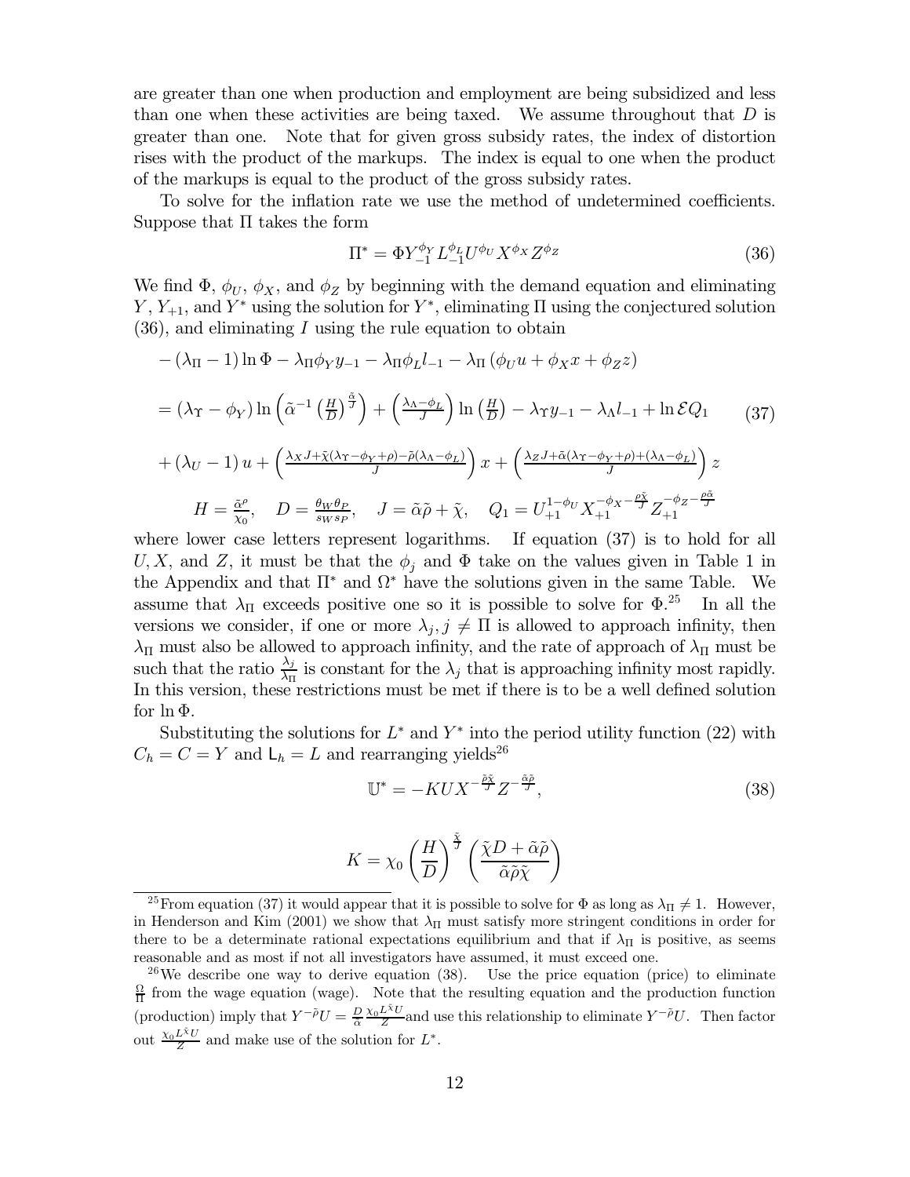are greater than one when production and employment are being subsidized and less than one when these activities are being taxed. We assume throughout that $D$ is greater than one. Note that for given gross subsidy rates, the index of distortion rises with the product of the markups. The index is equal to one when the product of the markups is equal to the product of the gross subsidy rates.

To solve for the inflation rate we use the method of undetermined coefficients. Suppose that $\Pi$ takes the form

$$\Pi^* = \Phi Y_{-1}^{\phi_Y} L_{-1}^{\phi_L} U^{\phi_U} X^{\phi_X} Z^{\phi_Z} \tag{36}$$

We find $\Phi$, $\phi_U$, $\phi_X$, and $\phi_Z$ by beginning with the demand equation and eliminating $Y$, $Y_{+1}$, and $Y^*$ using the solution for $Y^*$, eliminating $\Pi$ using the conjectured solution (36), and eliminating $I$ using the rule equation to obtain

$$\begin{aligned}
&-(\lambda_\Pi - 1)\ln\Phi - \lambda_\Pi \phi_Y y_{-1} - \lambda_\Pi \phi_L l_{-1} - \lambda_\Pi\left(\phi_U u + \phi_X x + \phi_Z z\right) \\
&= (\lambda_\Upsilon - \phi_Y)\ln\left(\tilde{\alpha}^{-1}\left(\tfrac{H}{D}\right)^{\frac{\tilde{\alpha}}{J}}\right) + \left(\tfrac{\lambda_\Lambda - \phi_L}{J}\right)\ln\left(\tfrac{H}{D}\right) - \lambda_\Upsilon y_{-1} - \lambda_\Lambda l_{-1} + \ln \mathcal{E} Q_1 \\
&+ (\lambda_U - 1)\,u + \left(\tfrac{\lambda_X J + \tilde{\chi}(\lambda_\Upsilon - \phi_Y + \rho) - \tilde{\rho}(\lambda_\Lambda - \phi_L)}{J}\right) x + \left(\tfrac{\lambda_Z J + \tilde{\alpha}(\lambda_\Upsilon - \phi_Y + \rho) + (\lambda_\Lambda - \phi_L)}{J}\right) z
\end{aligned} \tag{37}$$

$$H = \tfrac{\tilde{\alpha}^\rho}{\chi_0}, \quad D = \tfrac{\theta_W \theta_P}{s_W s_P}, \quad J = \tilde{\alpha}\tilde{\rho} + \tilde{\chi}, \quad Q_1 = U_{+1}^{1-\phi_U} X_{+1}^{-\phi_X - \frac{\rho\tilde{\chi}}{J}} Z_{+1}^{-\phi_Z - \frac{\rho\tilde{\alpha}}{J}}$$

where lower case letters represent logarithms. If equation (37) is to hold for all $U, X$, and $Z$, it must be that the $\phi_j$ and $\Phi$ take on the values given in Table 1 in the Appendix and that $\Pi^*$ and $\Omega^*$ have the solutions given in the same Table. We assume that $\lambda_\Pi$ exceeds positive one so it is possible to solve for $\Phi$.[25] In all the versions we consider, if one or more $\lambda_j, j \neq \Pi$ is allowed to approach infinity, then $\lambda_\Pi$ must also be allowed to approach infinity, and the rate of approach of $\lambda_\Pi$ must be such that the ratio $\frac{\lambda_j}{\lambda_\Pi}$ is constant for the $\lambda_j$ that is approaching infinity most rapidly. In this version, these restrictions must be met if there is to be a well defined solution for $\ln\Phi$.

Substituting the solutions for $L^*$ and $Y^*$ into the period utility function (22) with $C_h = C = Y$ and $\mathsf{L}_h = L$ and rearranging yields[26]

$$\mathbb{U}^* = -KUX^{-\frac{\tilde{\rho}\tilde{\chi}}{J}}Z^{-\frac{\tilde{\alpha}\tilde{\rho}}{J}}, \tag{38}$$

$$K = \chi_0\left(\frac{H}{D}\right)^{\frac{\tilde{\chi}}{J}}\left(\frac{\tilde{\chi}D + \tilde{\alpha}\tilde{\rho}}{\tilde{\alpha}\tilde{\rho}\tilde{\chi}}\right)$$

[25] From equation (37) it would appear that it is possible to solve for $\Phi$ as long as $\lambda_\Pi \neq 1$. However, in Henderson and Kim (2001) we show that $\lambda_\Pi$ must satisfy more stringent conditions in order for there to be a determinate rational expectations equilibrium and that if $\lambda_\Pi$ is positive, as seems reasonable and as most if not all investigators have assumed, it must exceed one.

[26] We describe one way to derive equation (38). Use the price equation (price) to eliminate $\frac{\Omega}{\Pi}$ from the wage equation (wage). Note that the resulting equation and the production function (production) imply that $Y^{-\tilde{\rho}}U = \frac{D}{\tilde{\alpha}}\frac{\chi_0 L^{\tilde{\chi}} U}{Z}$ and use this relationship to eliminate $Y^{-\tilde{\rho}}U$. Then factor out $\frac{\chi_0 L^{\tilde{\chi}} U}{Z}$ and make use of the solution for $L^*$.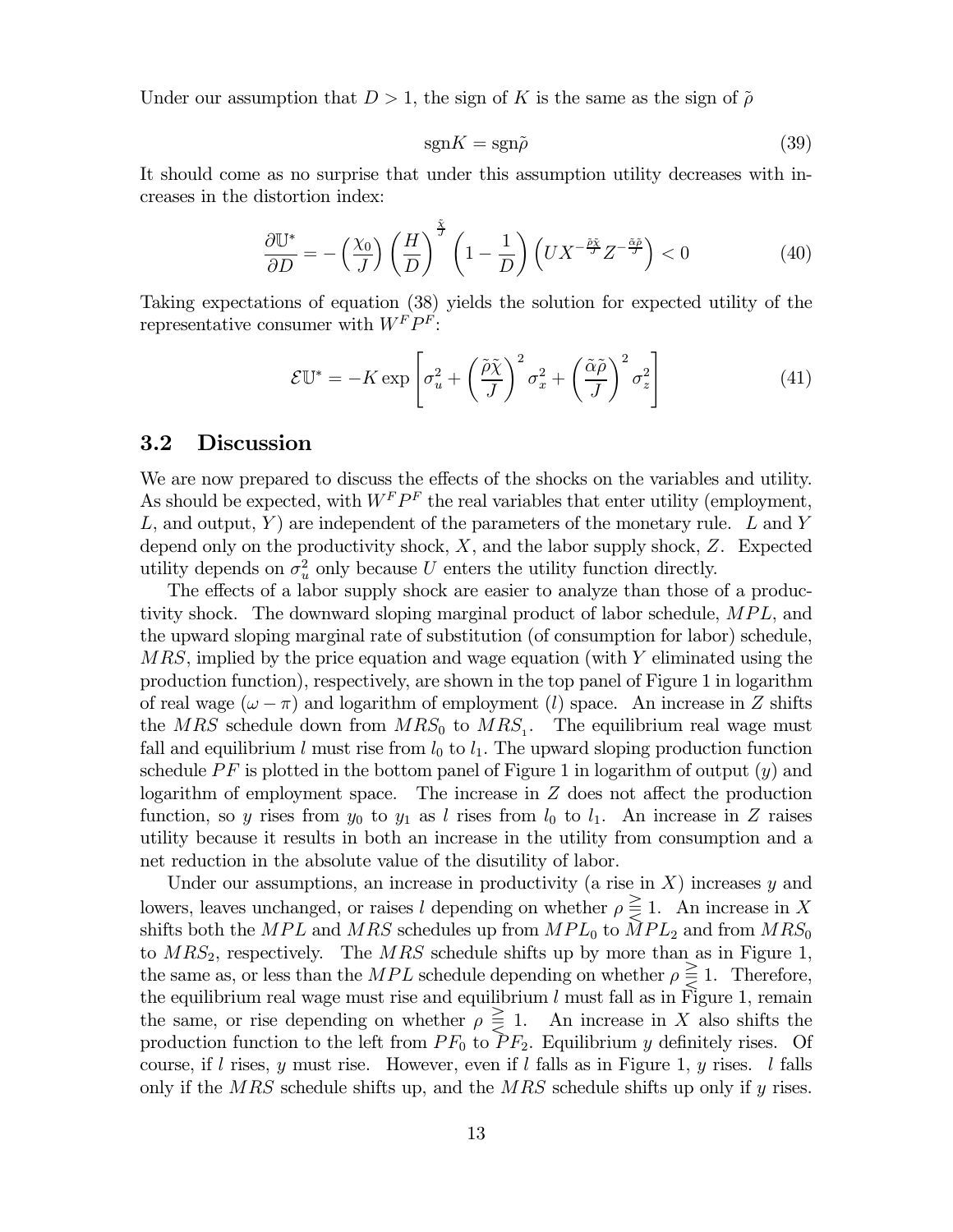Under our assumption that $D > 1$, the sign of $K$ is the same as the sign of $\tilde{\rho}$

$$\text{sgn}K = \text{sgn}\tilde{\rho} \tag{39}$$

It should come as no surprise that under this assumption utility decreases with increases in the distortion index:

$$\frac{\partial \mathbb{U}^*}{\partial D} = -\left(\frac{\chi_0}{J}\right)\left(\frac{H}{D}\right)^{\frac{\tilde{\chi}}{J}}\left(1 - \frac{1}{D}\right)\left(UX^{-\frac{\tilde{\rho}\tilde{\chi}}{J}}Z^{-\frac{\tilde{\alpha}\tilde{\rho}}{J}}\right) < 0 \tag{40}$$

Taking expectations of equation (38) yields the solution for expected utility of the representative consumer with $W^F P^F$:

$$\mathcal{E}\mathbb{U}^* = -K \exp\left[\sigma_u^2 + \left(\frac{\tilde{\rho}\tilde{\chi}}{J}\right)^2 \sigma_x^2 + \left(\frac{\tilde{\alpha}\tilde{\rho}}{J}\right)^2 \sigma_z^2\right] \tag{41}$$

## 3.2 Discussion

We are now prepared to discuss the effects of the shocks on the variables and utility. As should be expected, with $W^F P^F$ the real variables that enter utility (employment, $L$, and output, $Y$) are independent of the parameters of the monetary rule. $L$ and $Y$ depend only on the productivity shock, $X$, and the labor supply shock, $Z$. Expected utility depends on $\sigma_u^2$ only because $U$ enters the utility function directly.

The effects of a labor supply shock are easier to analyze than those of a productivity shock. The downward sloping marginal product of labor schedule, $MPL$, and the upward sloping marginal rate of substitution (of consumption for labor) schedule, $MRS$, implied by the price equation and wage equation (with $Y$ eliminated using the production function), respectively, are shown in the top panel of Figure 1 in logarithm of real wage ($\omega - \pi$) and logarithm of employment ($l$) space. An increase in $Z$ shifts the $MRS$ schedule down from $MRS_0$ to $MRS_1$. The equilibrium real wage must fall and equilibrium $l$ must rise from $l_0$ to $l_1$. The upward sloping production function schedule $PF$ is plotted in the bottom panel of Figure 1 in logarithm of output ($y$) and logarithm of employment space. The increase in $Z$ does not affect the production function, so $y$ rises from $y_0$ to $y_1$ as $l$ rises from $l_0$ to $l_1$. An increase in $Z$ raises utility because it results in both an increase in the utility from consumption and a net reduction in the absolute value of the disutility of labor.

Under our assumptions, an increase in productivity (a rise in $X$) increases $y$ and lowers, leaves unchanged, or raises $l$ depending on whether $\rho \gtreqless 1$. An increase in $X$ shifts both the $MPL$ and $MRS$ schedules up from $MPL_0$ to $MPL_2$ and from $MRS_0$ to $MRS_2$, respectively. The $MRS$ schedule shifts up by more than as in Figure 1, the same as, or less than the $MPL$ schedule depending on whether $\rho \gtreqless 1$. Therefore, the equilibrium real wage must rise and equilibrium $l$ must fall as in Figure 1, remain the same, or rise depending on whether $\rho \gtreqless 1$. An increase in $X$ also shifts the production function to the left from $PF_0$ to $PF_2$. Equilibrium $y$ definitely rises. Of course, if $l$ rises, $y$ must rise. However, even if $l$ falls as in Figure 1, $y$ rises. $l$ falls only if the $MRS$ schedule shifts up, and the $MRS$ schedule shifts up only if $y$ rises.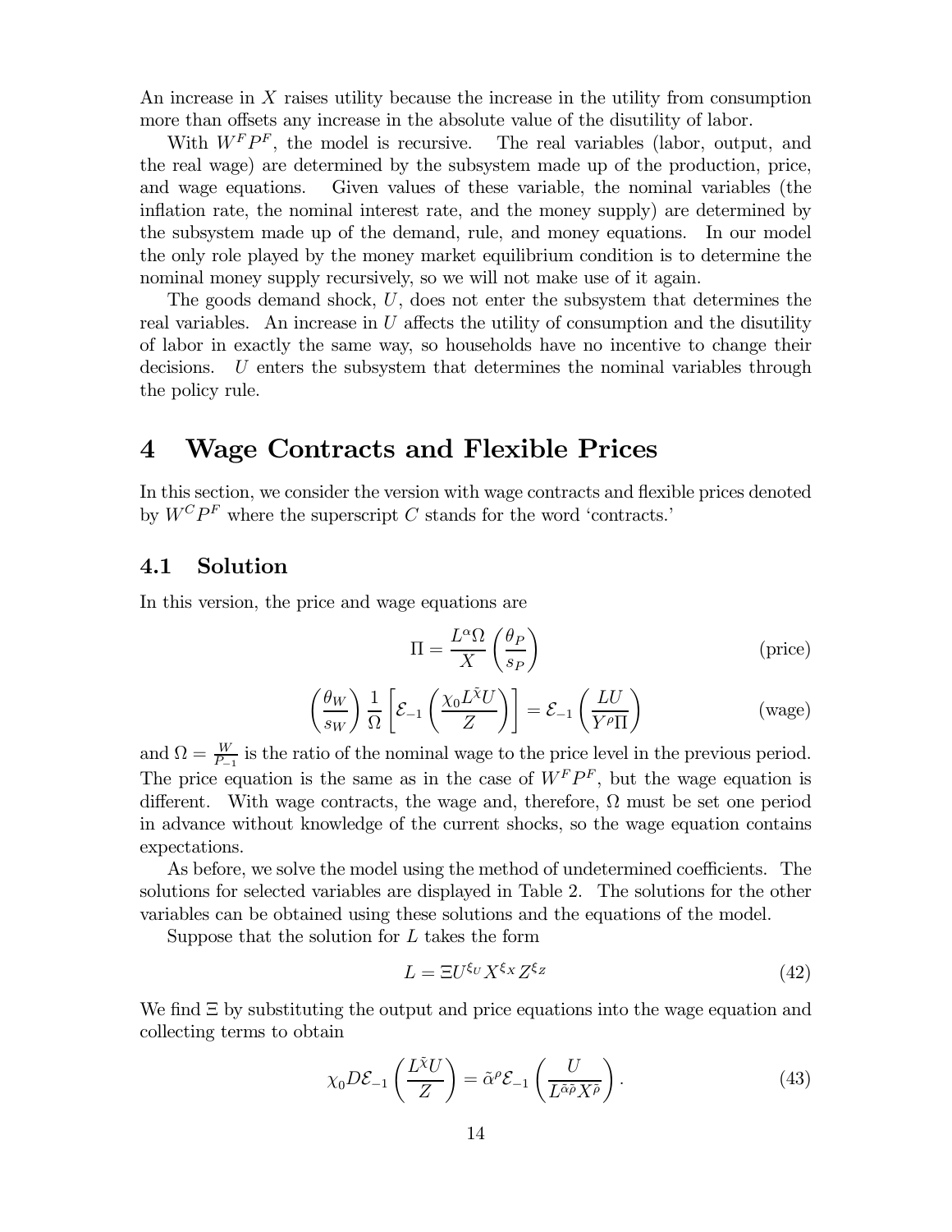An increase in $X$ raises utility because the increase in the utility from consumption more than offsets any increase in the absolute value of the disutility of labor.

With $W^F P^F$, the model is recursive. The real variables (labor, output, and the real wage) are determined by the subsystem made up of the production, price, and wage equations. Given values of these variable, the nominal variables (the inflation rate, the nominal interest rate, and the money supply) are determined by the subsystem made up of the demand, rule, and money equations. In our model the only role played by the money market equilibrium condition is to determine the nominal money supply recursively, so we will not make use of it again.

The goods demand shock, $U$, does not enter the subsystem that determines the real variables. An increase in $U$ affects the utility of consumption and the disutility of labor in exactly the same way, so households have no incentive to change their decisions. $U$ enters the subsystem that determines the nominal variables through the policy rule.

# 4 Wage Contracts and Flexible Prices

In this section, we consider the version with wage contracts and flexible prices denoted by $W^C P^F$ where the superscript $C$ stands for the word 'contracts.'

## 4.1 Solution

In this version, the price and wage equations are

$$\Pi = \frac{L^\alpha \Omega}{X} \left( \frac{\theta_P}{s_P} \right) \tag{price}$$

$$\left( \frac{\theta_W}{s_W} \right) \frac{1}{\Omega} \left[ \mathcal{E}_{-1} \left( \frac{\chi_0 L^{\tilde{\chi}} U}{Z} \right) \right] = \mathcal{E}_{-1} \left( \frac{LU}{Y^\rho \Pi} \right) \tag{wage}$$

and $\Omega = \frac{W}{P_{-1}}$ is the ratio of the nominal wage to the price level in the previous period. The price equation is the same as in the case of $W^F P^F$, but the wage equation is different. With wage contracts, the wage and, therefore, $\Omega$ must be set one period in advance without knowledge of the current shocks, so the wage equation contains expectations.

As before, we solve the model using the method of undetermined coefficients. The solutions for selected variables are displayed in Table 2. The solutions for the other variables can be obtained using these solutions and the equations of the model.

Suppose that the solution for $L$ takes the form

$$L = \Xi U^{\xi_U} X^{\xi_X} Z^{\xi_Z} \tag{42}$$

We find $\Xi$ by substituting the output and price equations into the wage equation and collecting terms to obtain

$$\chi_0 D \mathcal{E}_{-1} \left( \frac{L^{\tilde{\chi}} U}{Z} \right) = \tilde{\alpha}^\rho \mathcal{E}_{-1} \left( \frac{U}{L^{\tilde{\alpha}\tilde{\rho}} X^{\tilde{\rho}}} \right). \tag{43}$$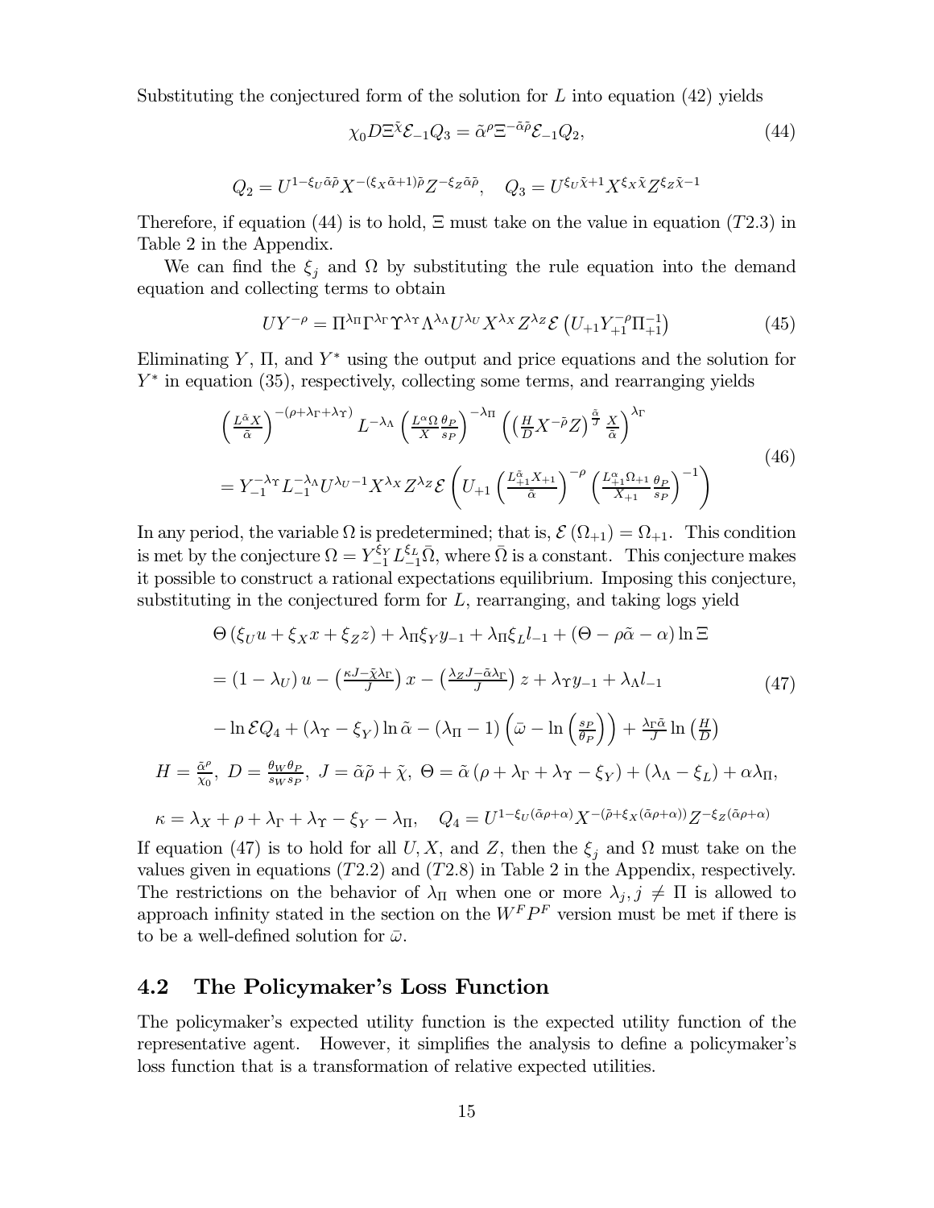Substituting the conjectured form of the solution for $L$ into equation (42) yields

$$\chi_0 D \Xi^{\tilde{\chi}} \mathcal{E}_{-1} Q_3 = \tilde{\alpha}^{\rho} \Xi^{-\tilde{\alpha}\tilde{\rho}} \mathcal{E}_{-1} Q_2, \tag{44}$$

$$Q_2 = U^{1-\xi_U \tilde{\alpha}\tilde{\rho}} X^{-(\xi_X \tilde{\alpha}+1)\tilde{\rho}} Z^{-\xi_Z \tilde{\alpha}\tilde{\rho}}, \quad Q_3 = U^{\xi_U \tilde{\chi}+1} X^{\xi_X \tilde{\chi}} Z^{\xi_Z \tilde{\chi}-1}$$

Therefore, if equation (44) is to hold, $\Xi$ must take on the value in equation ($T2.3$) in Table 2 in the Appendix.

We can find the $\xi_j$ and $\Omega$ by substituting the rule equation into the demand equation and collecting terms to obtain

$$UY^{-\rho} = \Pi^{\lambda_\Pi} \Gamma^{\lambda_\Gamma} \Upsilon^{\lambda_\Upsilon} \Lambda^{\lambda_\Lambda} U^{\lambda_U} X^{\lambda_X} Z^{\lambda_Z} \mathcal{E}\left(U_{+1} Y_{+1}^{-\rho} \Pi_{+1}^{-1}\right) \tag{45}$$

Eliminating $Y$, $\Pi$, and $Y^*$ using the output and price equations and the solution for $Y^*$ in equation (35), respectively, collecting some terms, and rearranging yields

$$\begin{aligned} &\left(\tfrac{L^{\tilde{\alpha}} X}{\tilde{\alpha}}\right)^{-(\rho+\lambda_\Gamma+\lambda_\Upsilon)} L^{-\lambda_\Lambda} \left(\tfrac{L^{\alpha}\Omega}{X} \tfrac{\theta_P}{s_P}\right)^{-\lambda_\Pi} \left(\left(\tfrac{H}{D} X^{-\tilde{\rho}} Z\right)^{\frac{\tilde{\alpha}}{J}} \tfrac{X}{\tilde{\alpha}}\right)^{\lambda_\Gamma} \\ &= Y_{-1}^{-\lambda_\Upsilon} L_{-1}^{-\lambda_\Lambda} U^{\lambda_U - 1} X^{\lambda_X} Z^{\lambda_Z} \mathcal{E}\left(U_{+1} \left(\tfrac{L_{+1}^{\tilde{\alpha}} X_{+1}}{\tilde{\alpha}}\right)^{-\rho} \left(\tfrac{L_{+1}^{\alpha}\Omega_{+1}}{X_{+1}} \tfrac{\theta_P}{s_P}\right)^{-1}\right) \end{aligned} \tag{46}$$

In any period, the variable $\Omega$ is predetermined; that is, $\mathcal{E}(\Omega_{+1}) = \Omega_{+1}$. This condition is met by the conjecture $\Omega = Y_{-1}^{\xi_Y} L_{-1}^{\xi_L} \bar{\Omega}$, where $\bar{\Omega}$ is a constant. This conjecture makes it possible to construct a rational expectations equilibrium. Imposing this conjecture, substituting in the conjectured form for $L$, rearranging, and taking logs yield

$$\begin{aligned} &\Theta\left(\xi_U u + \xi_X x + \xi_Z z\right) + \lambda_\Pi \xi_Y y_{-1} + \lambda_\Pi \xi_L l_{-1} + \left(\Theta - \rho\tilde{\alpha} - \alpha\right) \ln \Xi \\ &= \left(1 - \lambda_U\right) u - \left(\tfrac{\kappa J - \tilde{\chi}\lambda_\Gamma}{J}\right) x - \left(\tfrac{\lambda_Z J - \tilde{\alpha}\lambda_\Gamma}{J}\right) z + \lambda_\Upsilon y_{-1} + \lambda_\Lambda l_{-1} \\ &\quad - \ln \mathcal{E} Q_4 + \left(\lambda_\Upsilon - \xi_Y\right) \ln \tilde{\alpha} - \left(\lambda_\Pi - 1\right)\left(\bar{\omega} - \ln\left(\tfrac{s_P}{\theta_P}\right)\right) + \tfrac{\lambda_\Gamma \tilde{\alpha}}{J} \ln\left(\tfrac{H}{D}\right) \end{aligned} \tag{47}$$

$$H = \tfrac{\tilde{\alpha}^{\rho}}{\chi_0},\ D = \tfrac{\theta_W \theta_P}{s_W s_P},\ J = \tilde{\alpha}\tilde{\rho} + \tilde{\chi},\ \Theta = \tilde{\alpha}\left(\rho + \lambda_\Gamma + \lambda_\Upsilon - \xi_Y\right) + \left(\lambda_\Lambda - \xi_L\right) + \alpha\lambda_\Pi,$$

$$\kappa = \lambda_X + \rho + \lambda_\Gamma + \lambda_\Upsilon - \xi_Y - \lambda_\Pi, \quad Q_4 = U^{1-\xi_U(\tilde{\alpha}\rho+\alpha)} X^{-(\tilde{\rho}+\xi_X(\tilde{\alpha}\rho+\alpha))} Z^{-\xi_Z(\tilde{\alpha}\rho+\alpha)}$$

If equation (47) is to hold for all $U, X$, and $Z$, then the $\xi_j$ and $\Omega$ must take on the values given in equations ($T2.2$) and ($T2.8$) in Table 2 in the Appendix, respectively. The restrictions on the behavior of $\lambda_\Pi$ when one or more $\lambda_j, j \neq \Pi$ is allowed to approach infinity stated in the section on the $W^F P^F$ version must be met if there is to be a well-defined solution for $\bar{\omega}$.

## 4.2 The Policymaker's Loss Function

The policymaker's expected utility function is the expected utility function of the representative agent. However, it simplifies the analysis to define a policymaker's loss function that is a transformation of relative expected utilities.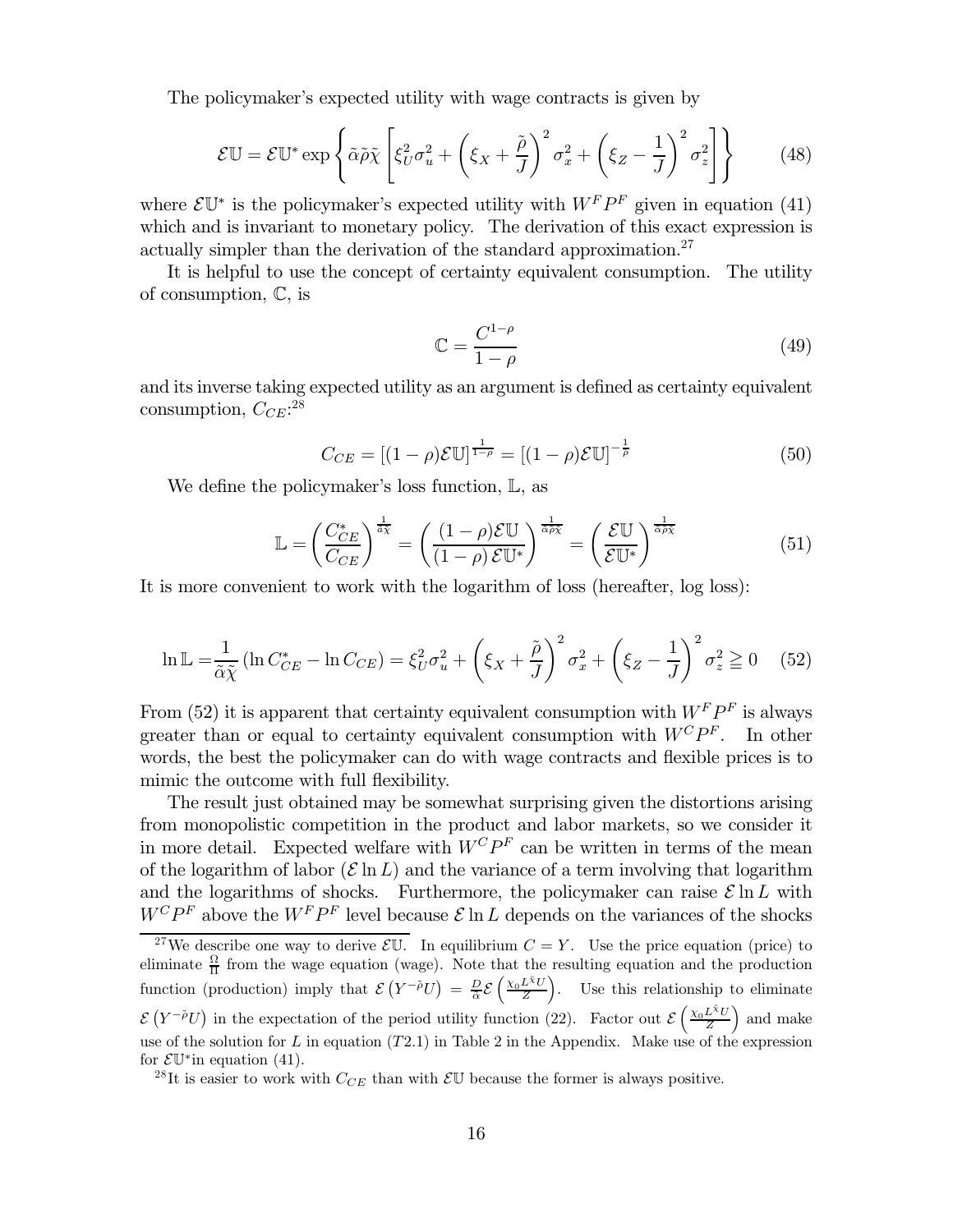The policymaker's expected utility with wage contracts is given by

$$\mathcal{E}\mathbb{U} = \mathcal{E}\mathbb{U}^* \exp\left\{\tilde{\alpha}\tilde{\rho}\tilde{\chi}\left[\xi_U^2\sigma_u^2 + \left(\xi_X + \frac{\tilde{\rho}}{J}\right)^2\sigma_x^2 + \left(\xi_Z - \frac{1}{J}\right)^2\sigma_z^2\right]\right\} \tag{48}$$

where $\mathcal{E}\mathbb{U}^*$ is the policymaker's expected utility with $W^F P^F$ given in equation (41) which and is invariant to monetary policy. The derivation of this exact expression is actually simpler than the derivation of the standard approximation.[27]

It is helpful to use the concept of certainty equivalent consumption. The utility of consumption, $\mathbb{C}$, is

$$\mathbb{C} = \frac{C^{1-\rho}}{1-\rho} \tag{49}$$

and its inverse taking expected utility as an argument is defined as certainty equivalent consumption, $C_{CE}$:[28]

$$C_{CE} = [(1-\rho)\mathcal{E}\mathbb{U}]^{\frac{1}{1-\rho}} = [(1-\rho)\mathcal{E}\mathbb{U}]^{-\frac{1}{\tilde{\rho}}} \tag{50}$$

We define the policymaker's loss function, $\mathbb{L}$, as

$$\mathbb{L} = \left(\frac{C_{CE}^*}{C_{CE}}\right)^{\frac{1}{\tilde{\alpha}\tilde{\chi}}} = \left(\frac{(1-\rho)\mathcal{E}\mathbb{U}}{(1-\rho)\,\mathcal{E}\mathbb{U}^*}\right)^{\frac{1}{\tilde{\alpha}\tilde{\rho}\tilde{\chi}}} = \left(\frac{\mathcal{E}\mathbb{U}}{\mathcal{E}\mathbb{U}^*}\right)^{\frac{1}{\tilde{\alpha}\tilde{\rho}\tilde{\chi}}} \tag{51}$$

It is more convenient to work with the logarithm of loss (hereafter, log loss):

$$\ln\mathbb{L} = \frac{1}{\tilde{\alpha}\tilde{\chi}}\left(\ln C_{CE}^* - \ln C_{CE}\right) = \xi_U^2\sigma_u^2 + \left(\xi_X + \frac{\tilde{\rho}}{J}\right)^2\sigma_x^2 + \left(\xi_Z - \frac{1}{J}\right)^2\sigma_z^2 \geqq 0 \tag{52}$$

From (52) it is apparent that certainty equivalent consumption with $W^F P^F$ is always greater than or equal to certainty equivalent consumption with $W^C P^F$. In other words, the best the policymaker can do with wage contracts and flexible prices is to mimic the outcome with full flexibility.

The result just obtained may be somewhat surprising given the distortions arising from monopolistic competition in the product and labor markets, so we consider it in more detail. Expected welfare with $W^C P^F$ can be written in terms of the mean of the logarithm of labor ($\mathcal{E}\ln L$) and the variance of a term involving that logarithm and the logarithms of shocks. Furthermore, the policymaker can raise $\mathcal{E}\ln L$ with $W^C P^F$ above the $W^F P^F$ level because $\mathcal{E}\ln L$ depends on the variances of the shocks

---

[27] We describe one way to derive $\mathcal{E}\mathbb{U}$. In equilibrium $C = Y$. Use the price equation (price) to eliminate $\frac{\Omega}{\Pi}$ from the wage equation (wage). Note that the resulting equation and the production function (production) imply that $\mathcal{E}\left(Y^{-\tilde{\rho}}U\right) = \frac{D}{\tilde{\alpha}}\mathcal{E}\left(\frac{\chi_0 L^{\tilde{\chi}}U}{Z}\right)$. Use this relationship to eliminate $\mathcal{E}\left(Y^{-\tilde{\rho}}U\right)$ in the expectation of the period utility function (22). Factor out $\mathcal{E}\left(\frac{\chi_0 L^{\tilde{\chi}}U}{Z}\right)$ and make use of the solution for $L$ in equation ($T2.1$) in Table 2 in the Appendix. Make use of the expression for $\mathcal{E}\mathbb{U}^*$in equation (41).

[28] It is easier to work with $C_{CE}$ than with $\mathcal{E}\mathbb{U}$ because the former is always positive.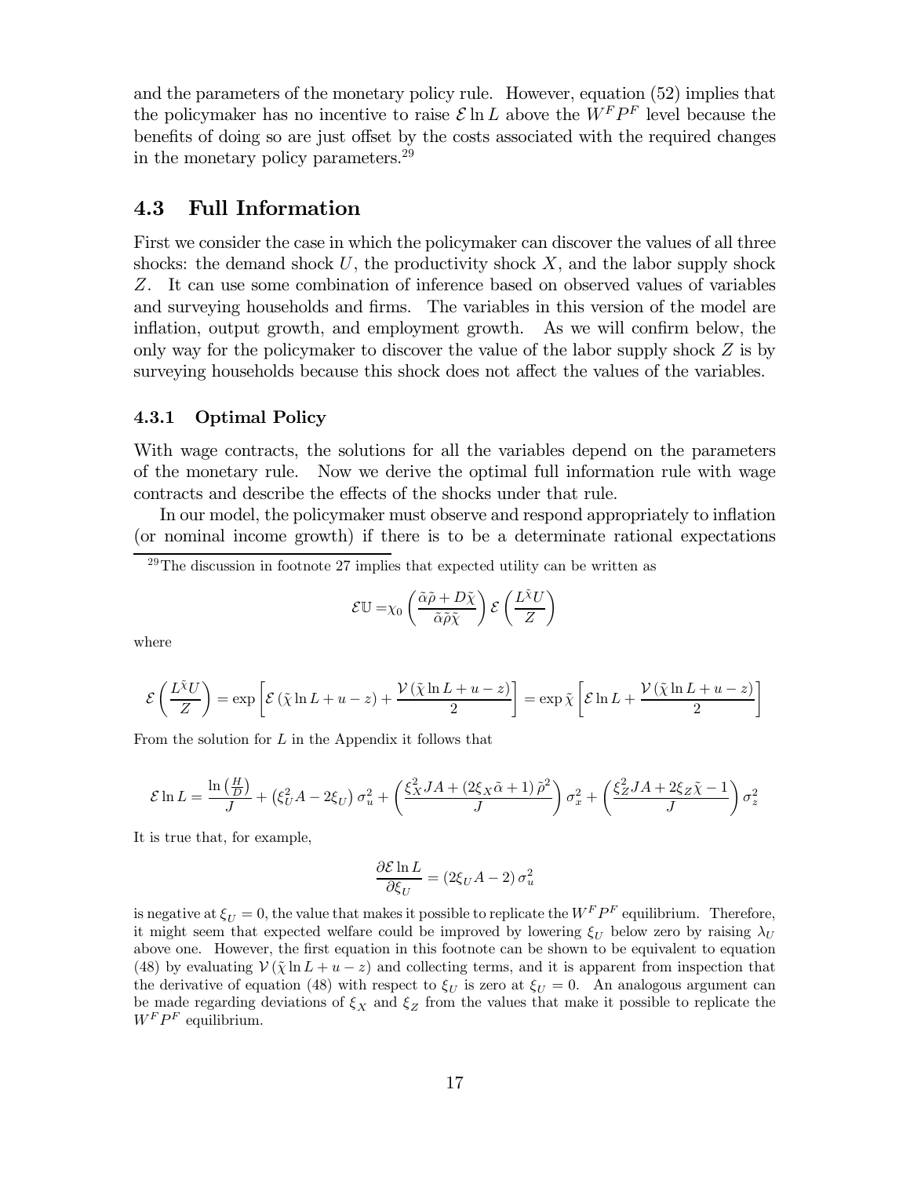and the parameters of the monetary policy rule. However, equation (52) implies that the policymaker has no incentive to raise $\mathcal{E} \ln L$ above the $W^F P^F$ level because the benefits of doing so are just offset by the costs associated with the required changes in the monetary policy parameters.[29]

## 4.3 Full Information

First we consider the case in which the policymaker can discover the values of all three shocks: the demand shock $U$, the productivity shock $X$, and the labor supply shock $Z$. It can use some combination of inference based on observed values of variables and surveying households and firms. The variables in this version of the model are inflation, output growth, and employment growth. As we will confirm below, the only way for the policymaker to discover the value of the labor supply shock $Z$ is by surveying households because this shock does not affect the values of the variables.

### 4.3.1 Optimal Policy

With wage contracts, the solutions for all the variables depend on the parameters of the monetary rule. Now we derive the optimal full information rule with wage contracts and describe the effects of the shocks under that rule.

In our model, the policymaker must observe and respond appropriately to inflation (or nominal income growth) if there is to be a determinate rational expectations

[29] The discussion in footnote 27 implies that expected utility can be written as

$$\mathcal{E}\mathbb{U} = \chi_0 \left( \frac{\tilde{\alpha}\tilde{\rho} + D\tilde{\chi}}{\tilde{\alpha}\tilde{\rho}\tilde{\chi}} \right) \mathcal{E} \left( \frac{L^{\tilde{\chi}} U}{Z} \right)$$

where

$$\mathcal{E} \left( \frac{L^{\tilde{\chi}} U}{Z} \right) = \exp \left[ \mathcal{E} \left( \tilde{\chi} \ln L + u - z \right) + \frac{\mathcal{V} \left( \tilde{\chi} \ln L + u - z \right)}{2} \right] = \exp \tilde{\chi} \left[ \mathcal{E} \ln L + \frac{\mathcal{V} \left( \tilde{\chi} \ln L + u - z \right)}{2} \right]$$

From the solution for $L$ in the Appendix it follows that

$$\mathcal{E} \ln L = \frac{\ln \left( \frac{H}{D} \right)}{J} + \left( \xi_U^2 A - 2\xi_U \right) \sigma_u^2 + \left( \frac{\xi_X^2 JA + \left( 2\xi_X \tilde{\alpha} + 1 \right) \tilde{\rho}^2}{J} \right) \sigma_x^2 + \left( \frac{\xi_Z^2 JA + 2\xi_Z \tilde{\chi} - 1}{J} \right) \sigma_z^2$$

It is true that, for example,

$$\frac{\partial \mathcal{E} \ln L}{\partial \xi_U} = \left( 2\xi_U A - 2 \right) \sigma_u^2$$

is negative at $\xi_U = 0$, the value that makes it possible to replicate the $W^F P^F$ equilibrium. Therefore, it might seem that expected welfare could be improved by lowering $\xi_U$ below zero by raising $\lambda_U$ above one. However, the first equation in this footnote can be shown to be equivalent to equation (48) by evaluating $\mathcal{V} \left( \tilde{\chi} \ln L + u - z \right)$ and collecting terms, and it is apparent from inspection that the derivative of equation (48) with respect to $\xi_U$ is zero at $\xi_U = 0$. An analogous argument can be made regarding deviations of $\xi_X$ and $\xi_Z$ from the values that make it possible to replicate the $W^F P^F$ equilibrium.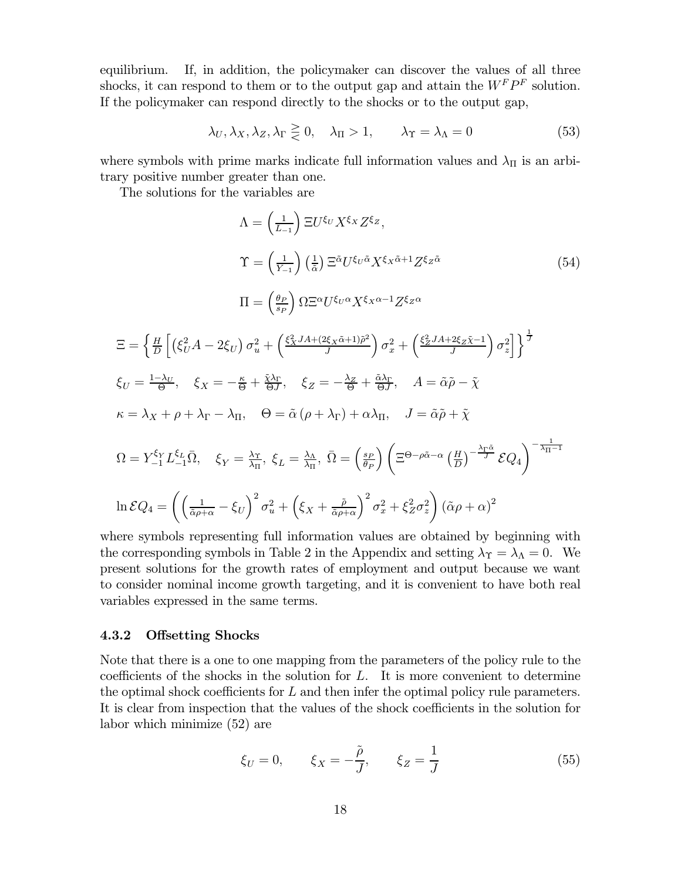equilibrium. If, in addition, the policymaker can discover the values of all three shocks, it can respond to them or to the output gap and attain the $W^F P^F$ solution. If the policymaker can respond directly to the shocks or to the output gap,

$$\lambda_U, \lambda_X, \lambda_Z, \lambda_\Gamma \gtreqless 0, \quad \lambda_\Pi > 1, \qquad \lambda_\Upsilon = \lambda_\Lambda = 0 \tag{53}$$

where symbols with prime marks indicate full information values and $\lambda_\Pi$ is an arbitrary positive number greater than one.

The solutions for the variables are

$$\begin{aligned}
\Lambda &= \left(\tfrac{1}{L_{-1}}\right) \Xi U^{\xi_U} X^{\xi_X} Z^{\xi_Z}, \\
\Upsilon &= \left(\tfrac{1}{Y_{-1}}\right)\left(\tfrac{1}{\tilde{\alpha}}\right) \Xi^{\tilde{\alpha}} U^{\xi_U \tilde{\alpha}} X^{\xi_X \tilde{\alpha}+1} Z^{\xi_Z \tilde{\alpha}} \\
\Pi &= \left(\tfrac{\theta_P}{s_P}\right) \Omega \Xi^{\alpha} U^{\xi_U \alpha} X^{\xi_X \alpha - 1} Z^{\xi_Z \alpha}
\end{aligned} \tag{54}$$

$$\Xi = \left\{ \tfrac{H}{D}\left[ \left(\xi_U^2 A - 2\xi_U\right)\sigma_u^2 + \left(\tfrac{\xi_X^2 JA + (2\xi_X \tilde{\alpha}+1)\tilde{\rho}^2}{J}\right)\sigma_x^2 + \left(\tfrac{\xi_Z^2 JA + 2\xi_Z \tilde{\chi} - 1}{J}\right)\sigma_z^2 \right] \right\}^{\frac{1}{J}}$$

$$\xi_U = \tfrac{1-\lambda_U}{\Theta}, \quad \xi_X = -\tfrac{\kappa}{\Theta} + \tfrac{\tilde{\chi}\lambda_\Gamma}{\Theta J}, \quad \xi_Z = -\tfrac{\lambda_Z}{\Theta} + \tfrac{\tilde{\alpha}\lambda_\Gamma}{\Theta J}, \quad A = \tilde{\alpha}\tilde{\rho} - \tilde{\chi}$$

$$\kappa = \lambda_X + \rho + \lambda_\Gamma - \lambda_\Pi, \quad \Theta = \tilde{\alpha}\left(\rho + \lambda_\Gamma\right) + \alpha\lambda_\Pi, \quad J = \tilde{\alpha}\tilde{\rho} + \tilde{\chi}$$

$$\Omega = Y_{-1}^{\xi_Y} L_{-1}^{\xi_L} \bar{\Omega}, \quad \xi_Y = \tfrac{\lambda_\Upsilon}{\lambda_\Pi},\ \xi_L = \tfrac{\lambda_\Lambda}{\lambda_\Pi},\ \bar{\Omega} = \left(\tfrac{s_P}{\theta_P}\right)\left(\Xi^{\Theta - \rho\tilde{\alpha} - \alpha}\left(\tfrac{H}{D}\right)^{-\frac{\lambda_\Gamma \tilde{\alpha}}{J}} \mathcal{E}Q_4\right)^{-\frac{1}{\lambda_\Pi - 1}}$$

$$\ln \mathcal{E}Q_4 = \left(\left(\tfrac{1}{\tilde{\alpha}\rho + \alpha} - \xi_U\right)^2 \sigma_u^2 + \left(\xi_X + \tfrac{\tilde{\rho}}{\tilde{\alpha}\rho + \alpha}\right)^2 \sigma_x^2 + \xi_Z^2 \sigma_z^2\right)\left(\tilde{\alpha}\rho + \alpha\right)^2$$

where symbols representing full information values are obtained by beginning with the corresponding symbols in Table 2 in the Appendix and setting $\lambda_\Upsilon = \lambda_\Lambda = 0$. We present solutions for the growth rates of employment and output because we want to consider nominal income growth targeting, and it is convenient to have both real variables expressed in the same terms.

### 4.3.2 Offsetting Shocks

Note that there is a one to one mapping from the parameters of the policy rule to the coefficients of the shocks in the solution for $L$. It is more convenient to determine the optimal shock coefficients for $L$ and then infer the optimal policy rule parameters. It is clear from inspection that the values of the shock coefficients in the solution for labor which minimize (52) are

$$\xi_U = 0, \qquad \xi_X = -\frac{\tilde{\rho}}{J}, \qquad \xi_Z = \frac{1}{J} \tag{55}$$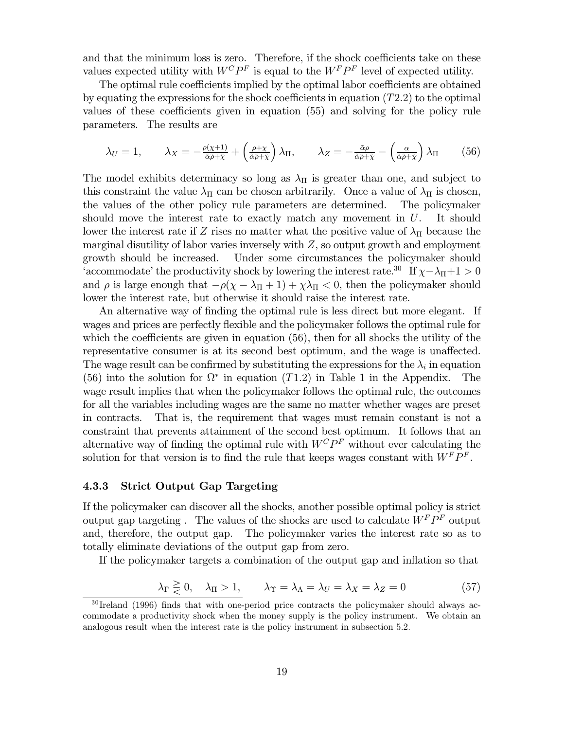and that the minimum loss is zero. Therefore, if the shock coefficients take on these values expected utility with $W^C P^F$ is equal to the $W^F P^F$ level of expected utility.

The optimal rule coefficients implied by the optimal labor coefficients are obtained by equating the expressions for the shock coefficients in equation $(T2.2)$ to the optimal values of these coefficients given in equation (55) and solving for the policy rule parameters. The results are

$$\lambda_U = 1, \qquad \lambda_X = -\frac{\rho(\chi+1)}{\tilde{\alpha}\tilde{\rho}+\tilde{\chi}} + \left(\frac{\rho+\chi}{\tilde{\alpha}\tilde{\rho}+\tilde{\chi}}\right)\lambda_\Pi, \qquad \lambda_Z = -\frac{\tilde{\alpha}\rho}{\tilde{\alpha}\tilde{\rho}+\tilde{\chi}} - \left(\frac{\alpha}{\tilde{\alpha}\tilde{\rho}+\tilde{\chi}}\right)\lambda_\Pi \tag{56}$$

The model exhibits determinacy so long as $\lambda_\Pi$ is greater than one, and subject to this constraint the value $\lambda_\Pi$ can be chosen arbitrarily. Once a value of $\lambda_\Pi$ is chosen, the values of the other policy rule parameters are determined. The policymaker should move the interest rate to exactly match any movement in $U$. It should lower the interest rate if $Z$ rises no matter what the positive value of $\lambda_\Pi$ because the marginal disutility of labor varies inversely with $Z$, so output growth and employment growth should be increased. Under some circumstances the policymaker should 'accommodate' the productivity shock by lowering the interest rate.[30] If $\chi - \lambda_\Pi + 1 > 0$ and $\rho$ is large enough that $-\rho(\chi - \lambda_\Pi + 1) + \chi\lambda_\Pi < 0$, then the policymaker should lower the interest rate, but otherwise it should raise the interest rate.

An alternative way of finding the optimal rule is less direct but more elegant. If wages and prices are perfectly flexible and the policymaker follows the optimal rule for which the coefficients are given in equation (56), then for all shocks the utility of the representative consumer is at its second best optimum, and the wage is unaffected. The wage result can be confirmed by substituting the expressions for the $\lambda_i$ in equation (56) into the solution for $\Omega^*$ in equation $(T1.2)$ in Table 1 in the Appendix. The wage result implies that when the policymaker follows the optimal rule, the outcomes for all the variables including wages are the same no matter whether wages are preset in contracts. That is, the requirement that wages must remain constant is not a constraint that prevents attainment of the second best optimum. It follows that an alternative way of finding the optimal rule with $W^C P^F$ without ever calculating the solution for that version is to find the rule that keeps wages constant with $W^F P^F$.

### 4.3.3 Strict Output Gap Targeting

If the policymaker can discover all the shocks, another possible optimal policy is strict output gap targeting . The values of the shocks are used to calculate $W^F P^F$ output and, therefore, the output gap. The policymaker varies the interest rate so as to totally eliminate deviations of the output gap from zero.

If the policymaker targets a combination of the output gap and inflation so that

$$\lambda_\Gamma \gtreqless 0, \quad \lambda_\Pi > 1, \qquad \lambda_\Upsilon = \lambda_\Lambda = \lambda_U = \lambda_X = \lambda_Z = 0 \tag{57}$$

[30] Ireland (1996) finds that with one-period price contracts the policymaker should always accommodate a productivity shock when the money supply is the policy instrument. We obtain an analogous result when the interest rate is the policy instrument in subsection 5.2.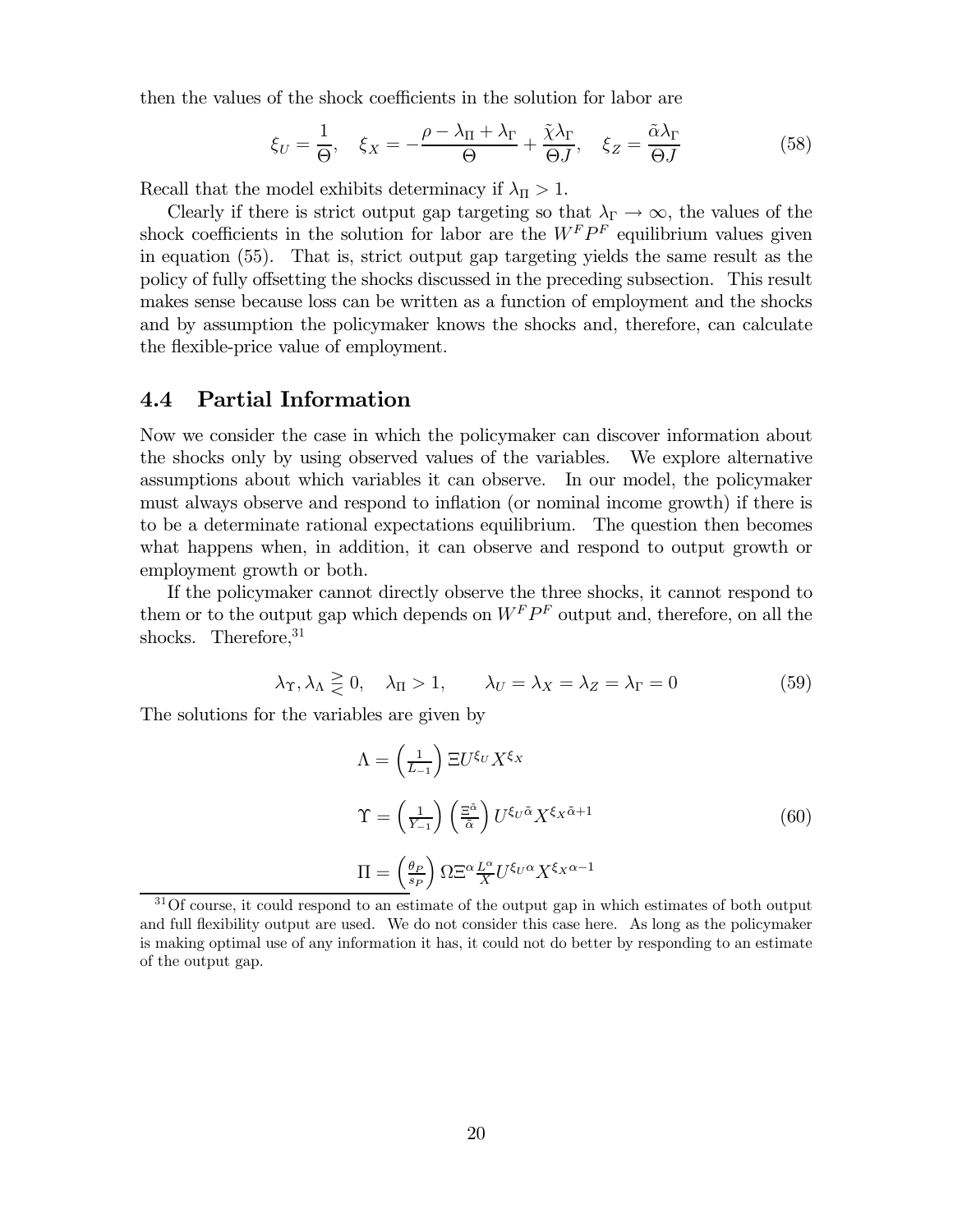then the values of the shock coefficients in the solution for labor are

$$\xi_U = \frac{1}{\Theta}, \quad \xi_X = -\frac{\rho - \lambda_\Pi + \lambda_\Gamma}{\Theta} + \frac{\tilde{\chi}\lambda_\Gamma}{\Theta J}, \quad \xi_Z = \frac{\tilde{\alpha}\lambda_\Gamma}{\Theta J} \tag{58}$$

Recall that the model exhibits determinacy if $\lambda_\Pi > 1$.

Clearly if there is strict output gap targeting so that $\lambda_\Gamma \to \infty$, the values of the shock coefficients in the solution for labor are the $W^F P^F$ equilibrium values given in equation (55). That is, strict output gap targeting yields the same result as the policy of fully offsetting the shocks discussed in the preceding subsection. This result makes sense because loss can be written as a function of employment and the shocks and by assumption the policymaker knows the shocks and, therefore, can calculate the flexible-price value of employment.

## 4.4 Partial Information

Now we consider the case in which the policymaker can discover information about the shocks only by using observed values of the variables. We explore alternative assumptions about which variables it can observe. In our model, the policymaker must always observe and respond to inflation (or nominal income growth) if there is to be a determinate rational expectations equilibrium. The question then becomes what happens when, in addition, it can observe and respond to output growth or employment growth or both.

If the policymaker cannot directly observe the three shocks, it cannot respond to them or to the output gap which depends on $W^F P^F$ output and, therefore, on all the shocks. Therefore,[31]

$$\lambda_\Upsilon, \lambda_\Lambda \gtreqless 0, \quad \lambda_\Pi > 1, \qquad \lambda_U = \lambda_X = \lambda_Z = \lambda_\Gamma = 0 \tag{59}$$

The solutions for the variables are given by

$$\begin{aligned}
\Lambda &= \left(\tfrac{1}{L_{-1}}\right) \Xi U^{\xi_U} X^{\xi_X} \\
\Upsilon &= \left(\tfrac{1}{Y_{-1}}\right) \left(\tfrac{\Xi^{\tilde{\alpha}}}{\tilde{\alpha}}\right) U^{\xi_U \tilde{\alpha}} X^{\xi_X \tilde{\alpha}+1} \\
\Pi &= \left(\tfrac{\theta_P}{s_P}\right) \Omega \Xi^{\alpha} \tfrac{L^\alpha}{X} U^{\xi_U \alpha} X^{\xi_X \alpha - 1}
\end{aligned} \tag{60}$$

[31] Of course, it could respond to an estimate of the output gap in which estimates of both output and full flexibility output are used. We do not consider this case here. As long as the policymaker is making optimal use of any information it has, it could not do better by responding to an estimate of the output gap.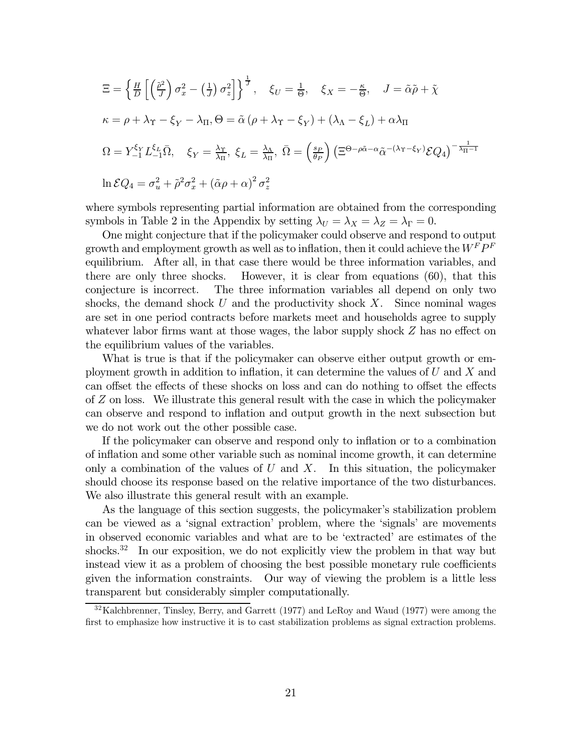$$\Xi = \left\{ \frac{H}{D} \left[ \left( \frac{\tilde{\rho}^2}{J} \right) \sigma_x^2 - \left( \frac{1}{J} \right) \sigma_z^2 \right] \right\}^{\frac{1}{J}}, \quad \xi_U = \frac{1}{\Theta}, \quad \xi_X = -\frac{\kappa}{\Theta}, \quad J = \tilde{\alpha}\tilde{\rho} + \tilde{\chi}$$

$$\kappa = \rho + \lambda_\Upsilon - \xi_Y - \lambda_\Pi, \Theta = \tilde{\alpha} \left( \rho + \lambda_\Upsilon - \xi_Y \right) + \left( \lambda_\Lambda - \xi_L \right) + \alpha \lambda_\Pi$$

$$\Omega = Y_{-1}^{\xi_Y} L_{-1}^{\xi_L} \bar{\Omega}, \quad \xi_Y = \frac{\lambda_\Upsilon}{\lambda_\Pi}, \ \xi_L = \frac{\lambda_\Lambda}{\lambda_\Pi}, \ \bar{\Omega} = \left( \frac{s_P}{\theta_P} \right) \left( \Xi^{\Theta - \rho\tilde{\alpha} - \alpha} \tilde{\alpha}^{-(\lambda_\Upsilon - \xi_Y)} \mathcal{E} Q_4 \right)^{-\frac{1}{\lambda_\Pi - 1}}$$

$$\ln \mathcal{E} Q_4 = \sigma_u^2 + \tilde{\rho}^2 \sigma_x^2 + \left( \tilde{\alpha}\rho + \alpha \right)^2 \sigma_z^2$$

where symbols representing partial information are obtained from the corresponding symbols in Table 2 in the Appendix by setting $\lambda_U = \lambda_X = \lambda_Z = \lambda_\Gamma = 0$.

One might conjecture that if the policymaker could observe and respond to output growth and employment growth as well as to inflation, then it could achieve the $W^F P^F$ equilibrium. After all, in that case there would be three information variables, and there are only three shocks. However, it is clear from equations (60), that this conjecture is incorrect. The three information variables all depend on only two shocks, the demand shock $U$ and the productivity shock $X$. Since nominal wages are set in one period contracts before markets meet and households agree to supply whatever labor firms want at those wages, the labor supply shock $Z$ has no effect on the equilibrium values of the variables.

What is true is that if the policymaker can observe either output growth or employment growth in addition to inflation, it can determine the values of $U$ and $X$ and can offset the effects of these shocks on loss and can do nothing to offset the effects of $Z$ on loss. We illustrate this general result with the case in which the policymaker can observe and respond to inflation and output growth in the next subsection but we do not work out the other possible case.

If the policymaker can observe and respond only to inflation or to a combination of inflation and some other variable such as nominal income growth, it can determine only a combination of the values of $U$ and $X$. In this situation, the policymaker should choose its response based on the relative importance of the two disturbances. We also illustrate this general result with an example.

As the language of this section suggests, the policymaker's stabilization problem can be viewed as a 'signal extraction' problem, where the 'signals' are movements in observed economic variables and what are to be 'extracted' are estimates of the shocks.[32] In our exposition, we do not explicitly view the problem in that way but instead view it as a problem of choosing the best possible monetary rule coefficients given the information constraints. Our way of viewing the problem is a little less transparent but considerably simpler computationally.

[32] Kalchbrenner, Tinsley, Berry, and Garrett (1977) and LeRoy and Waud (1977) were among the first to emphasize how instructive it is to cast stabilization problems as signal extraction problems.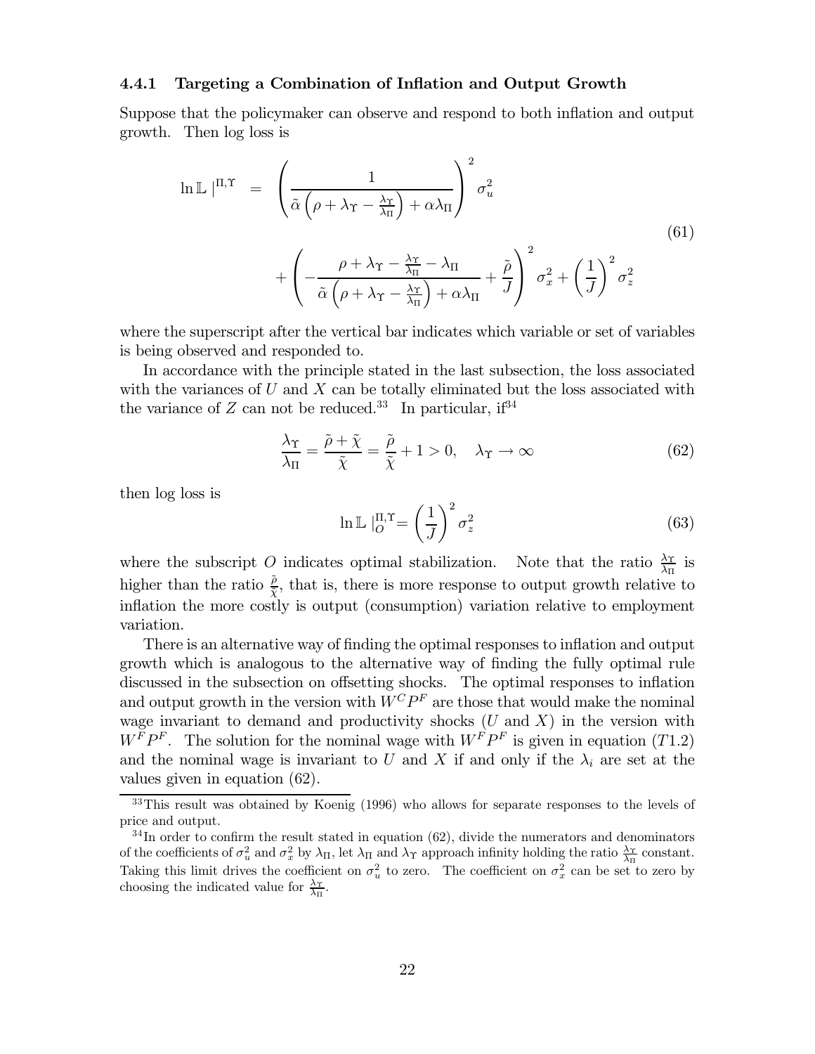#### 4.4.1 Targeting a Combination of Inflation and Output Growth

Suppose that the policymaker can observe and respond to both inflation and output growth. Then log loss is

$$
\begin{aligned}
\ln \mathbb{L}\,|^{\Pi,\Upsilon} \;=\; & \left(\frac{1}{\tilde{\alpha}\left(\rho+\lambda_{\Upsilon}-\frac{\lambda_{\Upsilon}}{\lambda_{\Pi}}\right)+\alpha\lambda_{\Pi}}\right)^{2}\sigma_{u}^{2} \\
& +\left(-\frac{\rho+\lambda_{\Upsilon}-\frac{\lambda_{\Upsilon}}{\lambda_{\Pi}}-\lambda_{\Pi}}{\tilde{\alpha}\left(\rho+\lambda_{\Upsilon}-\frac{\lambda_{\Upsilon}}{\lambda_{\Pi}}\right)+\alpha\lambda_{\Pi}}+\frac{\tilde{\rho}}{J}\right)^{2}\sigma_{x}^{2}+\left(\frac{1}{J}\right)^{2}\sigma_{z}^{2}
\end{aligned}
\tag{61}
$$

where the superscript after the vertical bar indicates which variable or set of variables is being observed and responded to.

In accordance with the principle stated in the last subsection, the loss associated with the variances of $U$ and $X$ can be totally eliminated but the loss associated with the variance of $Z$ can not be reduced.[33] In particular, if[34]

$$
\frac{\lambda_{\Upsilon}}{\lambda_{\Pi}}=\frac{\tilde{\rho}+\tilde{\chi}}{\tilde{\chi}}=\frac{\tilde{\rho}}{\tilde{\chi}}+1>0, \quad \lambda_{\Upsilon}\rightarrow\infty \tag{62}
$$

then log loss is

$$
\ln \mathbb{L}\,|_{O}^{\Pi,\Upsilon}=\left(\frac{1}{J}\right)^{2}\sigma_{z}^{2} \tag{63}
$$

where the subscript $O$ indicates optimal stabilization. Note that the ratio $\frac{\lambda_{\Upsilon}}{\lambda_{\Pi}}$ is higher than the ratio $\frac{\tilde{\rho}}{\tilde{\chi}}$, that is, there is more response to output growth relative to inflation the more costly is output (consumption) variation relative to employment variation.

There is an alternative way of finding the optimal responses to inflation and output growth which is analogous to the alternative way of finding the fully optimal rule discussed in the subsection on offsetting shocks. The optimal responses to inflation and output growth in the version with $W^{C}P^{F}$ are those that would make the nominal wage invariant to demand and productivity shocks ($U$ and $X$) in the version with $W^{F}P^{F}$. The solution for the nominal wage with $W^{F}P^{F}$ is given in equation $(T1.2)$ and the nominal wage is invariant to $U$ and $X$ if and only if the $\lambda_{i}$ are set at the values given in equation (62).

---

[33] This result was obtained by Koenig (1996) who allows for separate responses to the levels of price and output.

[34] In order to confirm the result stated in equation (62), divide the numerators and denominators of the coefficients of $\sigma_{u}^{2}$ and $\sigma_{x}^{2}$ by $\lambda_{\Pi}$, let $\lambda_{\Pi}$ and $\lambda_{\Upsilon}$ approach infinity holding the ratio $\frac{\lambda_{\Upsilon}}{\lambda_{\Pi}}$ constant. Taking this limit drives the coefficient on $\sigma_{u}^{2}$ to zero. The coefficient on $\sigma_{x}^{2}$ can be set to zero by choosing the indicated value for $\frac{\lambda_{\Upsilon}}{\lambda_{\Pi}}$.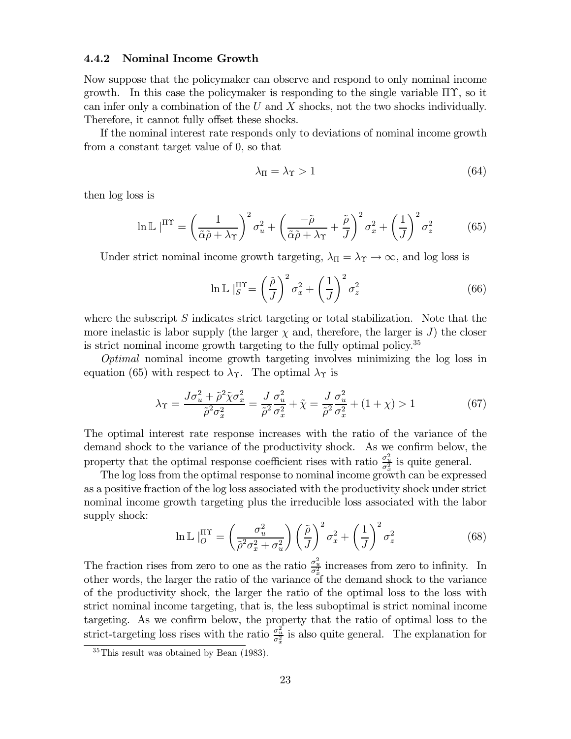### 4.4.2 Nominal Income Growth

Now suppose that the policymaker can observe and respond to only nominal income growth. In this case the policymaker is responding to the single variable $\Pi\Upsilon$, so it can infer only a combination of the $U$ and $X$ shocks, not the two shocks individually. Therefore, it cannot fully offset these shocks.

If the nominal interest rate responds only to deviations of nominal income growth from a constant target value of 0, so that

$$\lambda_\Pi = \lambda_\Upsilon > 1 \tag{64}$$

then log loss is

$$\ln \mathbb{L} \mid^{\Pi\Upsilon} = \left(\frac{1}{\tilde{\alpha}\tilde{\rho} + \lambda_\Upsilon}\right)^2 \sigma_u^2 + \left(\frac{-\tilde{\rho}}{\tilde{\alpha}\tilde{\rho} + \lambda_\Upsilon} + \frac{\tilde{\rho}}{J}\right)^2 \sigma_x^2 + \left(\frac{1}{J}\right)^2 \sigma_z^2 \tag{65}$$

Under strict nominal income growth targeting, $\lambda_\Pi = \lambda_\Upsilon \to \infty$, and log loss is

$$\ln \mathbb{L} \mid_S^{\Pi\Upsilon} = \left(\frac{\tilde{\rho}}{J}\right)^2 \sigma_x^2 + \left(\frac{1}{J}\right)^2 \sigma_z^2 \tag{66}$$

where the subscript $S$ indicates strict targeting or total stabilization. Note that the more inelastic is labor supply (the larger $\chi$ and, therefore, the larger is $J$) the closer is strict nominal income growth targeting to the fully optimal policy.[35]

*Optimal* nominal income growth targeting involves minimizing the log loss in equation (65) with respect to $\lambda_\Upsilon$. The optimal $\lambda_\Upsilon$ is

$$\lambda_\Upsilon = \frac{J\sigma_u^2 + \tilde{\rho}^2\tilde{\chi}\sigma_x^2}{\tilde{\rho}^2\sigma_x^2} = \frac{J}{\tilde{\rho}^2}\frac{\sigma_u^2}{\sigma_x^2} + \tilde{\chi} = \frac{J}{\tilde{\rho}^2}\frac{\sigma_u^2}{\sigma_x^2} + (1+\chi) > 1 \tag{67}$$

The optimal interest rate response increases with the ratio of the variance of the demand shock to the variance of the productivity shock. As we confirm below, the property that the optimal response coefficient rises with ratio $\frac{\sigma_u^2}{\sigma_x^2}$ is quite general.

The log loss from the optimal response to nominal income growth can be expressed as a positive fraction of the log loss associated with the productivity shock under strict nominal income growth targeting plus the irreducible loss associated with the labor supply shock:

$$\ln \mathbb{L} \mid_O^{\Pi\Upsilon} = \left(\frac{\sigma_u^2}{\tilde{\rho}^2\sigma_x^2 + \sigma_u^2}\right)\left(\frac{\tilde{\rho}}{J}\right)^2 \sigma_x^2 + \left(\frac{1}{J}\right)^2 \sigma_z^2 \tag{68}$$

The fraction rises from zero to one as the ratio $\frac{\sigma_u^2}{\sigma_x^2}$ increases from zero to infinity. In other words, the larger the ratio of the variance of the demand shock to the variance of the productivity shock, the larger the ratio of the optimal loss to the loss with strict nominal income targeting, that is, the less suboptimal is strict nominal income targeting. As we confirm below, the property that the ratio of optimal loss to the strict-targeting loss rises with the ratio $\frac{\sigma_u^2}{\sigma_x^2}$ is also quite general. The explanation for

[35] This result was obtained by Bean (1983).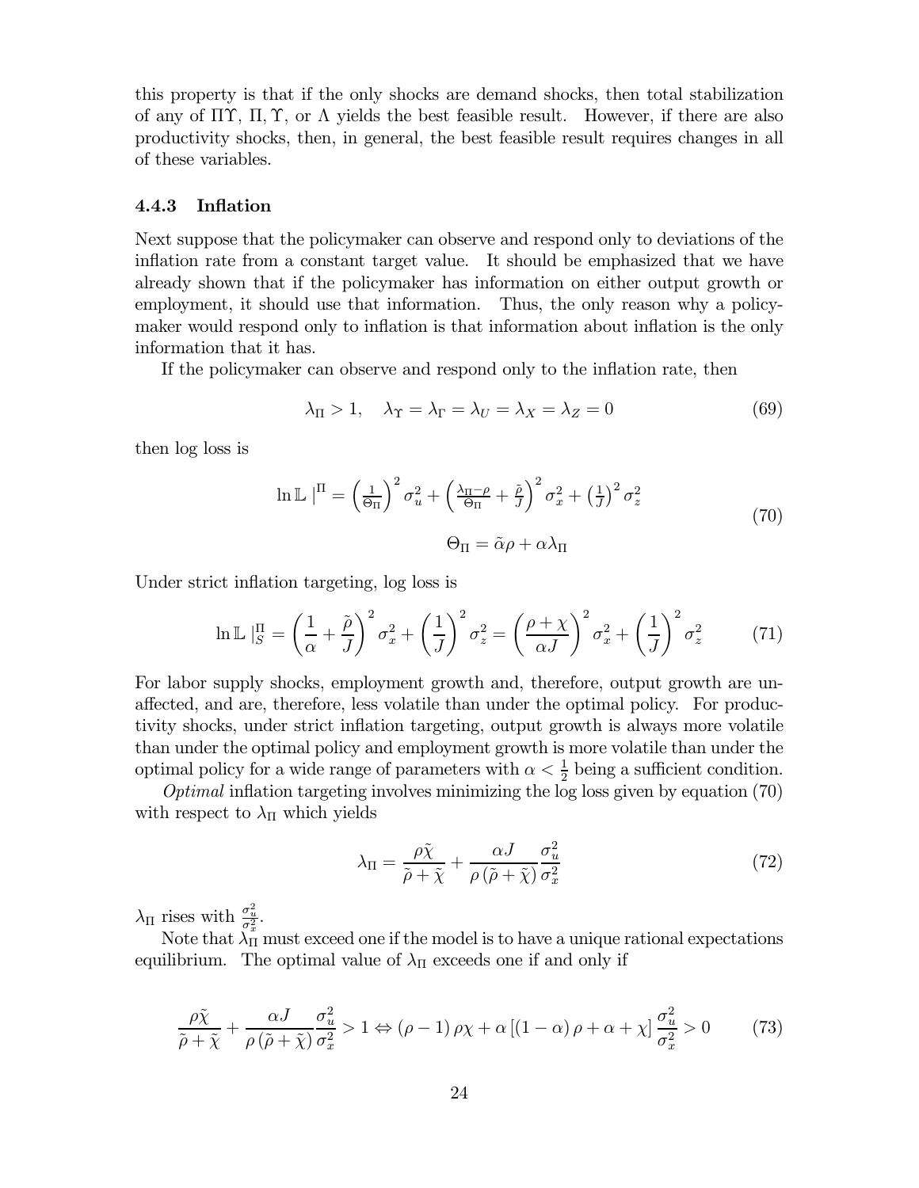this property is that if the only shocks are demand shocks, then total stabilization of any of $\Pi\Upsilon$, $\Pi$, $\Upsilon$, or $\Lambda$ yields the best feasible result. However, if there are also productivity shocks, then, in general, the best feasible result requires changes in all of these variables.

### 4.4.3 Inflation

Next suppose that the policymaker can observe and respond only to deviations of the inflation rate from a constant target value. It should be emphasized that we have already shown that if the policymaker has information on either output growth or employment, it should use that information. Thus, the only reason why a policymaker would respond only to inflation is that information about inflation is the only information that it has.

If the policymaker can observe and respond only to the inflation rate, then

$$\lambda_\Pi > 1, \quad \lambda_\Upsilon = \lambda_\Gamma = \lambda_U = \lambda_X = \lambda_Z = 0 \tag{69}$$

then log loss is

$$\begin{gathered} \ln \mathbb{L}\mid^{\Pi} = \left(\tfrac{1}{\Theta_\Pi}\right)^2 \sigma_u^2 + \left(\tfrac{\lambda_\Pi - \rho}{\Theta_\Pi} + \tfrac{\tilde{\rho}}{J}\right)^2 \sigma_x^2 + \left(\tfrac{1}{J}\right)^2 \sigma_z^2 \\ \Theta_\Pi = \tilde{\alpha}\rho + \alpha\lambda_\Pi \end{gathered} \tag{70}$$

Under strict inflation targeting, log loss is

$$\ln \mathbb{L}\mid_S^{\Pi} = \left(\frac{1}{\alpha} + \frac{\tilde{\rho}}{J}\right)^2 \sigma_x^2 + \left(\frac{1}{J}\right)^2 \sigma_z^2 = \left(\frac{\rho + \chi}{\alpha J}\right)^2 \sigma_x^2 + \left(\frac{1}{J}\right)^2 \sigma_z^2 \tag{71}$$

For labor supply shocks, employment growth and, therefore, output growth are unaffected, and are, therefore, less volatile than under the optimal policy. For productivity shocks, under strict inflation targeting, output growth is always more volatile than under the optimal policy and employment growth is more volatile than under the optimal policy for a wide range of parameters with $\alpha < \frac{1}{2}$ being a sufficient condition.

*Optimal* inflation targeting involves minimizing the log loss given by equation (70) with respect to $\lambda_\Pi$ which yields

$$\lambda_\Pi = \frac{\rho\tilde{\chi}}{\tilde{\rho} + \tilde{\chi}} + \frac{\alpha J}{\rho\left(\tilde{\rho} + \tilde{\chi}\right)} \frac{\sigma_u^2}{\sigma_x^2} \tag{72}$$

$\lambda_\Pi$ rises with $\frac{\sigma_u^2}{\sigma_x^2}$.

Note that $\lambda_\Pi$ must exceed one if the model is to have a unique rational expectations equilibrium. The optimal value of $\lambda_\Pi$ exceeds one if and only if

$$\frac{\rho\tilde{\chi}}{\tilde{\rho} + \tilde{\chi}} + \frac{\alpha J}{\rho\left(\tilde{\rho} + \tilde{\chi}\right)} \frac{\sigma_u^2}{\sigma_x^2} > 1 \Leftrightarrow \left(\rho - 1\right)\rho\chi + \alpha\left[\left(1 - \alpha\right)\rho + \alpha + \chi\right] \frac{\sigma_u^2}{\sigma_x^2} > 0 \tag{73}$$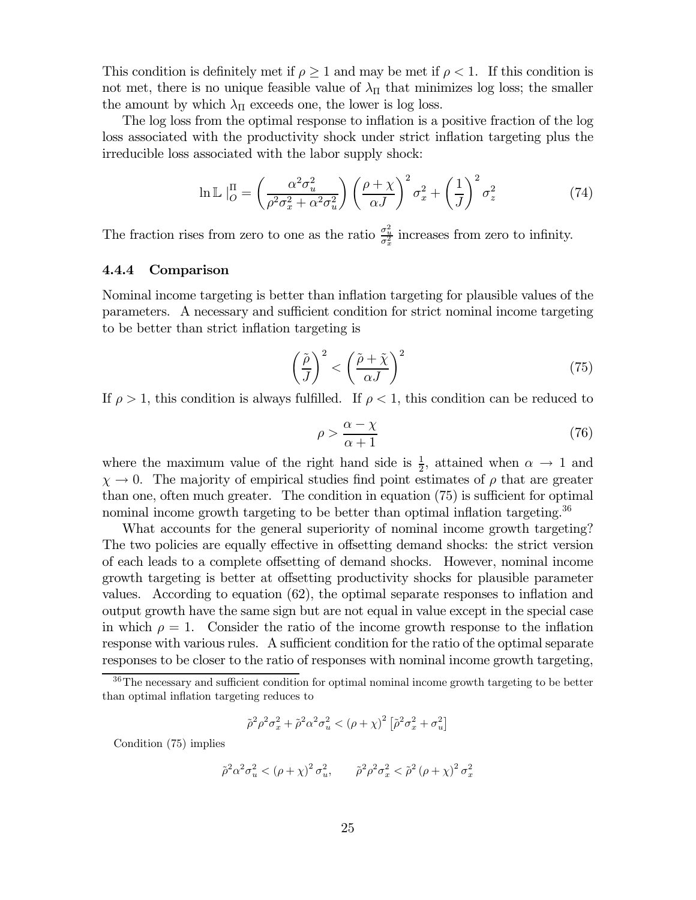This condition is definitely met if $\rho \geq 1$ and may be met if $\rho < 1$. If this condition is not met, there is no unique feasible value of $\lambda_\Pi$ that minimizes log loss; the smaller the amount by which $\lambda_\Pi$ exceeds one, the lower is log loss.

The log loss from the optimal response to inflation is a positive fraction of the log loss associated with the productivity shock under strict inflation targeting plus the irreducible loss associated with the labor supply shock:

$$\ln \mathbb{L} \mid_O^\Pi = \left( \frac{\alpha^2 \sigma_u^2}{\rho^2 \sigma_x^2 + \alpha^2 \sigma_u^2} \right) \left( \frac{\rho + \chi}{\alpha J} \right)^2 \sigma_x^2 + \left( \frac{1}{J} \right)^2 \sigma_z^2 \tag{74}$$

The fraction rises from zero to one as the ratio $\frac{\sigma_u^2}{\sigma_x^2}$ increases from zero to infinity.

### 4.4.4 Comparison

Nominal income targeting is better than inflation targeting for plausible values of the parameters. A necessary and sufficient condition for strict nominal income targeting to be better than strict inflation targeting is

$$\left( \frac{\tilde{\rho}}{J} \right)^2 < \left( \frac{\tilde{\rho} + \tilde{\chi}}{\alpha J} \right)^2 \tag{75}$$

If $\rho > 1$, this condition is always fulfilled. If $\rho < 1$, this condition can be reduced to

$$\rho > \frac{\alpha - \chi}{\alpha + 1} \tag{76}$$

where the maximum value of the right hand side is $\frac{1}{2}$, attained when $\alpha \rightarrow 1$ and $\chi \rightarrow 0$. The majority of empirical studies find point estimates of $\rho$ that are greater than one, often much greater. The condition in equation (75) is sufficient for optimal nominal income growth targeting to be better than optimal inflation targeting.[36]

What accounts for the general superiority of nominal income growth targeting? The two policies are equally effective in offsetting demand shocks: the strict version of each leads to a complete offsetting of demand shocks. However, nominal income growth targeting is better at offsetting productivity shocks for plausible parameter values. According to equation (62), the optimal separate responses to inflation and output growth have the same sign but are not equal in value except in the special case in which $\rho = 1$. Consider the ratio of the income growth response to the inflation response with various rules. A sufficient condition for the ratio of the optimal separate responses to be closer to the ratio of responses with nominal income growth targeting,

---

[36] The necessary and sufficient condition for optimal nominal income growth targeting to be better than optimal inflation targeting reduces to

$$\tilde{\rho}^2 \rho^2 \sigma_x^2 + \tilde{\rho}^2 \alpha^2 \sigma_u^2 < (\rho + \chi)^2 \left[ \tilde{\rho}^2 \sigma_x^2 + \sigma_u^2 \right]$$

Condition (75) implies

$$\tilde{\rho}^2 \alpha^2 \sigma_u^2 < (\rho + \chi)^2 \sigma_u^2, \qquad \tilde{\rho}^2 \rho^2 \sigma_x^2 < \tilde{\rho}^2 (\rho + \chi)^2 \sigma_x^2$$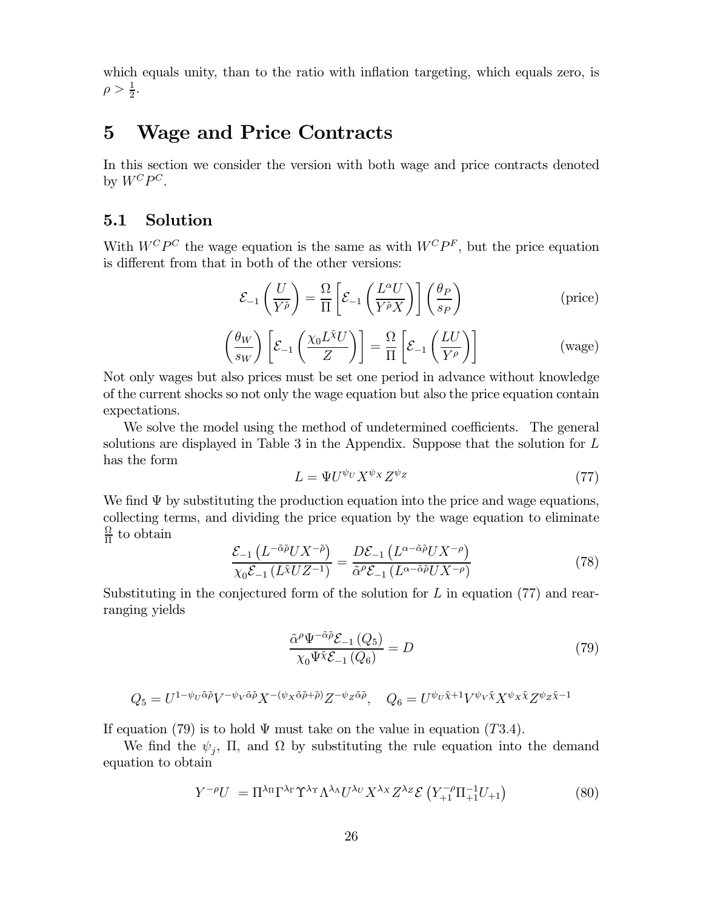which equals unity, than to the ratio with inflation targeting, which equals zero, is $\rho > \frac{1}{2}$.

# 5 Wage and Price Contracts

In this section we consider the version with both wage and price contracts denoted by $W^C P^C$.

## 5.1 Solution

With $W^C P^C$ the wage equation is the same as with $W^C P^F$, but the price equation is different from that in both of the other versions:

$$\mathcal{E}_{-1}\left(\frac{U}{Y^{\tilde{\rho}}}\right) = \frac{\Omega}{\Pi}\left[\mathcal{E}_{-1}\left(\frac{L^{\alpha}U}{Y^{\tilde{\rho}}X}\right)\right]\left(\frac{\theta_P}{s_P}\right) \tag{price}$$

$$\left(\frac{\theta_W}{s_W}\right)\left[\mathcal{E}_{-1}\left(\frac{\chi_0 L^{\tilde{\chi}}U}{Z}\right)\right] = \frac{\Omega}{\Pi}\left[\mathcal{E}_{-1}\left(\frac{LU}{Y^{\rho}}\right)\right] \tag{wage}$$

Not only wages but also prices must be set one period in advance without knowledge of the current shocks so not only the wage equation but also the price equation contain expectations.

We solve the model using the method of undetermined coefficients. The general solutions are displayed in Table 3 in the Appendix. Suppose that the solution for $L$ has the form

$$L = \Psi U^{\psi_U} X^{\psi_X} Z^{\psi_Z} \tag{77}$$

We find $\Psi$ by substituting the production equation into the price and wage equations, collecting terms, and dividing the price equation by the wage equation to eliminate $\frac{\Omega}{\Pi}$ to obtain

$$\frac{\mathcal{E}_{-1}\left(L^{-\tilde{\alpha}\tilde{\rho}}UX^{-\tilde{\rho}}\right)}{\chi_0 \mathcal{E}_{-1}\left(L^{\tilde{\chi}}UZ^{-1}\right)} = \frac{D\mathcal{E}_{-1}\left(L^{\alpha-\tilde{\alpha}\tilde{\rho}}UX^{-\rho}\right)}{\tilde{\alpha}^{\rho}\mathcal{E}_{-1}\left(L^{\alpha-\tilde{\alpha}\tilde{\rho}}UX^{-\rho}\right)} \tag{78}$$

Substituting in the conjectured form of the solution for $L$ in equation (77) and rearranging yields

$$\frac{\tilde{\alpha}^{\rho}\Psi^{-\tilde{\alpha}\tilde{\rho}}\mathcal{E}_{-1}\left(Q_5\right)}{\chi_0 \Psi^{\tilde{\chi}}\mathcal{E}_{-1}\left(Q_6\right)} = D \tag{79}$$

$$Q_5 = U^{1-\psi_U\tilde{\alpha}\tilde{\rho}}V^{-\psi_V\tilde{\alpha}\tilde{\rho}}X^{-(\psi_X\tilde{\alpha}\tilde{\rho}+\tilde{\rho})}Z^{-\psi_Z\tilde{\alpha}\tilde{\rho}}, \quad Q_6 = U^{\psi_U\tilde{\chi}+1}V^{\psi_V\tilde{\chi}}X^{\psi_X\tilde{\chi}}Z^{\psi_Z\tilde{\chi}-1}$$

If equation (79) is to hold $\Psi$ must take on the value in equation ($T3.4$).

We find the $\psi_j$, $\Pi$, and $\Omega$ by substituting the rule equation into the demand equation to obtain

$$Y^{-\rho}U \;= \Pi^{\lambda_\Pi}\Gamma^{\lambda_\Gamma}\Upsilon^{\lambda_\Upsilon}\Lambda^{\lambda_\Lambda}U^{\lambda_U}X^{\lambda_X}Z^{\lambda_Z}\mathcal{E}\left(Y_{+1}^{-\rho}\Pi_{+1}^{-1}U_{+1}\right) \tag{80}$$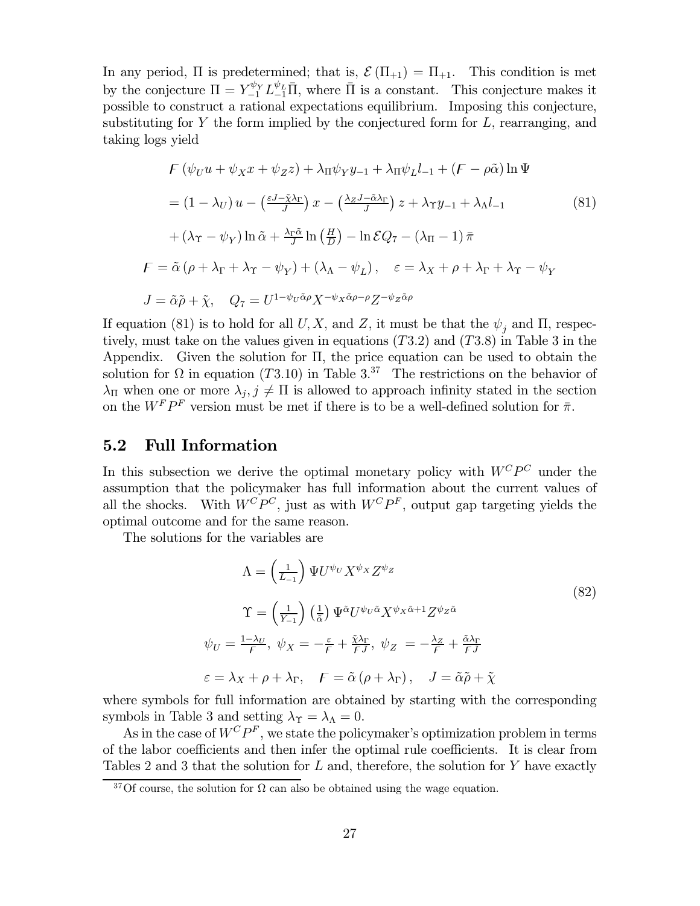In any period, $\Pi$ is predetermined; that is, $\mathcal{E}(\Pi_{+1}) = \Pi_{+1}$. This condition is met by the conjecture $\Pi = Y_{-1}^{\psi_Y} L_{-1}^{\psi_L} \bar{\Pi}$, where $\bar{\Pi}$ is a constant. This conjecture makes it possible to construct a rational expectations equilibrium. Imposing this conjecture, substituting for $Y$ the form implied by the conjectured form for $L$, rearranging, and taking logs yield

$$
\begin{aligned}
&F(\psi_U u + \psi_X x + \psi_Z z) + \lambda_\Pi \psi_Y y_{-1} + \lambda_\Pi \psi_L l_{-1} + (F - \rho\tilde{\alpha}) \ln \Psi \\
&= (1 - \lambda_U) u - \left(\tfrac{\varepsilon J - \tilde{\chi}\lambda_\Gamma}{J}\right) x - \left(\tfrac{\lambda_Z J - \tilde{\alpha}\lambda_\Gamma}{J}\right) z + \lambda_\Upsilon y_{-1} + \lambda_\Lambda l_{-1} \qquad (81) \\
&+ (\lambda_\Upsilon - \psi_Y) \ln \tilde{\alpha} + \tfrac{\lambda_\Gamma \tilde{\alpha}}{J} \ln\left(\tfrac{H}{D}\right) - \ln \mathcal{E} Q_7 - (\lambda_\Pi - 1)\bar{\pi} \\
&F = \tilde{\alpha}(\rho + \lambda_\Gamma + \lambda_\Upsilon - \psi_Y) + (\lambda_\Lambda - \psi_L), \quad \varepsilon = \lambda_X + \rho + \lambda_\Gamma + \lambda_\Upsilon - \psi_Y \\
&J = \tilde{\alpha}\tilde{\rho} + \tilde{\chi}, \quad Q_7 = U^{1 - \psi_U \tilde{\alpha}\rho} X^{-\psi_X \tilde{\alpha}\rho - \rho} Z^{-\psi_Z \tilde{\alpha}\rho}
\end{aligned}
$$

If equation (81) is to hold for all $U, X$, and $Z$, it must be that the $\psi_j$ and $\Pi$, respectively, must take on the values given in equations $(T3.2)$ and $(T3.8)$ in Table 3 in the Appendix. Given the solution for $\Pi$, the price equation can be used to obtain the solution for $\Omega$ in equation $(T3.10)$ in Table 3.[37] The restrictions on the behavior of $\lambda_\Pi$ when one or more $\lambda_j, j \neq \Pi$ is allowed to approach infinity stated in the section on the $W^F P^F$ version must be met if there is to be a well-defined solution for $\bar{\pi}$.

## 5.2 Full Information

In this subsection we derive the optimal monetary policy with $W^C P^C$ under the assumption that the policymaker has full information about the current values of all the shocks. With $W^C P^C$, just as with $W^C P^F$, output gap targeting yields the optimal outcome and for the same reason.

The solutions for the variables are

$$
\begin{aligned}
\Lambda &= \left(\tfrac{1}{L_{-1}}\right) \Psi U^{\psi_U} X^{\psi_X} Z^{\psi_Z} \\
\Upsilon &= \left(\tfrac{1}{Y_{-1}}\right) \left(\tfrac{1}{\tilde{\alpha}}\right) \Psi^{\tilde{\alpha}} U^{\psi_U \tilde{\alpha}} X^{\psi_X \tilde{\alpha} + 1} Z^{\psi_Z \tilde{\alpha}} \qquad (82) \\
\psi_U &= \tfrac{1 - \lambda_U}{F}, \ \psi_X = -\tfrac{\varepsilon}{F} + \tfrac{\tilde{\chi}\lambda_\Gamma}{F J}, \ \psi_Z = -\tfrac{\lambda_Z}{F} + \tfrac{\tilde{\alpha}\lambda_\Gamma}{F J} \\
\varepsilon &= \lambda_X + \rho + \lambda_\Gamma, \quad F = \tilde{\alpha}(\rho + \lambda_\Gamma), \quad J = \tilde{\alpha}\tilde{\rho} + \tilde{\chi}
\end{aligned}
$$

where symbols for full information are obtained by starting with the corresponding symbols in Table 3 and setting $\lambda_\Upsilon = \lambda_\Lambda = 0$.

As in the case of $W^C P^F$, we state the policymaker's optimization problem in terms of the labor coefficients and then infer the optimal rule coefficients. It is clear from Tables 2 and 3 that the solution for $L$ and, therefore, the solution for $Y$ have exactly

[37] Of course, the solution for $\Omega$ can also be obtained using the wage equation.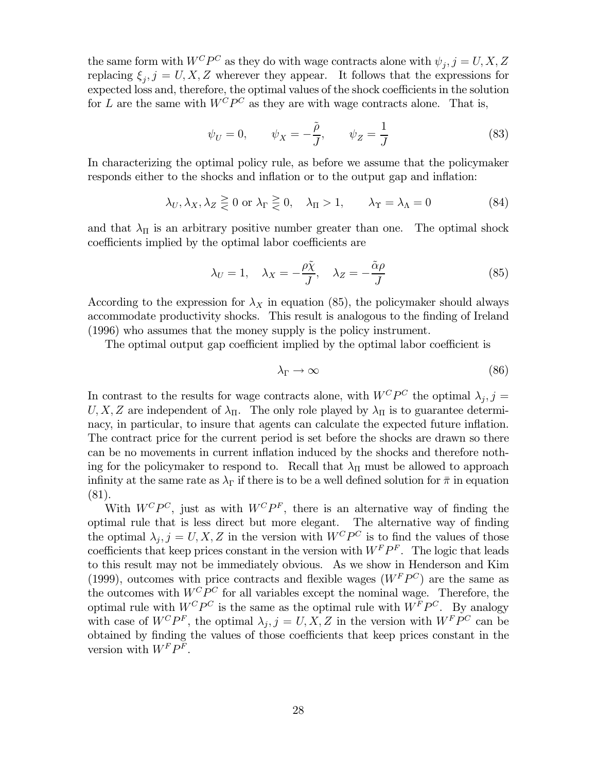the same form with $W^C P^C$ as they do with wage contracts alone with $\psi_j, j = U, X, Z$ replacing $\xi_j, j = U, X, Z$ wherever they appear. It follows that the expressions for expected loss and, therefore, the optimal values of the shock coefficients in the solution for $L$ are the same with $W^C P^C$ as they are with wage contracts alone. That is,

$$\psi_U = 0, \qquad \psi_X = -\frac{\tilde{\rho}}{J}, \qquad \psi_Z = \frac{1}{J} \tag{83}$$

In characterizing the optimal policy rule, as before we assume that the policymaker responds either to the shocks and inflation or to the output gap and inflation:

$$\lambda_U, \lambda_X, \lambda_Z \gtreqless 0 \text{ or } \lambda_\Gamma \gtreqless 0, \quad \lambda_\Pi > 1, \qquad \lambda_\Upsilon = \lambda_\Lambda = 0 \tag{84}$$

and that $\lambda_\Pi$ is an arbitrary positive number greater than one. The optimal shock coefficients implied by the optimal labor coefficients are

$$\lambda_U = 1, \quad \lambda_X = -\frac{\rho\tilde{\chi}}{J}, \quad \lambda_Z = -\frac{\tilde{\alpha}\rho}{J} \tag{85}$$

According to the expression for $\lambda_X$ in equation (85), the policymaker should always accommodate productivity shocks. This result is analogous to the finding of Ireland (1996) who assumes that the money supply is the policy instrument.

The optimal output gap coefficient implied by the optimal labor coefficient is

$$\lambda_\Gamma \to \infty \tag{86}$$

In contrast to the results for wage contracts alone, with $W^C P^C$ the optimal $\lambda_j, j = U, X, Z$ are independent of $\lambda_\Pi$. The only role played by $\lambda_\Pi$ is to guarantee determinacy, in particular, to insure that agents can calculate the expected future inflation. The contract price for the current period is set before the shocks are drawn so there can be no movements in current inflation induced by the shocks and therefore nothing for the policymaker to respond to. Recall that $\lambda_\Pi$ must be allowed to approach infinity at the same rate as $\lambda_\Gamma$ if there is to be a well defined solution for $\bar{\pi}$ in equation (81).

With $W^C P^C$, just as with $W^C P^F$, there is an alternative way of finding the optimal rule that is less direct but more elegant. The alternative way of finding the optimal $\lambda_j, j = U, X, Z$ in the version with $W^C P^C$ is to find the values of those coefficients that keep prices constant in the version with $W^F P^F$. The logic that leads to this result may not be immediately obvious. As we show in Henderson and Kim (1999), outcomes with price contracts and flexible wages ($W^F P^C$) are the same as the outcomes with $W^C P^C$ for all variables except the nominal wage. Therefore, the optimal rule with $W^C P^C$ is the same as the optimal rule with $W^F P^C$. By analogy with case of $W^C P^F$, the optimal $\lambda_j, j = U, X, Z$ in the version with $W^F P^C$ can be obtained by finding the values of those coefficients that keep prices constant in the version with $W^F P^F$.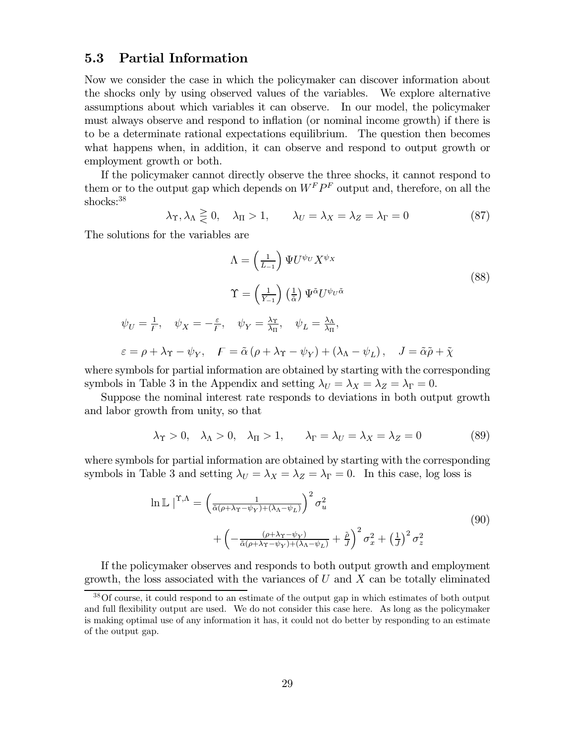### 5.3 Partial Information

Now we consider the case in which the policymaker can discover information about the shocks only by using observed values of the variables. We explore alternative assumptions about which variables it can observe. In our model, the policymaker must always observe and respond to inflation (or nominal income growth) if there is to be a determinate rational expectations equilibrium. The question then becomes what happens when, in addition, it can observe and respond to output growth or employment growth or both.

If the policymaker cannot directly observe the three shocks, it cannot respond to them or to the output gap which depends on $W^F P^F$ output and, therefore, on all the shocks:[38]

$$\lambda_\Upsilon, \lambda_\Lambda \gtreqless 0, \quad \lambda_\Pi > 1, \qquad \lambda_U = \lambda_X = \lambda_Z = \lambda_\Gamma = 0 \tag{87}$$

The solutions for the variables are

$$\Lambda = \left(\tfrac{1}{L_{-1}}\right) \Psi U^{\psi_U} X^{\psi_X}$$
$$\Upsilon = \left(\tfrac{1}{Y_{-1}}\right) \left(\tfrac{1}{\tilde{\alpha}}\right) \Psi^{\tilde{\alpha}} U^{\psi_U \tilde{\alpha}} \tag{88}$$

$$\psi_U = \tfrac{1}{F}, \quad \psi_X = -\tfrac{\varepsilon}{F}, \quad \psi_Y = \tfrac{\lambda_\Upsilon}{\lambda_\Pi}, \quad \psi_L = \tfrac{\lambda_\Lambda}{\lambda_\Pi},$$

$$\varepsilon = \rho + \lambda_\Upsilon - \psi_Y, \quad F = \tilde{\alpha}\left(\rho + \lambda_\Upsilon - \psi_Y\right) + \left(\lambda_\Lambda - \psi_L\right), \quad J = \tilde{\alpha}\tilde{\rho} + \tilde{\chi}$$

where symbols for partial information are obtained by starting with the corresponding symbols in Table 3 in the Appendix and setting $\lambda_U = \lambda_X = \lambda_Z = \lambda_\Gamma = 0$.

Suppose the nominal interest rate responds to deviations in both output growth and labor growth from unity, so that

$$\lambda_\Upsilon > 0, \quad \lambda_\Lambda > 0, \quad \lambda_\Pi > 1, \qquad \lambda_\Gamma = \lambda_U = \lambda_X = \lambda_Z = 0 \tag{89}$$

where symbols for partial information are obtained by starting with the corresponding symbols in Table 3 and setting $\lambda_U = \lambda_X = \lambda_Z = \lambda_\Gamma = 0$. In this case, log loss is

$$\ln \mathbb{L} \mid^{\Upsilon,\Lambda} = \left(\tfrac{1}{\tilde{\alpha}(\rho+\lambda_\Upsilon-\psi_Y)+(\lambda_\Lambda-\psi_L)}\right)^2 \sigma_u^2$$
$$+ \left(-\tfrac{(\rho+\lambda_\Upsilon-\psi_Y)}{\tilde{\alpha}(\rho+\lambda_\Upsilon-\psi_Y)+(\lambda_\Lambda-\psi_L)} + \tfrac{\tilde{\rho}}{J}\right)^2 \sigma_x^2 + \left(\tfrac{1}{J}\right)^2 \sigma_z^2 \tag{90}$$

If the policymaker observes and responds to both output growth and employment growth, the loss associated with the variances of $U$ and $X$ can be totally eliminated

[38] Of course, it could respond to an estimate of the output gap in which estimates of both output and full flexibility output are used. We do not consider this case here. As long as the policymaker is making optimal use of any information it has, it could not do better by responding to an estimate of the output gap.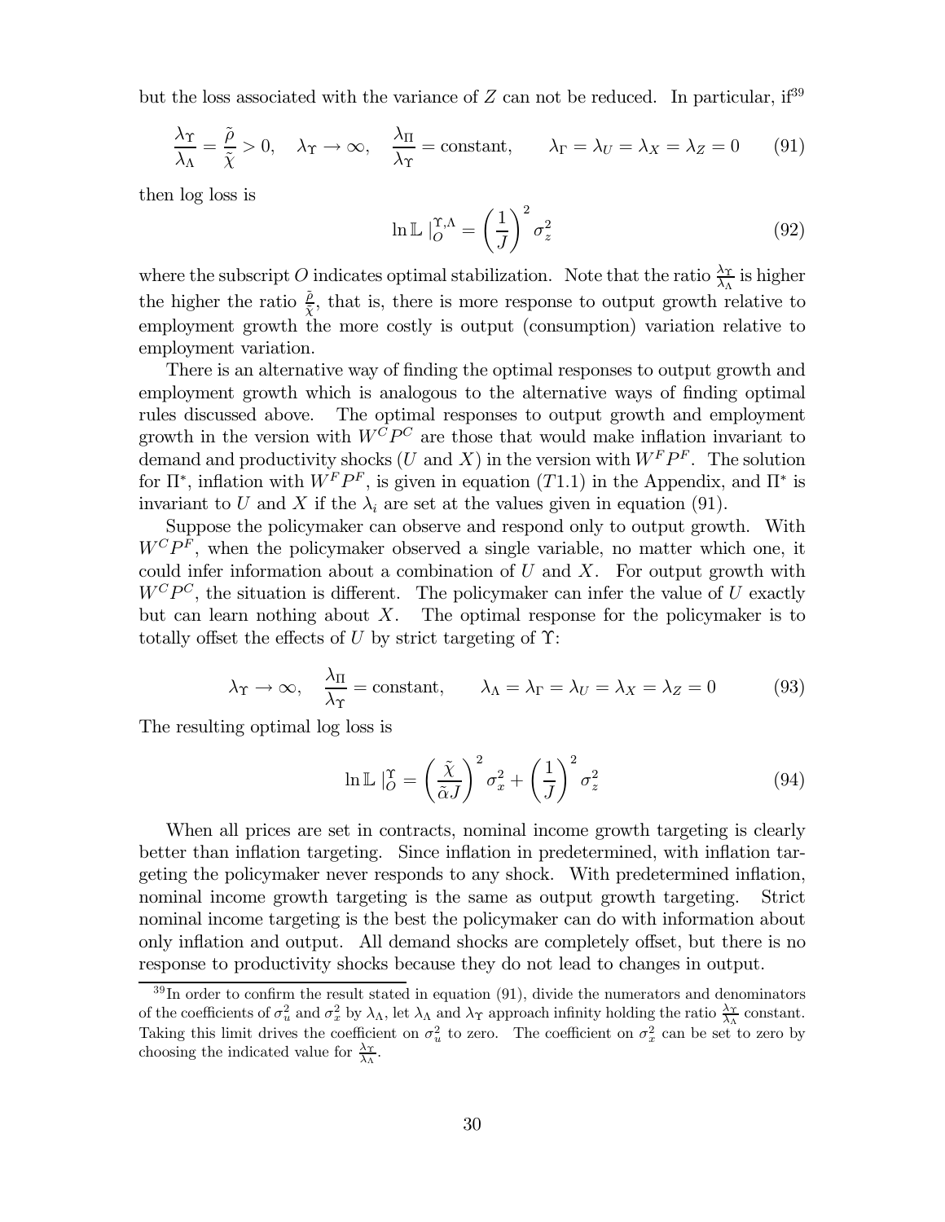but the loss associated with the variance of $Z$ can not be reduced. In particular, if[39]

$$\frac{\lambda_\Upsilon}{\lambda_\Lambda} = \frac{\tilde{\rho}}{\tilde{\chi}} > 0, \quad \lambda_\Upsilon \to \infty, \quad \frac{\lambda_\Pi}{\lambda_\Upsilon} = \text{constant}, \qquad \lambda_\Gamma = \lambda_U = \lambda_X = \lambda_Z = 0 \tag{91}$$

then log loss is

$$\ln \mathbb{L}\mid_O^{\Upsilon,\Lambda} = \left(\frac{1}{J}\right)^2 \sigma_z^2 \tag{92}$$

where the subscript $O$ indicates optimal stabilization. Note that the ratio $\frac{\lambda_\Upsilon}{\lambda_\Lambda}$ is higher the higher the ratio $\frac{\tilde{\rho}}{\tilde{\chi}}$, that is, there is more response to output growth relative to employment growth the more costly is output (consumption) variation relative to employment variation.

There is an alternative way of finding the optimal responses to output growth and employment growth which is analogous to the alternative ways of finding optimal rules discussed above. The optimal responses to output growth and employment growth in the version with $W^C P^C$ are those that would make inflation invariant to demand and productivity shocks ($U$ and $X$) in the version with $W^F P^F$. The solution for $\Pi^*$, inflation with $W^F P^F$, is given in equation $(T1.1)$ in the Appendix, and $\Pi^*$ is invariant to $U$ and $X$ if the $\lambda_i$ are set at the values given in equation (91).

Suppose the policymaker can observe and respond only to output growth. With $W^C P^F$, when the policymaker observed a single variable, no matter which one, it could infer information about a combination of $U$ and $X$. For output growth with $W^C P^C$, the situation is different. The policymaker can infer the value of $U$ exactly but can learn nothing about $X$. The optimal response for the policymaker is to totally offset the effects of $U$ by strict targeting of $\Upsilon$:

$$\lambda_\Upsilon \to \infty, \quad \frac{\lambda_\Pi}{\lambda_\Upsilon} = \text{constant}, \qquad \lambda_\Lambda = \lambda_\Gamma = \lambda_U = \lambda_X = \lambda_Z = 0 \tag{93}$$

The resulting optimal log loss is

$$\ln \mathbb{L}\mid_O^{\Upsilon} = \left(\frac{\tilde{\chi}}{\tilde{\alpha}J}\right)^2 \sigma_x^2 + \left(\frac{1}{J}\right)^2 \sigma_z^2 \tag{94}$$

When all prices are set in contracts, nominal income growth targeting is clearly better than inflation targeting. Since inflation in predetermined, with inflation targeting the policymaker never responds to any shock. With predetermined inflation, nominal income growth targeting is the same as output growth targeting. Strict nominal income targeting is the best the policymaker can do with information about only inflation and output. All demand shocks are completely offset, but there is no response to productivity shocks because they do not lead to changes in output.

[39] In order to confirm the result stated in equation (91), divide the numerators and denominators of the coefficients of $\sigma_u^2$ and $\sigma_x^2$ by $\lambda_\Lambda$, let $\lambda_\Lambda$ and $\lambda_\Upsilon$ approach infinity holding the ratio $\frac{\lambda_\Upsilon}{\lambda_\Lambda}$ constant. Taking this limit drives the coefficient on $\sigma_u^2$ to zero. The coefficient on $\sigma_x^2$ can be set to zero by choosing the indicated value for $\frac{\lambda_\Upsilon}{\lambda_\Lambda}$.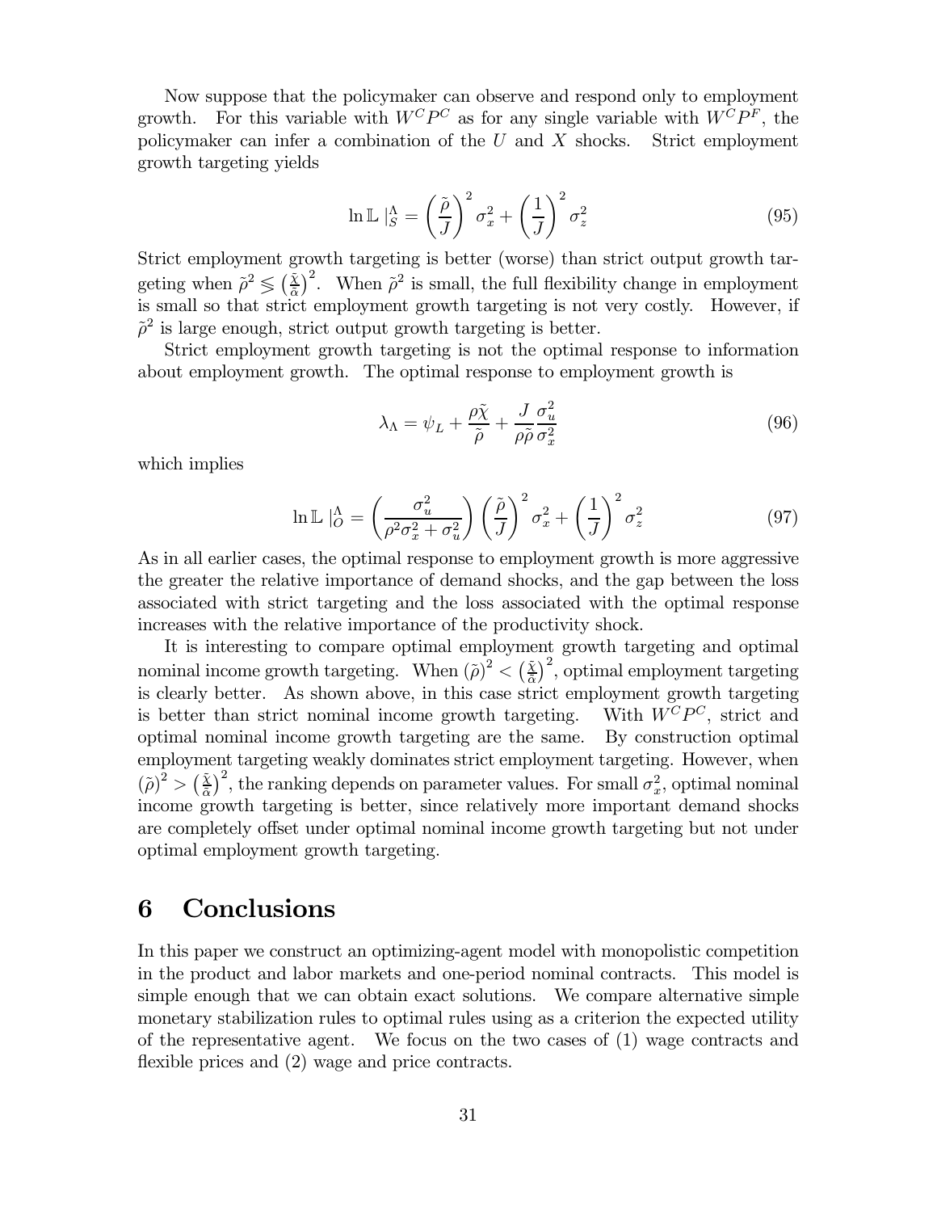Now suppose that the policymaker can observe and respond only to employment growth. For this variable with $W^C P^C$ as for any single variable with $W^C P^F$, the policymaker can infer a combination of the $U$ and $X$ shocks. Strict employment growth targeting yields

$$\ln \mathbb{L} \mid_S^\Lambda = \left(\frac{\tilde{\rho}}{J}\right)^2 \sigma_x^2 + \left(\frac{1}{J}\right)^2 \sigma_z^2 \tag{95}$$

Strict employment growth targeting is better (worse) than strict output growth targeting when $\tilde{\rho}^2 \lessgtr \left(\frac{\tilde{\chi}}{\tilde{\alpha}}\right)^2$. When $\tilde{\rho}^2$ is small, the full flexibility change in employment is small so that strict employment growth targeting is not very costly. However, if $\tilde{\rho}^2$ is large enough, strict output growth targeting is better.

Strict employment growth targeting is not the optimal response to information about employment growth. The optimal response to employment growth is

$$\lambda_\Lambda = \psi_L + \frac{\rho \tilde{\chi}}{\tilde{\rho}} + \frac{J}{\rho \tilde{\rho}} \frac{\sigma_u^2}{\sigma_x^2} \tag{96}$$

which implies

$$\ln \mathbb{L} \mid_O^\Lambda = \left(\frac{\sigma_u^2}{\rho^2 \sigma_x^2 + \sigma_u^2}\right) \left(\frac{\tilde{\rho}}{J}\right)^2 \sigma_x^2 + \left(\frac{1}{J}\right)^2 \sigma_z^2 \tag{97}$$

As in all earlier cases, the optimal response to employment growth is more aggressive the greater the relative importance of demand shocks, and the gap between the loss associated with strict targeting and the loss associated with the optimal response increases with the relative importance of the productivity shock.

It is interesting to compare optimal employment growth targeting and optimal nominal income growth targeting. When $(\tilde{\rho})^2 < \left(\frac{\tilde{\chi}}{\tilde{\alpha}}\right)^2$, optimal employment targeting is clearly better. As shown above, in this case strict employment growth targeting is better than strict nominal income growth targeting. With $W^C P^C$, strict and optimal nominal income growth targeting are the same. By construction optimal employment targeting weakly dominates strict employment targeting. However, when $(\tilde{\rho})^2 > \left(\frac{\tilde{\chi}}{\tilde{\alpha}}\right)^2$, the ranking depends on parameter values. For small $\sigma_x^2$, optimal nominal income growth targeting is better, since relatively more important demand shocks are completely offset under optimal nominal income growth targeting but not under optimal employment growth targeting.

# 6 Conclusions

In this paper we construct an optimizing-agent model with monopolistic competition in the product and labor markets and one-period nominal contracts. This model is simple enough that we can obtain exact solutions. We compare alternative simple monetary stabilization rules to optimal rules using as a criterion the expected utility of the representative agent. We focus on the two cases of (1) wage contracts and flexible prices and (2) wage and price contracts.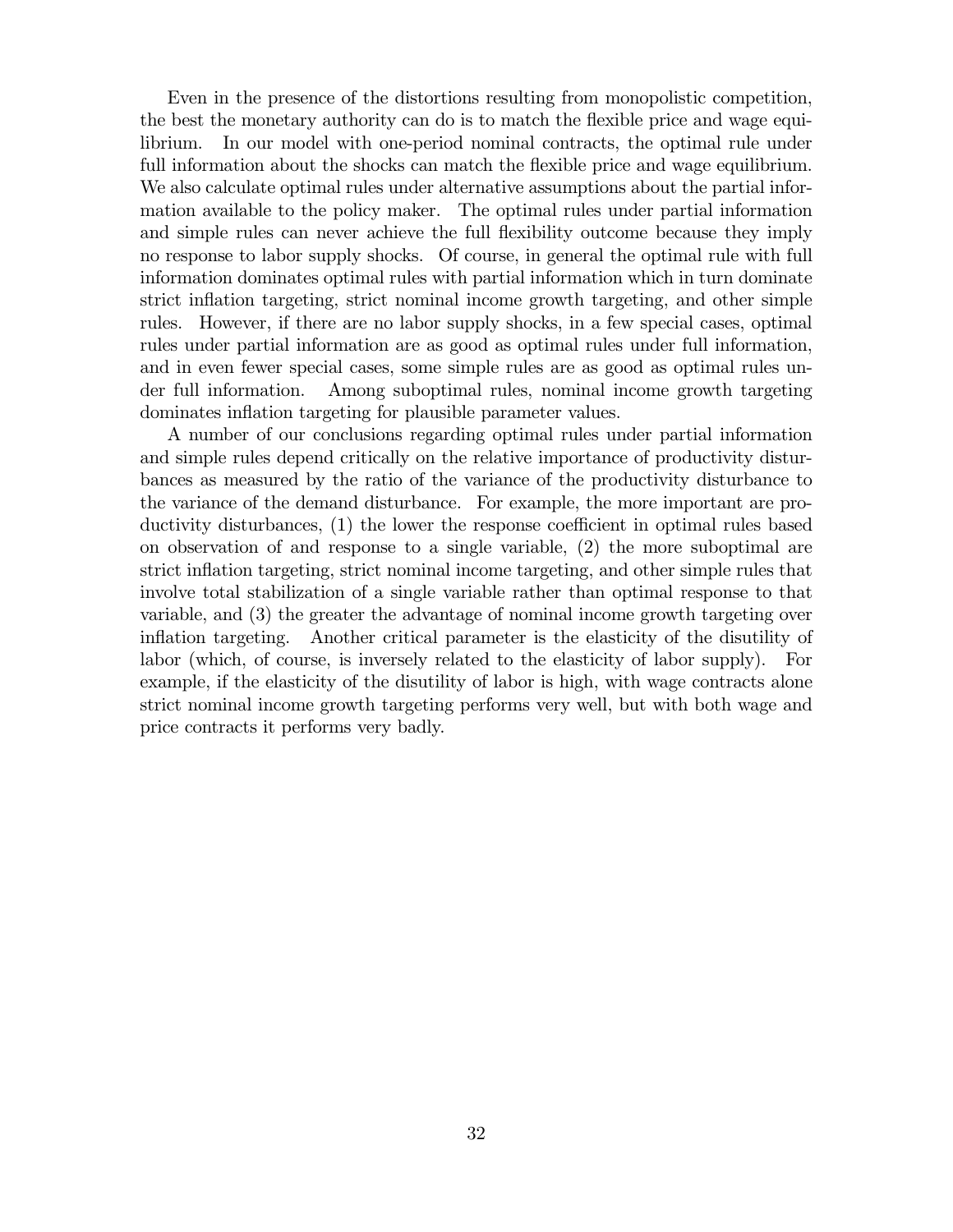Even in the presence of the distortions resulting from monopolistic competition, the best the monetary authority can do is to match the flexible price and wage equilibrium. In our model with one-period nominal contracts, the optimal rule under full information about the shocks can match the flexible price and wage equilibrium. We also calculate optimal rules under alternative assumptions about the partial information available to the policy maker. The optimal rules under partial information and simple rules can never achieve the full flexibility outcome because they imply no response to labor supply shocks. Of course, in general the optimal rule with full information dominates optimal rules with partial information which in turn dominate strict inflation targeting, strict nominal income growth targeting, and other simple rules. However, if there are no labor supply shocks, in a few special cases, optimal rules under partial information are as good as optimal rules under full information, and in even fewer special cases, some simple rules are as good as optimal rules under full information. Among suboptimal rules, nominal income growth targeting dominates inflation targeting for plausible parameter values.

A number of our conclusions regarding optimal rules under partial information and simple rules depend critically on the relative importance of productivity disturbances as measured by the ratio of the variance of the productivity disturbance to the variance of the demand disturbance. For example, the more important are productivity disturbances, (1) the lower the response coefficient in optimal rules based on observation of and response to a single variable, (2) the more suboptimal are strict inflation targeting, strict nominal income targeting, and other simple rules that involve total stabilization of a single variable rather than optimal response to that variable, and (3) the greater the advantage of nominal income growth targeting over inflation targeting. Another critical parameter is the elasticity of the disutility of labor (which, of course, is inversely related to the elasticity of labor supply). For example, if the elasticity of the disutility of labor is high, with wage contracts alone strict nominal income growth targeting performs very well, but with both wage and price contracts it performs very badly.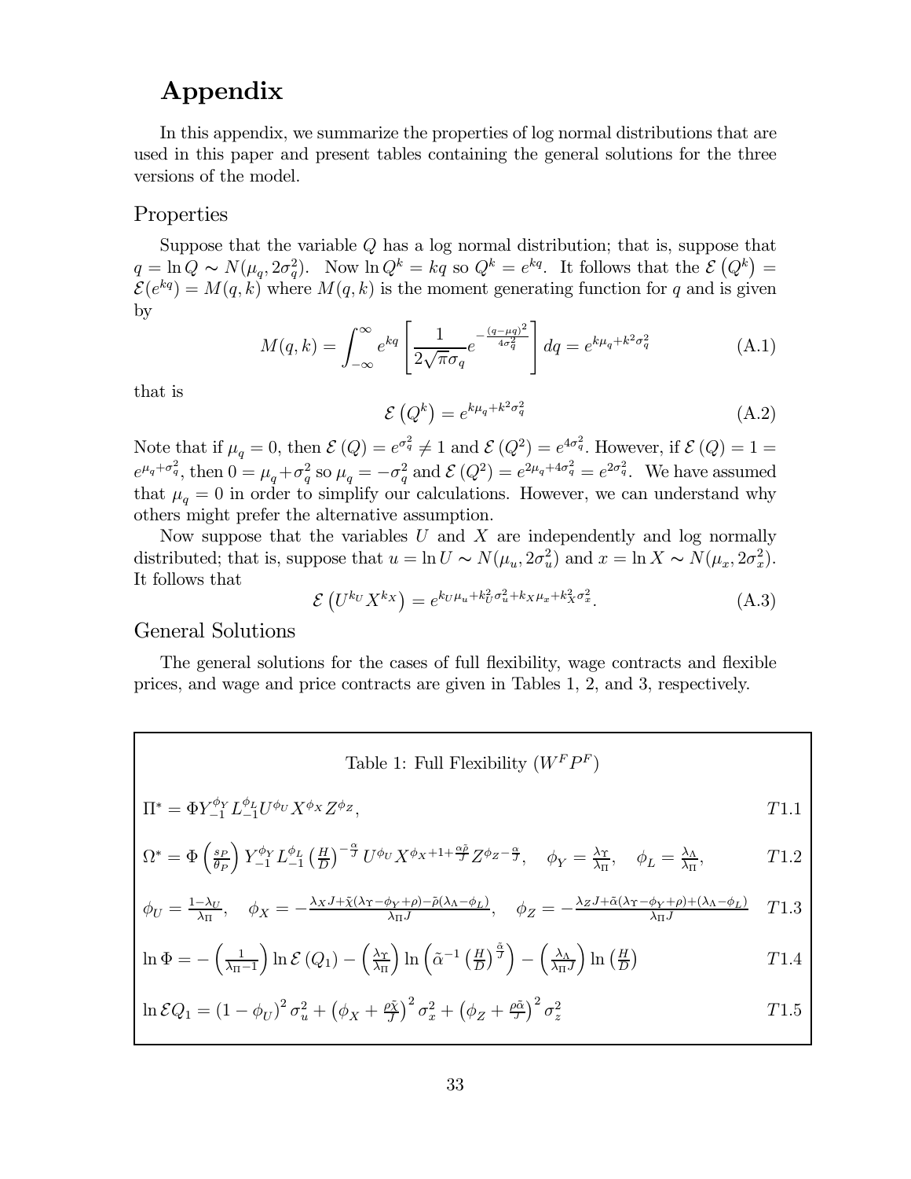# Appendix

In this appendix, we summarize the properties of log normal distributions that are used in this paper and present tables containing the general solutions for the three versions of the model.

## Properties

Suppose that the variable $Q$ has a log normal distribution; that is, suppose that $q = \ln Q \sim N(\mu_q, 2\sigma_q^2)$. Now $\ln Q^k = kq$ so $Q^k = e^{kq}$. It follows that the $\mathcal{E}\left(Q^k\right) = \mathcal{E}(e^{kq}) = M(q,k)$ where $M(q,k)$ is the moment generating function for $q$ and is given by

$$M(q,k) = \int_{-\infty}^{\infty} e^{kq}\left[\frac{1}{2\sqrt{\pi}\sigma_q} e^{-\frac{(q-\mu_q)^2}{4\sigma_q^2}}\right] dq = e^{k\mu_q + k^2\sigma_q^2} \tag{A.1}$$

that is

$$\mathcal{E}\left(Q^k\right) = e^{k\mu_q + k^2\sigma_q^2} \tag{A.2}$$

Note that if $\mu_q = 0$, then $\mathcal{E}(Q) = e^{\sigma_q^2} \neq 1$ and $\mathcal{E}\left(Q^2\right) = e^{4\sigma_q^2}$. However, if $\mathcal{E}(Q) = 1 = e^{\mu_q + \sigma_q^2}$, then $0 = \mu_q + \sigma_q^2$ so $\mu_q = -\sigma_q^2$ and $\mathcal{E}\left(Q^2\right) = e^{2\mu_q + 4\sigma_q^2} = e^{2\sigma_q^2}$. We have assumed that $\mu_q = 0$ in order to simplify our calculations. However, we can understand why others might prefer the alternative assumption.

Now suppose that the variables $U$ and $X$ are independently and log normally distributed; that is, suppose that $u = \ln U \sim N(\mu_u, 2\sigma_u^2)$ and $x = \ln X \sim N(\mu_x, 2\sigma_x^2)$. It follows that

$$\mathcal{E}\left(U^{k_U} X^{k_X}\right) = e^{k_U\mu_u + k_U^2\sigma_u^2 + k_X\mu_x + k_X^2\sigma_x^2}. \tag{A.3}$$

## General Solutions

The general solutions for the cases of full flexibility, wage contracts and flexible prices, and wage and price contracts are given in Tables 1, 2, and 3, respectively.

Table 1: Full Flexibility ($W^F P^F$)

$$\Pi^* = \Phi Y_{-1}^{\phi_Y} L_{-1}^{\phi_L} U^{\phi_U} X^{\phi_X} Z^{\phi_Z}, \tag{T1.1}$$

$$\Omega^* = \Phi\left(\frac{s_P}{\theta_P}\right) Y_{-1}^{\phi_Y} L_{-1}^{\phi_L} \left(\frac{H}{D}\right)^{-\frac{\alpha}{J}} U^{\phi_U} X^{\phi_X + 1 + \frac{\alpha\tilde{\rho}}{J}} Z^{\phi_Z - \frac{\alpha}{J}}, \quad \phi_Y = \frac{\lambda_\Upsilon}{\lambda_\Pi}, \quad \phi_L = \frac{\lambda_\Lambda}{\lambda_\Pi}, \tag{T1.2}$$

$$\phi_U = \frac{1-\lambda_U}{\lambda_\Pi}, \quad \phi_X = -\frac{\lambda_X J + \tilde{\chi}(\lambda_\Upsilon - \phi_Y + \rho) - \tilde{\rho}(\lambda_\Lambda - \phi_L)}{\lambda_\Pi J}, \quad \phi_Z = -\frac{\lambda_Z J + \tilde{\alpha}(\lambda_\Upsilon - \phi_Y + \rho) + (\lambda_\Lambda - \phi_L)}{\lambda_\Pi J} \tag{T1.3}$$

$$\ln\Phi = -\left(\frac{1}{\lambda_\Pi - 1}\right)\ln\mathcal{E}(Q_1) - \left(\frac{\lambda_\Upsilon}{\lambda_\Pi}\right)\ln\left(\tilde{\alpha}^{-1}\left(\frac{H}{D}\right)^{\frac{\tilde{\alpha}}{J}}\right) - \left(\frac{\lambda_\Lambda}{\lambda_\Pi J}\right)\ln\left(\frac{H}{D}\right) \tag{T1.4}$$

$$\ln\mathcal{E}Q_1 = \left(1-\phi_U\right)^2\sigma_u^2 + \left(\phi_X + \frac{\rho\tilde{\chi}}{J}\right)^2\sigma_x^2 + \left(\phi_Z + \frac{\rho\tilde{\alpha}}{J}\right)^2\sigma_z^2 \tag{T1.5}$$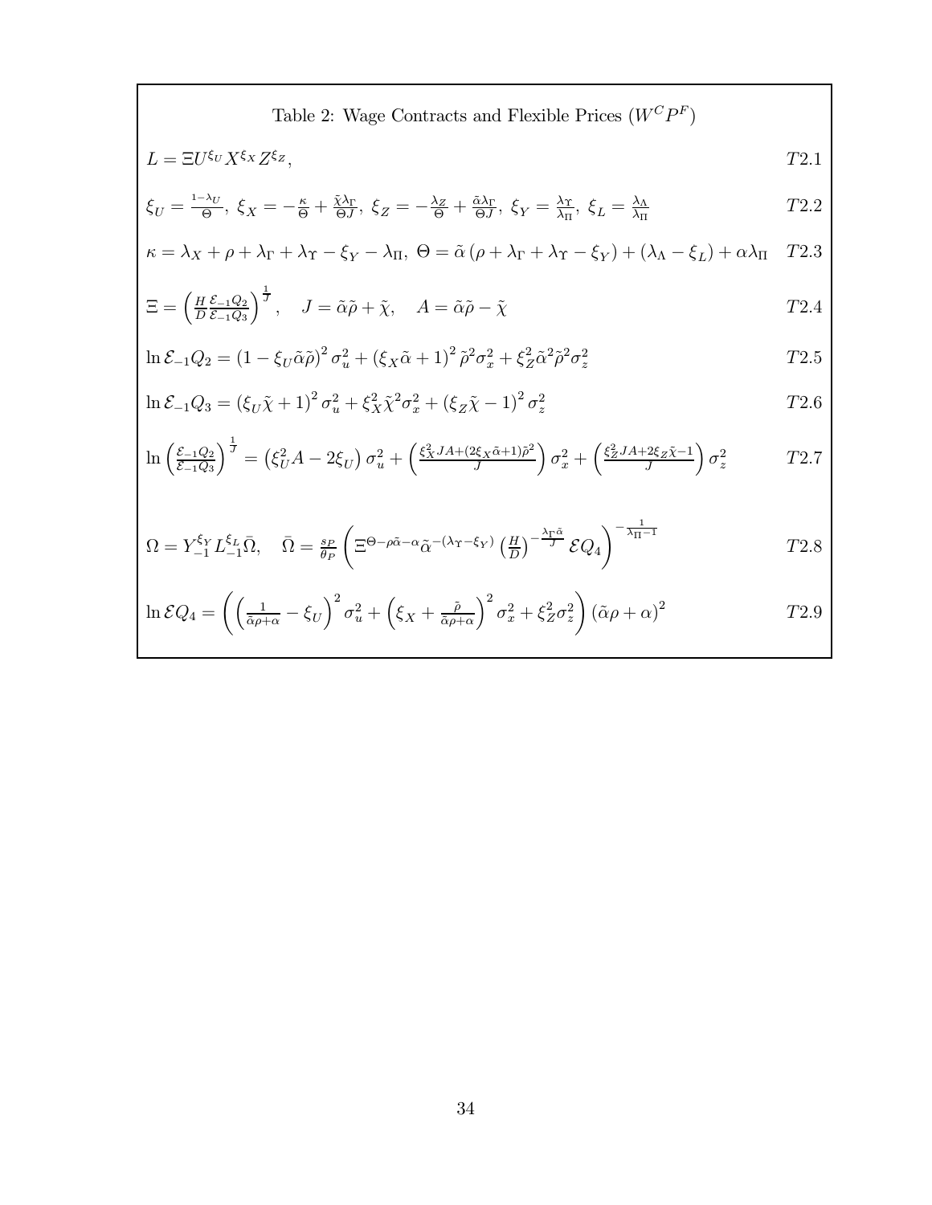Table 2: Wage Contracts and Flexible Prices ($W^C P^F$)

$$L = \Xi U^{\xi_U} X^{\xi_X} Z^{\xi_Z}, \qquad T2.1$$

$$\xi_U = \frac{1-\lambda_U}{\Theta},\ \xi_X = -\frac{\kappa}{\Theta} + \frac{\tilde{\chi}\lambda_\Gamma}{\Theta J},\ \xi_Z = -\frac{\lambda_Z}{\Theta} + \frac{\tilde{\alpha}\lambda_\Gamma}{\Theta J},\ \xi_Y = \frac{\lambda_\Upsilon}{\lambda_\Pi},\ \xi_L = \frac{\lambda_\Lambda}{\lambda_\Pi} \qquad T2.2$$

$$\kappa = \lambda_X + \rho + \lambda_\Gamma + \lambda_\Upsilon - \xi_Y - \lambda_\Pi,\ \Theta = \tilde{\alpha}\left(\rho + \lambda_\Gamma + \lambda_\Upsilon - \xi_Y\right) + \left(\lambda_\Lambda - \xi_L\right) + \alpha\lambda_\Pi \qquad T2.3$$

$$\Xi = \left(\frac{H}{D}\frac{\mathcal{E}_{-1}Q_2}{\mathcal{E}_{-1}Q_3}\right)^{\frac{1}{J}}, \quad J = \tilde{\alpha}\tilde{\rho} + \tilde{\chi}, \quad A = \tilde{\alpha}\tilde{\rho} - \tilde{\chi} \qquad T2.4$$

$$\ln \mathcal{E}_{-1}Q_2 = \left(1 - \xi_U\tilde{\alpha}\tilde{\rho}\right)^2 \sigma_u^2 + \left(\xi_X\tilde{\alpha} + 1\right)^2 \tilde{\rho}^2\sigma_x^2 + \xi_Z^2\tilde{\alpha}^2\tilde{\rho}^2\sigma_z^2 \qquad T2.5$$

$$\ln \mathcal{E}_{-1}Q_3 = \left(\xi_U\tilde{\chi} + 1\right)^2 \sigma_u^2 + \xi_X^2\tilde{\chi}^2\sigma_x^2 + \left(\xi_Z\tilde{\chi} - 1\right)^2 \sigma_z^2 \qquad T2.6$$

$$\ln\left(\frac{\mathcal{E}_{-1}Q_2}{\mathcal{E}_{-1}Q_3}\right)^{\frac{1}{J}} = \left(\xi_U^2 A - 2\xi_U\right)\sigma_u^2 + \left(\frac{\xi_X^2 JA + \left(2\xi_X\tilde{\alpha}+1\right)\tilde{\rho}^2}{J}\right)\sigma_x^2 + \left(\frac{\xi_Z^2 JA + 2\xi_Z\tilde{\chi} - 1}{J}\right)\sigma_z^2 \qquad T2.7$$

$$\Omega = Y_{-1}^{\xi_Y} L_{-1}^{\xi_L}\bar{\Omega}, \quad \bar{\Omega} = \frac{s_P}{\theta_P}\left(\Xi^{\Theta - \rho\tilde{\alpha} - \alpha}\tilde{\alpha}^{-\left(\lambda_\Upsilon - \xi_Y\right)}\left(\frac{H}{D}\right)^{-\frac{\lambda_\Gamma\tilde{\alpha}}{J}}\mathcal{E}Q_4\right)^{-\frac{1}{\lambda_\Pi - 1}} \qquad T2.8$$

$$\ln \mathcal{E}Q_4 = \left(\left(\frac{1}{\tilde{\alpha}\rho + \alpha} - \xi_U\right)^2 \sigma_u^2 + \left(\xi_X + \frac{\tilde{\rho}}{\tilde{\alpha}\rho + \alpha}\right)^2 \sigma_x^2 + \xi_Z^2\sigma_z^2\right)\left(\tilde{\alpha}\rho + \alpha\right)^2 \qquad T2.9$$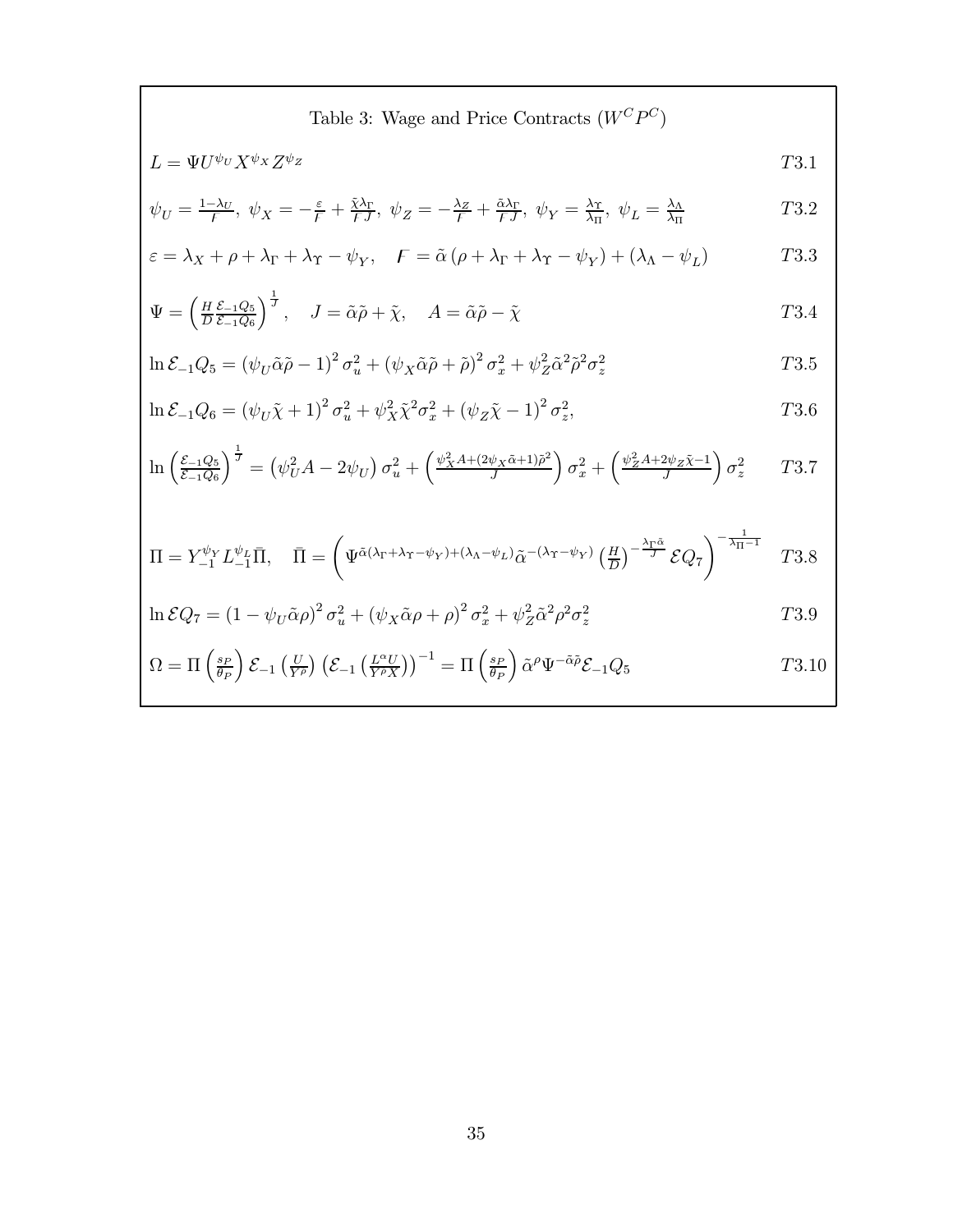Table 3: Wage and Price Contracts ($W^C P^C$)

$$L = \Psi U^{\psi_U} X^{\psi_X} Z^{\psi_Z} \qquad T3.1$$

$$\psi_U = \frac{1-\lambda_U}{\digamma},\ \psi_X = -\frac{\varepsilon}{\digamma} + \frac{\tilde{\chi}\lambda_\Gamma}{\digamma J},\ \psi_Z = -\frac{\lambda_Z}{\digamma} + \frac{\tilde{\alpha}\lambda_\Gamma}{\digamma J},\ \psi_Y = \frac{\lambda_\Upsilon}{\lambda_\Pi},\ \psi_L = \frac{\lambda_\Lambda}{\lambda_\Pi} \qquad T3.2$$

$$\varepsilon = \lambda_X + \rho + \lambda_\Gamma + \lambda_\Upsilon - \psi_Y, \quad \digamma = \tilde{\alpha}\left(\rho + \lambda_\Gamma + \lambda_\Upsilon - \psi_Y\right) + \left(\lambda_\Lambda - \psi_L\right) \qquad T3.3$$

$$\Psi = \left(\frac{H}{D}\frac{\mathcal{E}_{-1}Q_5}{\mathcal{E}_{-1}Q_6}\right)^{\frac{1}{J}}, \quad J = \tilde{\alpha}\tilde{\rho} + \tilde{\chi}, \quad A = \tilde{\alpha}\tilde{\rho} - \tilde{\chi} \qquad T3.4$$

$$\ln \mathcal{E}_{-1}Q_5 = \left(\psi_U\tilde{\alpha}\tilde{\rho} - 1\right)^2\sigma_u^2 + \left(\psi_X\tilde{\alpha}\tilde{\rho} + \tilde{\rho}\right)^2\sigma_x^2 + \psi_Z^2\tilde{\alpha}^2\tilde{\rho}^2\sigma_z^2 \qquad T3.5$$

$$\ln \mathcal{E}_{-1}Q_6 = \left(\psi_U\tilde{\chi} + 1\right)^2\sigma_u^2 + \psi_X^2\tilde{\chi}^2\sigma_x^2 + \left(\psi_Z\tilde{\chi} - 1\right)^2\sigma_z^2, \qquad T3.6$$

$$\ln\left(\frac{\mathcal{E}_{-1}Q_5}{\mathcal{E}_{-1}Q_6}\right)^{\frac{1}{J}} = \left(\psi_U^2 A - 2\psi_U\right)\sigma_u^2 + \left(\frac{\psi_X^2 A + (2\psi_X\tilde{\alpha}+1)\tilde{\rho}^2}{J}\right)\sigma_x^2 + \left(\frac{\psi_Z^2 A + 2\psi_Z\tilde{\chi} - 1}{J}\right)\sigma_z^2 \qquad T3.7$$

$$\Pi = Y_{-1}^{\psi_Y} L_{-1}^{\psi_L}\bar{\Pi}, \quad \bar{\Pi} = \left(\Psi^{\tilde{\alpha}(\lambda_\Gamma + \lambda_\Upsilon - \psi_Y) + (\lambda_\Lambda - \psi_L)}\tilde{\alpha}^{-(\lambda_\Upsilon - \psi_Y)}\left(\frac{H}{D}\right)^{-\frac{\lambda_\Gamma\tilde{\alpha}}{J}}\mathcal{E}Q_7\right)^{-\frac{1}{\lambda_\Pi - 1}} \qquad T3.8$$

$$\ln \mathcal{E}Q_7 = \left(1 - \psi_U\tilde{\alpha}\rho\right)^2\sigma_u^2 + \left(\psi_X\tilde{\alpha}\rho + \rho\right)^2\sigma_x^2 + \psi_Z^2\tilde{\alpha}^2\rho^2\sigma_z^2 \qquad T3.9$$

$$\Omega = \Pi\left(\frac{s_P}{\theta_P}\right)\mathcal{E}_{-1}\left(\frac{U}{Y^\rho}\right)\left(\mathcal{E}_{-1}\left(\frac{L^\alpha U}{Y^\rho X}\right)\right)^{-1} = \Pi\left(\frac{s_P}{\theta_P}\right)\tilde{\alpha}^\rho\Psi^{-\tilde{\alpha}\tilde{\rho}}\mathcal{E}_{-1}Q_5 \qquad T3.10$$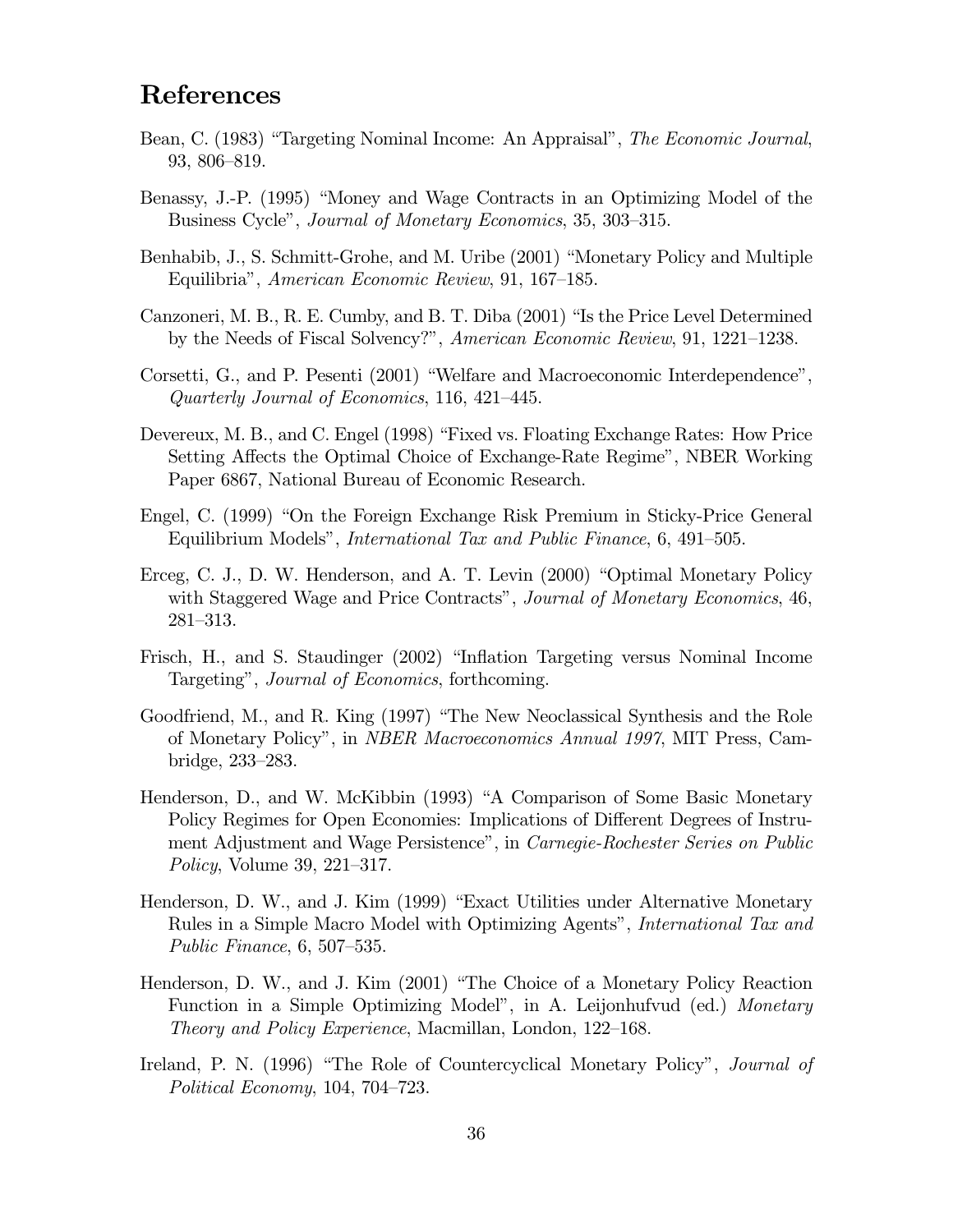# References

Bean, C. (1983) "Targeting Nominal Income: An Appraisal", *The Economic Journal*, 93, 806–819.

Benassy, J.-P. (1995) "Money and Wage Contracts in an Optimizing Model of the Business Cycle", *Journal of Monetary Economics*, 35, 303–315.

Benhabib, J., S. Schmitt-Grohe, and M. Uribe (2001) "Monetary Policy and Multiple Equilibria", *American Economic Review*, 91, 167–185.

Canzoneri, M. B., R. E. Cumby, and B. T. Diba (2001) "Is the Price Level Determined by the Needs of Fiscal Solvency?", *American Economic Review*, 91, 1221–1238.

Corsetti, G., and P. Pesenti (2001) "Welfare and Macroeconomic Interdependence", *Quarterly Journal of Economics*, 116, 421–445.

Devereux, M. B., and C. Engel (1998) "Fixed vs. Floating Exchange Rates: How Price Setting Affects the Optimal Choice of Exchange-Rate Regime", NBER Working Paper 6867, National Bureau of Economic Research.

Engel, C. (1999) "On the Foreign Exchange Risk Premium in Sticky-Price General Equilibrium Models", *International Tax and Public Finance*, 6, 491–505.

Erceg, C. J., D. W. Henderson, and A. T. Levin (2000) "Optimal Monetary Policy with Staggered Wage and Price Contracts", *Journal of Monetary Economics*, 46, 281–313.

Frisch, H., and S. Staudinger (2002) "Inflation Targeting versus Nominal Income Targeting", *Journal of Economics*, forthcoming.

Goodfriend, M., and R. King (1997) "The New Neoclassical Synthesis and the Role of Monetary Policy", in *NBER Macroeconomics Annual 1997*, MIT Press, Cambridge, 233–283.

Henderson, D., and W. McKibbin (1993) "A Comparison of Some Basic Monetary Policy Regimes for Open Economies: Implications of Different Degrees of Instrument Adjustment and Wage Persistence", in *Carnegie-Rochester Series on Public Policy*, Volume 39, 221–317.

Henderson, D. W., and J. Kim (1999) "Exact Utilities under Alternative Monetary Rules in a Simple Macro Model with Optimizing Agents", *International Tax and Public Finance*, 6, 507–535.

Henderson, D. W., and J. Kim (2001) "The Choice of a Monetary Policy Reaction Function in a Simple Optimizing Model", in A. Leijonhufvud (ed.) *Monetary Theory and Policy Experience*, Macmillan, London, 122–168.

Ireland, P. N. (1996) "The Role of Countercyclical Monetary Policy", *Journal of Political Economy*, 104, 704–723.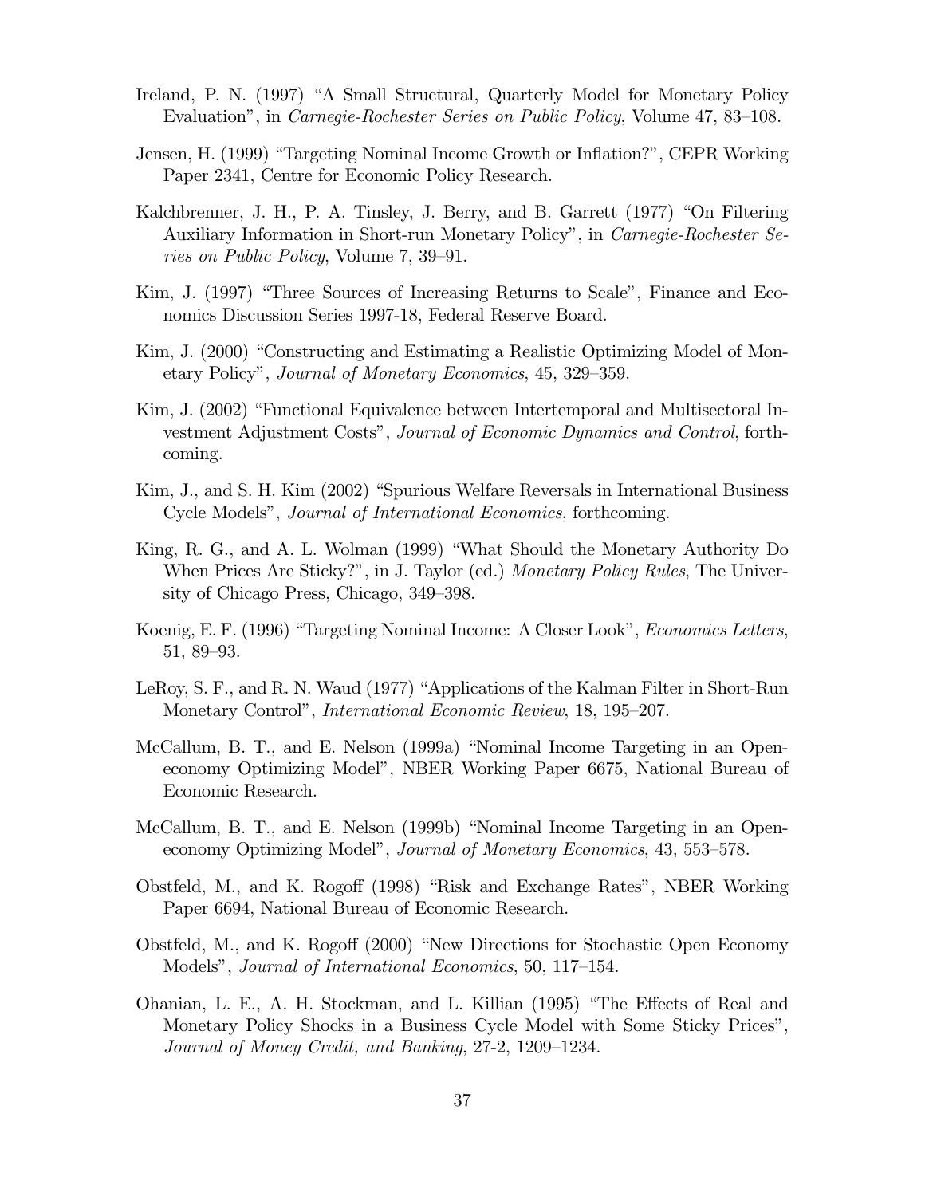Ireland, P. N. (1997) "A Small Structural, Quarterly Model for Monetary Policy Evaluation", in *Carnegie-Rochester Series on Public Policy*, Volume 47, 83–108.

Jensen, H. (1999) "Targeting Nominal Income Growth or Inflation?", CEPR Working Paper 2341, Centre for Economic Policy Research.

Kalchbrenner, J. H., P. A. Tinsley, J. Berry, and B. Garrett (1977) "On Filtering Auxiliary Information in Short-run Monetary Policy", in *Carnegie-Rochester Series on Public Policy*, Volume 7, 39–91.

Kim, J. (1997) "Three Sources of Increasing Returns to Scale", Finance and Economics Discussion Series 1997-18, Federal Reserve Board.

Kim, J. (2000) "Constructing and Estimating a Realistic Optimizing Model of Monetary Policy", *Journal of Monetary Economics*, 45, 329–359.

Kim, J. (2002) "Functional Equivalence between Intertemporal and Multisectoral Investment Adjustment Costs", *Journal of Economic Dynamics and Control*, forthcoming.

Kim, J., and S. H. Kim (2002) "Spurious Welfare Reversals in International Business Cycle Models", *Journal of International Economics*, forthcoming.

King, R. G., and A. L. Wolman (1999) "What Should the Monetary Authority Do When Prices Are Sticky?", in J. Taylor (ed.) *Monetary Policy Rules*, The University of Chicago Press, Chicago, 349–398.

Koenig, E. F. (1996) "Targeting Nominal Income: A Closer Look", *Economics Letters*, 51, 89–93.

LeRoy, S. F., and R. N. Waud (1977) "Applications of the Kalman Filter in Short-Run Monetary Control", *International Economic Review*, 18, 195–207.

McCallum, B. T., and E. Nelson (1999a) "Nominal Income Targeting in an Open-economy Optimizing Model", NBER Working Paper 6675, National Bureau of Economic Research.

McCallum, B. T., and E. Nelson (1999b) "Nominal Income Targeting in an Open-economy Optimizing Model", *Journal of Monetary Economics*, 43, 553–578.

Obstfeld, M., and K. Rogoff (1998) "Risk and Exchange Rates", NBER Working Paper 6694, National Bureau of Economic Research.

Obstfeld, M., and K. Rogoff (2000) "New Directions for Stochastic Open Economy Models", *Journal of International Economics*, 50, 117–154.

Ohanian, L. E., A. H. Stockman, and L. Killian (1995) "The Effects of Real and Monetary Policy Shocks in a Business Cycle Model with Some Sticky Prices", *Journal of Money Credit, and Banking*, 27-2, 1209–1234.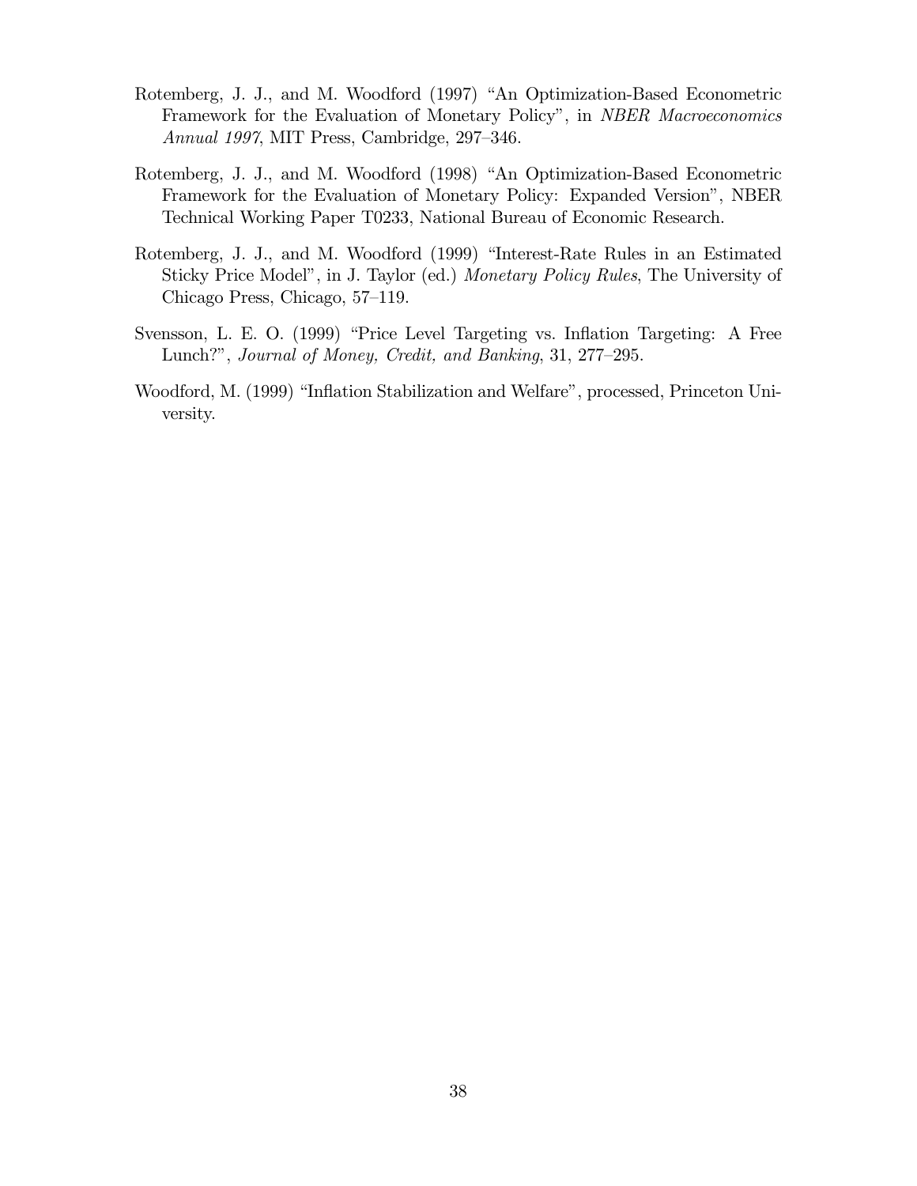Rotemberg, J. J., and M. Woodford (1997) "An Optimization-Based Econometric Framework for the Evaluation of Monetary Policy", in *NBER Macroeconomics Annual 1997*, MIT Press, Cambridge, 297–346.

Rotemberg, J. J., and M. Woodford (1998) "An Optimization-Based Econometric Framework for the Evaluation of Monetary Policy: Expanded Version", NBER Technical Working Paper T0233, National Bureau of Economic Research.

Rotemberg, J. J., and M. Woodford (1999) "Interest-Rate Rules in an Estimated Sticky Price Model", in J. Taylor (ed.) *Monetary Policy Rules*, The University of Chicago Press, Chicago, 57–119.

Svensson, L. E. O. (1999) "Price Level Targeting vs. Inflation Targeting: A Free Lunch?", *Journal of Money, Credit, and Banking*, 31, 277–295.

Woodford, M. (1999) "Inflation Stabilization and Welfare", processed, Princeton University.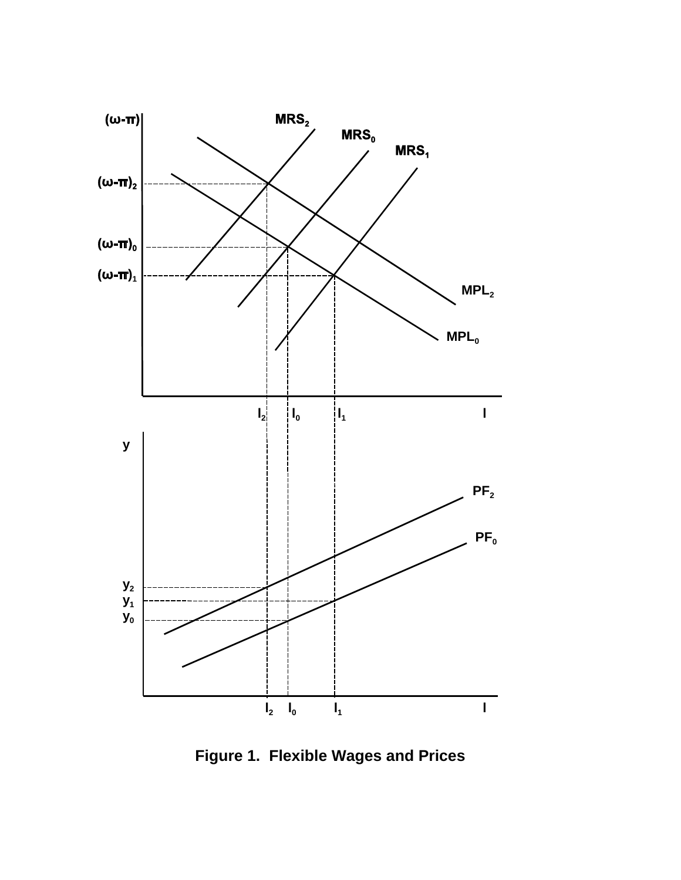$(\omega-\pi)$

$(\omega-\pi)_2$

$(\omega-\pi)_0$

$(\omega-\pi)_1$

$MRS_2$

$MRS_0$

$MRS_1$

$MPL_2$

$MPL_0$

$l_2$ $l_0$ $l_1$ $l$

$y$

$PF_2$

$PF_0$

$y_2$

$y_1$

$y_0$

$l_2$ $l_0$ $l_1$ $l$

**Figure 1. Flexible Wages and Prices**